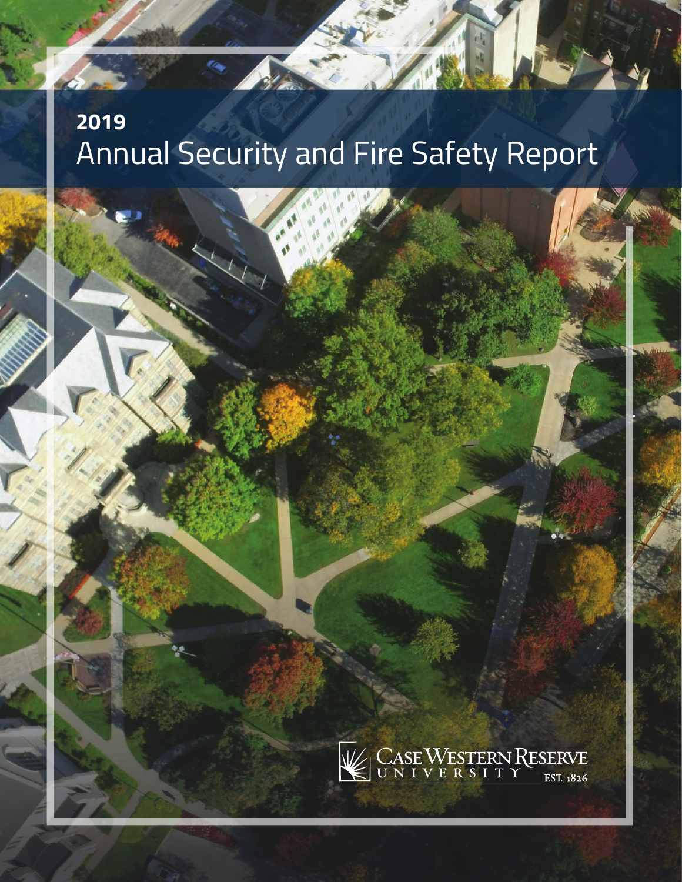# 2019
# Annual Security and Fire Safety Report

CASE WESTERN RESERVE UNIVERSITY EST. 1826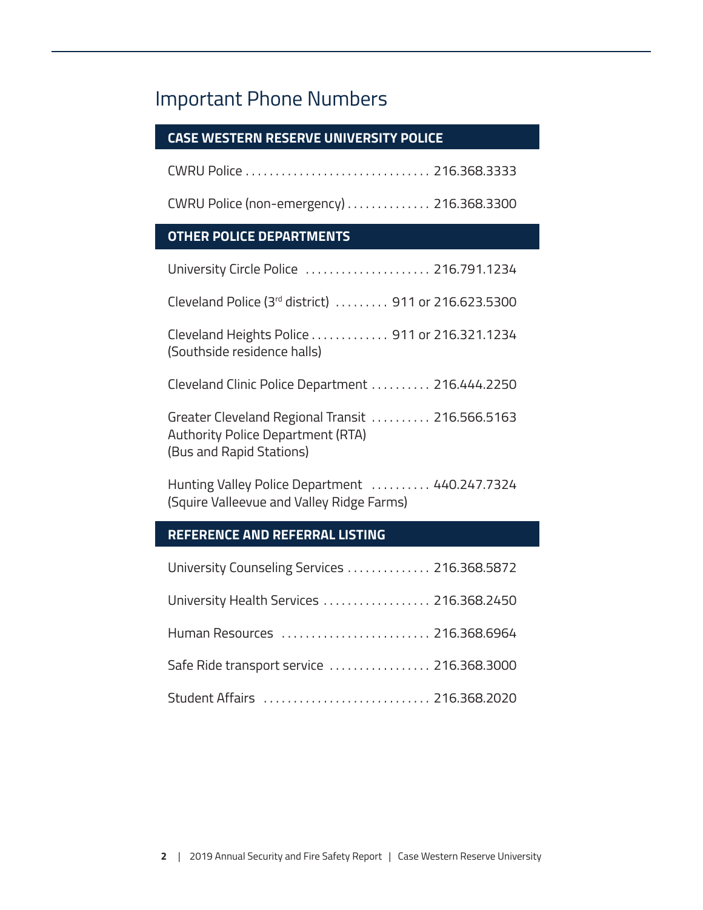# Important Phone Numbers

| CASE WESTERN RESERVE UNIVERSITY POLICE | |
|---|---|
| CWRU Police | 216.368.3333 |
| CWRU Police (non-emergency) | 216.368.3300 |

| OTHER POLICE DEPARTMENTS | |
|---|---|
| University Circle Police | 216.791.1234 |
| Cleveland Police (3rd district) | 911 or 216.623.5300 |
| Cleveland Heights Police (Southside residence halls) | 911 or 216.321.1234 |
| Cleveland Clinic Police Department | 216.444.2250 |
| Greater Cleveland Regional Transit Authority Police Department (RTA) (Bus and Rapid Stations) | 216.566.5163 |
| Hunting Valley Police Department (Squire Valleevue and Valley Ridge Farms) | 440.247.7324 |

| REFERENCE AND REFERRAL LISTING | |
|---|---|
| University Counseling Services | 216.368.5872 |
| University Health Services | 216.368.2450 |
| Human Resources | 216.368.6964 |
| Safe Ride transport service | 216.368.3000 |
| Student Affairs | 216.368.2020 |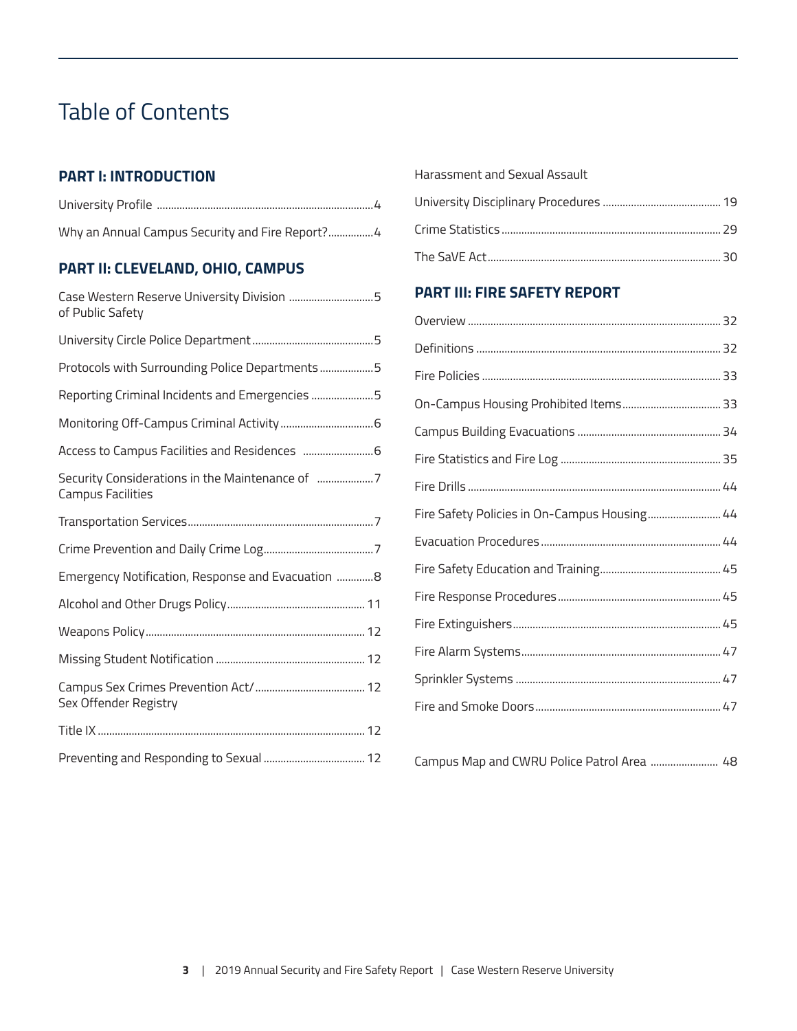# Table of Contents

## PART I: INTRODUCTION

University Profile ........ 4

Why an Annual Campus Security and Fire Report? ........ 4

## PART II: CLEVELAND, OHIO, CAMPUS

Case Western Reserve University Division of Public Safety ........ 5

University Circle Police Department ........ 5

Protocols with Surrounding Police Departments ........ 5

Reporting Criminal Incidents and Emergencies ........ 5

Monitoring Off-Campus Criminal Activity ........ 6

Access to Campus Facilities and Residences ........ 6

Security Considerations in the Maintenance of Campus Facilities ........ 7

Transportation Services ........ 7

Crime Prevention and Daily Crime Log ........ 7

Emergency Notification, Response and Evacuation ........ 8

Alcohol and Other Drugs Policy ........ 11

Weapons Policy ........ 12

Missing Student Notification ........ 12

Campus Sex Crimes Prevention Act/ Sex Offender Registry ........ 12

Title IX ........ 12

Preventing and Responding to Sexual Harassment and Sexual Assault ........ 12

University Disciplinary Procedures ........ 19

Crime Statistics ........ 29

The SaVE Act ........ 30

## PART III: FIRE SAFETY REPORT

Overview ........ 32

Definitions ........ 32

Fire Policies ........ 33

On-Campus Housing Prohibited Items ........ 33

Campus Building Evacuations ........ 34

Fire Statistics and Fire Log ........ 35

Fire Drills ........ 44

Fire Safety Policies in On-Campus Housing ........ 44

Evacuation Procedures ........ 44

Fire Safety Education and Training ........ 45

Fire Response Procedures ........ 45

Fire Extinguishers ........ 45

Fire Alarm Systems ........ 47

Sprinkler Systems ........ 47

Fire and Smoke Doors ........ 47

Campus Map and CWRU Police Patrol Area ........ 48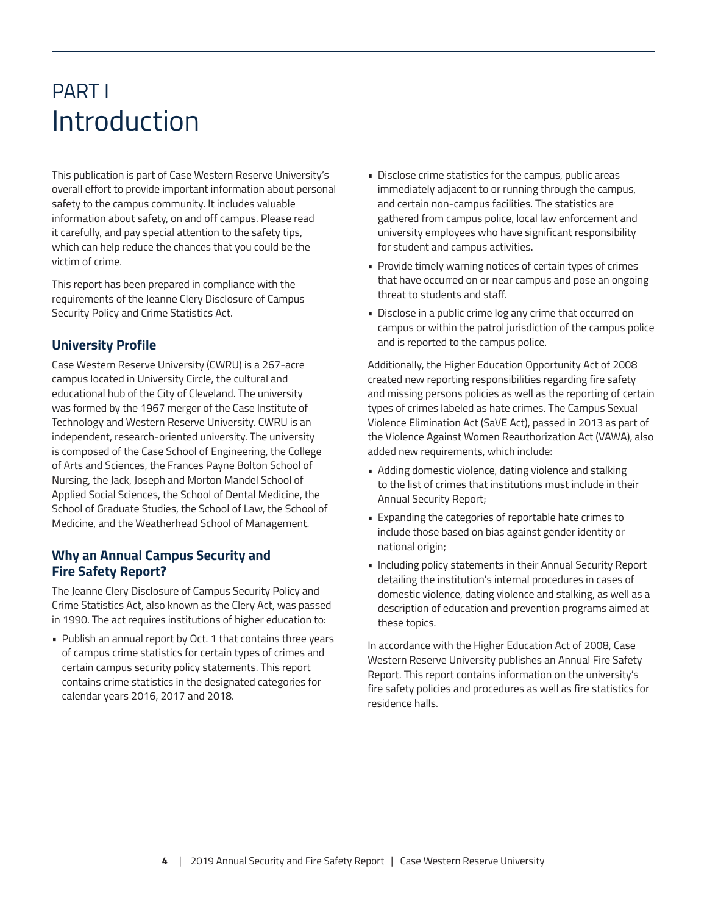# PART I
# Introduction

This publication is part of Case Western Reserve University's overall effort to provide important information about personal safety to the campus community. It includes valuable information about safety, on and off campus. Please read it carefully, and pay special attention to the safety tips, which can help reduce the chances that you could be the victim of crime.

This report has been prepared in compliance with the requirements of the Jeanne Clery Disclosure of Campus Security Policy and Crime Statistics Act.

## University Profile

Case Western Reserve University (CWRU) is a 267-acre campus located in University Circle, the cultural and educational hub of the City of Cleveland. The university was formed by the 1967 merger of the Case Institute of Technology and Western Reserve University. CWRU is an independent, research-oriented university. The university is composed of the Case School of Engineering, the College of Arts and Sciences, the Frances Payne Bolton School of Nursing, the Jack, Joseph and Morton Mandel School of Applied Social Sciences, the School of Dental Medicine, the School of Graduate Studies, the School of Law, the School of Medicine, and the Weatherhead School of Management.

## Why an Annual Campus Security and Fire Safety Report?

The Jeanne Clery Disclosure of Campus Security Policy and Crime Statistics Act, also known as the Clery Act, was passed in 1990. The act requires institutions of higher education to:

- Publish an annual report by Oct. 1 that contains three years of campus crime statistics for certain types of crimes and certain campus security policy statements. This report contains crime statistics in the designated categories for calendar years 2016, 2017 and 2018.
- Disclose crime statistics for the campus, public areas immediately adjacent to or running through the campus, and certain non-campus facilities. The statistics are gathered from campus police, local law enforcement and university employees who have significant responsibility for student and campus activities.
- Provide timely warning notices of certain types of crimes that have occurred on or near campus and pose an ongoing threat to students and staff.
- Disclose in a public crime log any crime that occurred on campus or within the patrol jurisdiction of the campus police and is reported to the campus police.

Additionally, the Higher Education Opportunity Act of 2008 created new reporting responsibilities regarding fire safety and missing persons policies as well as the reporting of certain types of crimes labeled as hate crimes. The Campus Sexual Violence Elimination Act (SaVE Act), passed in 2013 as part of the Violence Against Women Reauthorization Act (VAWA), also added new requirements, which include:

- Adding domestic violence, dating violence and stalking to the list of crimes that institutions must include in their Annual Security Report;
- Expanding the categories of reportable hate crimes to include those based on bias against gender identity or national origin;
- Including policy statements in their Annual Security Report detailing the institution's internal procedures in cases of domestic violence, dating violence and stalking, as well as a description of education and prevention programs aimed at these topics.

In accordance with the Higher Education Act of 2008, Case Western Reserve University publishes an Annual Fire Safety Report. This report contains information on the university's fire safety policies and procedures as well as fire statistics for residence halls.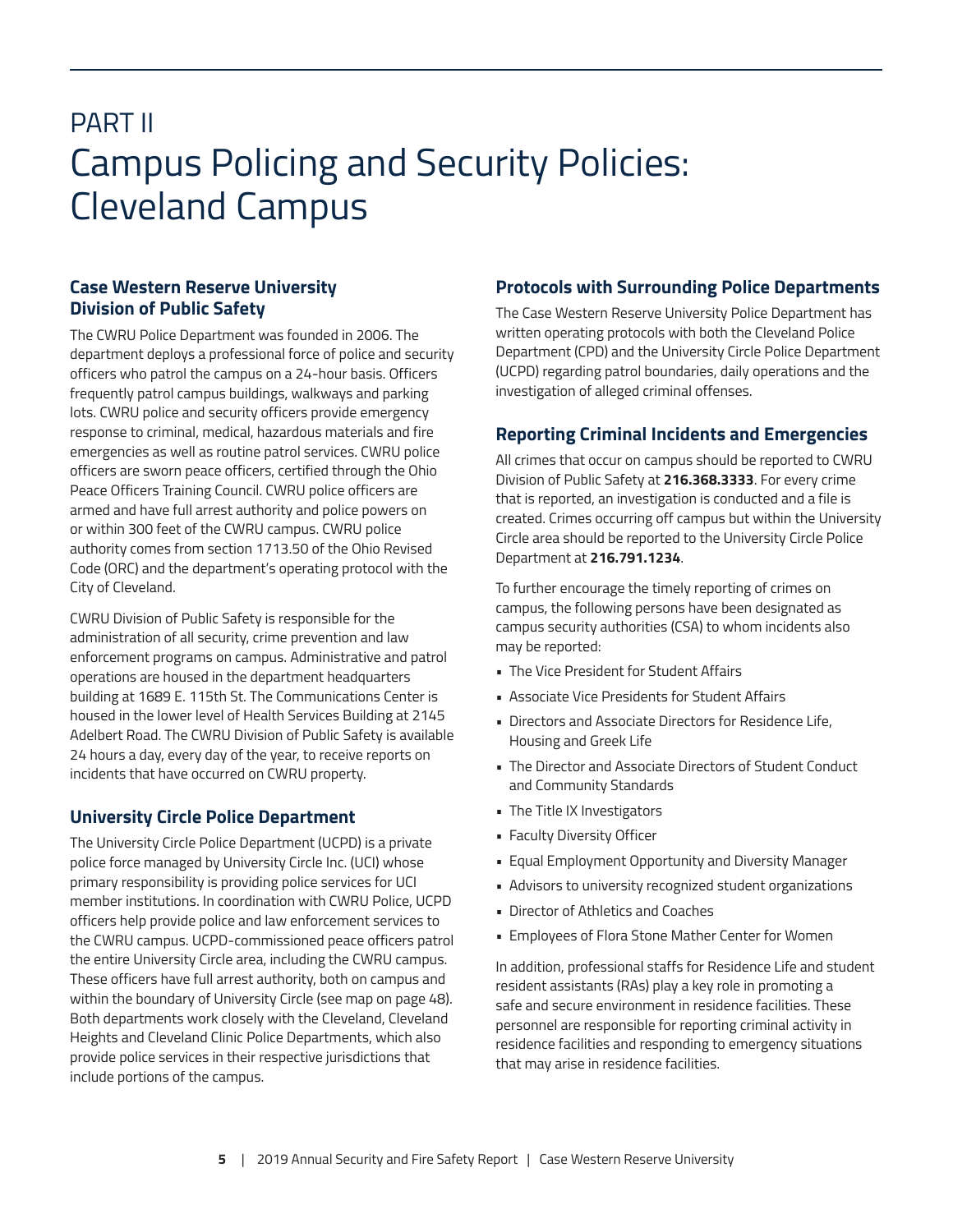# PART II
# Campus Policing and Security Policies: Cleveland Campus

## Case Western Reserve University Division of Public Safety

The CWRU Police Department was founded in 2006. The department deploys a professional force of police and security officers who patrol the campus on a 24-hour basis. Officers frequently patrol campus buildings, walkways and parking lots. CWRU police and security officers provide emergency response to criminal, medical, hazardous materials and fire emergencies as well as routine patrol services. CWRU police officers are sworn peace officers, certified through the Ohio Peace Officers Training Council. CWRU police officers are armed and have full arrest authority and police powers on or within 300 feet of the CWRU campus. CWRU police authority comes from section 1713.50 of the Ohio Revised Code (ORC) and the department's operating protocol with the City of Cleveland.

CWRU Division of Public Safety is responsible for the administration of all security, crime prevention and law enforcement programs on campus. Administrative and patrol operations are housed in the department headquarters building at 1689 E. 115th St. The Communications Center is housed in the lower level of Health Services Building at 2145 Adelbert Road. The CWRU Division of Public Safety is available 24 hours a day, every day of the year, to receive reports on incidents that have occurred on CWRU property.

## University Circle Police Department

The University Circle Police Department (UCPD) is a private police force managed by University Circle Inc. (UCI) whose primary responsibility is providing police services for UCI member institutions. In coordination with CWRU Police, UCPD officers help provide police and law enforcement services to the CWRU campus. UCPD-commissioned peace officers patrol the entire University Circle area, including the CWRU campus. These officers have full arrest authority, both on campus and within the boundary of University Circle (see map on page 48). Both departments work closely with the Cleveland, Cleveland Heights and Cleveland Clinic Police Departments, which also provide police services in their respective jurisdictions that include portions of the campus.

## Protocols with Surrounding Police Departments

The Case Western Reserve University Police Department has written operating protocols with both the Cleveland Police Department (CPD) and the University Circle Police Department (UCPD) regarding patrol boundaries, daily operations and the investigation of alleged criminal offenses.

## Reporting Criminal Incidents and Emergencies

All crimes that occur on campus should be reported to CWRU Division of Public Safety at **216.368.3333**. For every crime that is reported, an investigation is conducted and a file is created. Crimes occurring off campus but within the University Circle area should be reported to the University Circle Police Department at **216.791.1234**.

To further encourage the timely reporting of crimes on campus, the following persons have been designated as campus security authorities (CSA) to whom incidents also may be reported:

- The Vice President for Student Affairs
- Associate Vice Presidents for Student Affairs
- Directors and Associate Directors for Residence Life, Housing and Greek Life
- The Director and Associate Directors of Student Conduct and Community Standards
- The Title IX Investigators
- Faculty Diversity Officer
- Equal Employment Opportunity and Diversity Manager
- Advisors to university recognized student organizations
- Director of Athletics and Coaches
- Employees of Flora Stone Mather Center for Women

In addition, professional staffs for Residence Life and student resident assistants (RAs) play a key role in promoting a safe and secure environment in residence facilities. These personnel are responsible for reporting criminal activity in residence facilities and responding to emergency situations that may arise in residence facilities.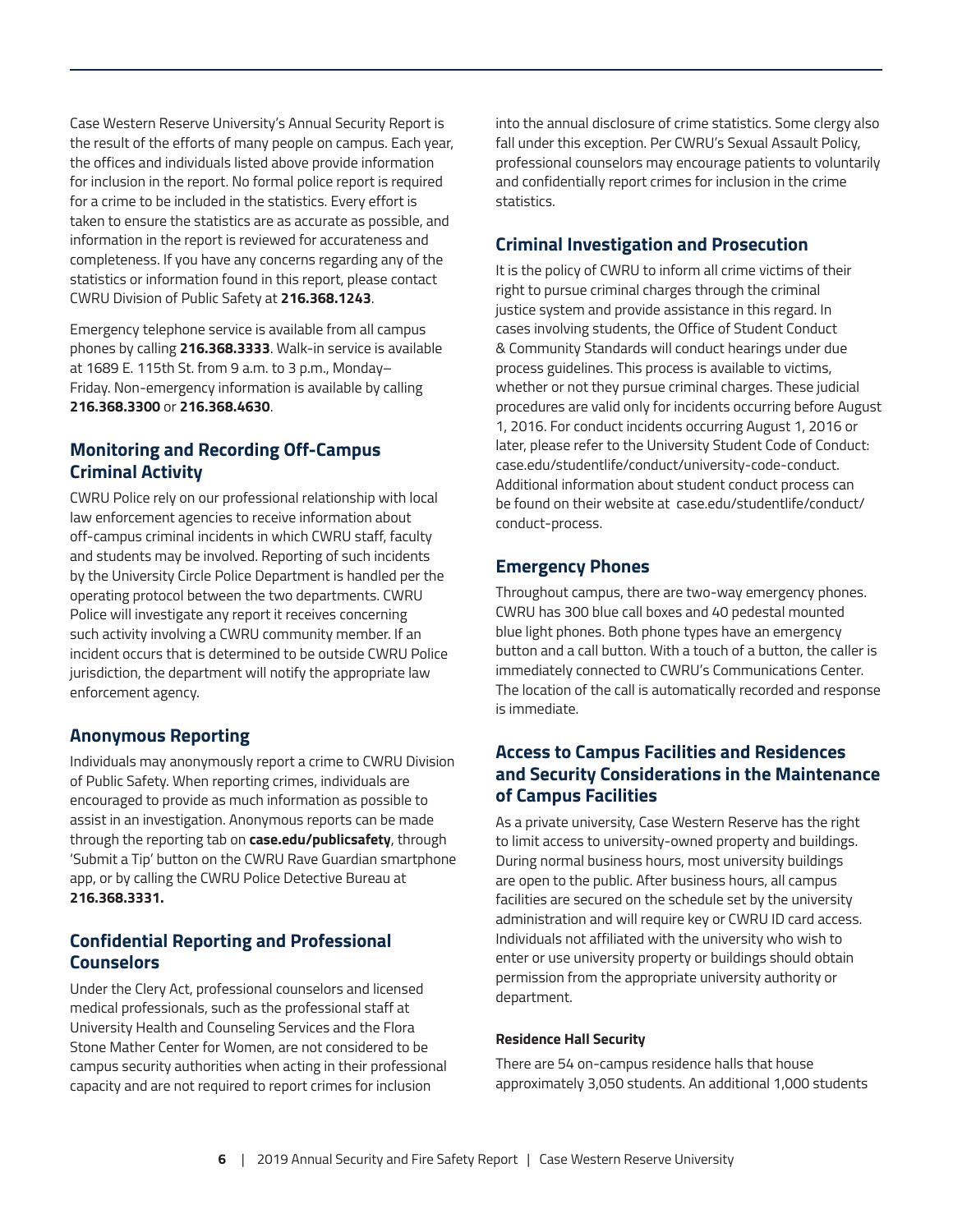Case Western Reserve University's Annual Security Report is the result of the efforts of many people on campus. Each year, the offices and individuals listed above provide information for inclusion in the report. No formal police report is required for a crime to be included in the statistics. Every effort is taken to ensure the statistics are as accurate as possible, and information in the report is reviewed for accurateness and completeness. If you have any concerns regarding any of the statistics or information found in this report, please contact CWRU Division of Public Safety at **216.368.1243**.

Emergency telephone service is available from all campus phones by calling **216.368.3333**. Walk-in service is available at 1689 E. 115th St. from 9 a.m. to 3 p.m., Monday–Friday. Non-emergency information is available by calling **216.368.3300** or **216.368.4630**.

## Monitoring and Recording Off-Campus Criminal Activity

CWRU Police rely on our professional relationship with local law enforcement agencies to receive information about off-campus criminal incidents in which CWRU staff, faculty and students may be involved. Reporting of such incidents by the University Circle Police Department is handled per the operating protocol between the two departments. CWRU Police will investigate any report it receives concerning such activity involving a CWRU community member. If an incident occurs that is determined to be outside CWRU Police jurisdiction, the department will notify the appropriate law enforcement agency.

## Anonymous Reporting

Individuals may anonymously report a crime to CWRU Division of Public Safety. When reporting crimes, individuals are encouraged to provide as much information as possible to assist in an investigation. Anonymous reports can be made through the reporting tab on **case.edu/publicsafety**, through 'Submit a Tip' button on the CWRU Rave Guardian smartphone app, or by calling the CWRU Police Detective Bureau at **216.368.3331.**

## Confidential Reporting and Professional Counselors

Under the Clery Act, professional counselors and licensed medical professionals, such as the professional staff at University Health and Counseling Services and the Flora Stone Mather Center for Women, are not considered to be campus security authorities when acting in their professional capacity and are not required to report crimes for inclusion into the annual disclosure of crime statistics. Some clergy also fall under this exception. Per CWRU's Sexual Assault Policy, professional counselors may encourage patients to voluntarily and confidentially report crimes for inclusion in the crime statistics.

## Criminal Investigation and Prosecution

It is the policy of CWRU to inform all crime victims of their right to pursue criminal charges through the criminal justice system and provide assistance in this regard. In cases involving students, the Office of Student Conduct & Community Standards will conduct hearings under due process guidelines. This process is available to victims, whether or not they pursue criminal charges. These judicial procedures are valid only for incidents occurring before August 1, 2016. For conduct incidents occurring August 1, 2016 or later, please refer to the University Student Code of Conduct: case.edu/studentlife/conduct/university-code-conduct. Additional information about student conduct process can be found on their website at case.edu/studentlife/conduct/conduct-process.

## Emergency Phones

Throughout campus, there are two-way emergency phones. CWRU has 300 blue call boxes and 40 pedestal mounted blue light phones. Both phone types have an emergency button and a call button. With a touch of a button, the caller is immediately connected to CWRU's Communications Center. The location of the call is automatically recorded and response is immediate.

## Access to Campus Facilities and Residences and Security Considerations in the Maintenance of Campus Facilities

As a private university, Case Western Reserve has the right to limit access to university-owned property and buildings. During normal business hours, most university buildings are open to the public. After business hours, all campus facilities are secured on the schedule set by the university administration and will require key or CWRU ID card access. Individuals not affiliated with the university who wish to enter or use university property or buildings should obtain permission from the appropriate university authority or department.

#### Residence Hall Security

There are 54 on-campus residence halls that house approximately 3,050 students. An additional 1,000 students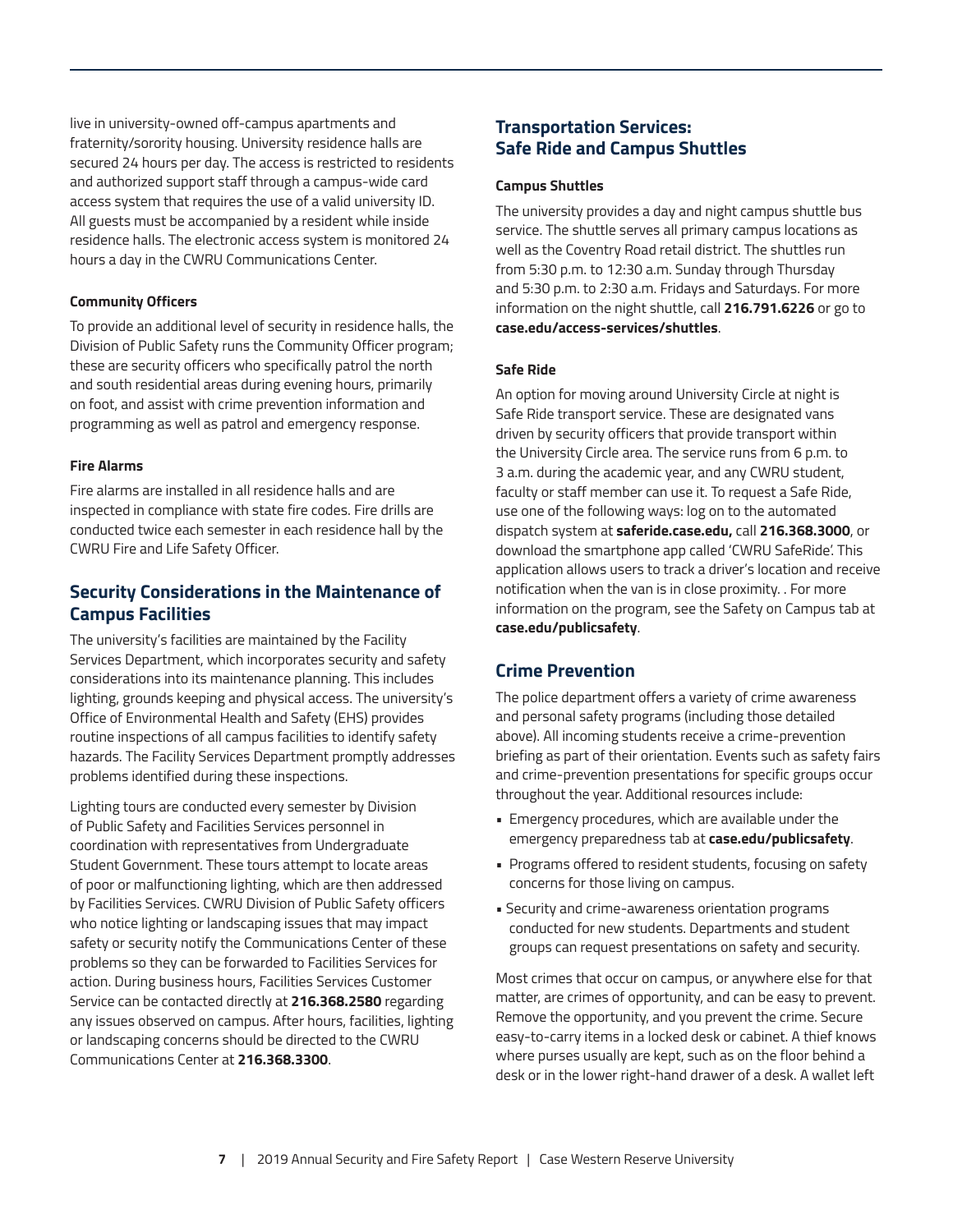live in university-owned off-campus apartments and fraternity/sorority housing. University residence halls are secured 24 hours per day. The access is restricted to residents and authorized support staff through a campus-wide card access system that requires the use of a valid university ID. All guests must be accompanied by a resident while inside residence halls. The electronic access system is monitored 24 hours a day in the CWRU Communications Center.

#### Community Officers

To provide an additional level of security in residence halls, the Division of Public Safety runs the Community Officer program; these are security officers who specifically patrol the north and south residential areas during evening hours, primarily on foot, and assist with crime prevention information and programming as well as patrol and emergency response.

#### Fire Alarms

Fire alarms are installed in all residence halls and are inspected in compliance with state fire codes. Fire drills are conducted twice each semester in each residence hall by the CWRU Fire and Life Safety Officer.

## Security Considerations in the Maintenance of Campus Facilities

The university's facilities are maintained by the Facility Services Department, which incorporates security and safety considerations into its maintenance planning. This includes lighting, grounds keeping and physical access. The university's Office of Environmental Health and Safety (EHS) provides routine inspections of all campus facilities to identify safety hazards. The Facility Services Department promptly addresses problems identified during these inspections.

Lighting tours are conducted every semester by Division of Public Safety and Facilities Services personnel in coordination with representatives from Undergraduate Student Government. These tours attempt to locate areas of poor or malfunctioning lighting, which are then addressed by Facilities Services. CWRU Division of Public Safety officers who notice lighting or landscaping issues that may impact safety or security notify the Communications Center of these problems so they can be forwarded to Facilities Services for action. During business hours, Facilities Services Customer Service can be contacted directly at **216.368.2580** regarding any issues observed on campus. After hours, facilities, lighting or landscaping concerns should be directed to the CWRU Communications Center at **216.368.3300**.

## Transportation Services: Safe Ride and Campus Shuttles

#### Campus Shuttles

The university provides a day and night campus shuttle bus service. The shuttle serves all primary campus locations as well as the Coventry Road retail district. The shuttles run from 5:30 p.m. to 12:30 a.m. Sunday through Thursday and 5:30 p.m. to 2:30 a.m. Fridays and Saturdays. For more information on the night shuttle, call **216.791.6226** or go to **case.edu/access-services/shuttles**.

#### Safe Ride

An option for moving around University Circle at night is Safe Ride transport service. These are designated vans driven by security officers that provide transport within the University Circle area. The service runs from 6 p.m. to 3 a.m. during the academic year, and any CWRU student, faculty or staff member can use it. To request a Safe Ride, use one of the following ways: log on to the automated dispatch system at **saferide.case.edu,** call **216.368.3000**, or download the smartphone app called 'CWRU SafeRide'. This application allows users to track a driver's location and receive notification when the van is in close proximity. . For more information on the program, see the Safety on Campus tab at **case.edu/publicsafety**.

## Crime Prevention

The police department offers a variety of crime awareness and personal safety programs (including those detailed above). All incoming students receive a crime-prevention briefing as part of their orientation. Events such as safety fairs and crime-prevention presentations for specific groups occur throughout the year. Additional resources include:

- Emergency procedures, which are available under the emergency preparedness tab at **case.edu/publicsafety**.
- Programs offered to resident students, focusing on safety concerns for those living on campus.
- Security and crime-awareness orientation programs conducted for new students. Departments and student groups can request presentations on safety and security.

Most crimes that occur on campus, or anywhere else for that matter, are crimes of opportunity, and can be easy to prevent. Remove the opportunity, and you prevent the crime. Secure easy-to-carry items in a locked desk or cabinet. A thief knows where purses usually are kept, such as on the floor behind a desk or in the lower right-hand drawer of a desk. A wallet left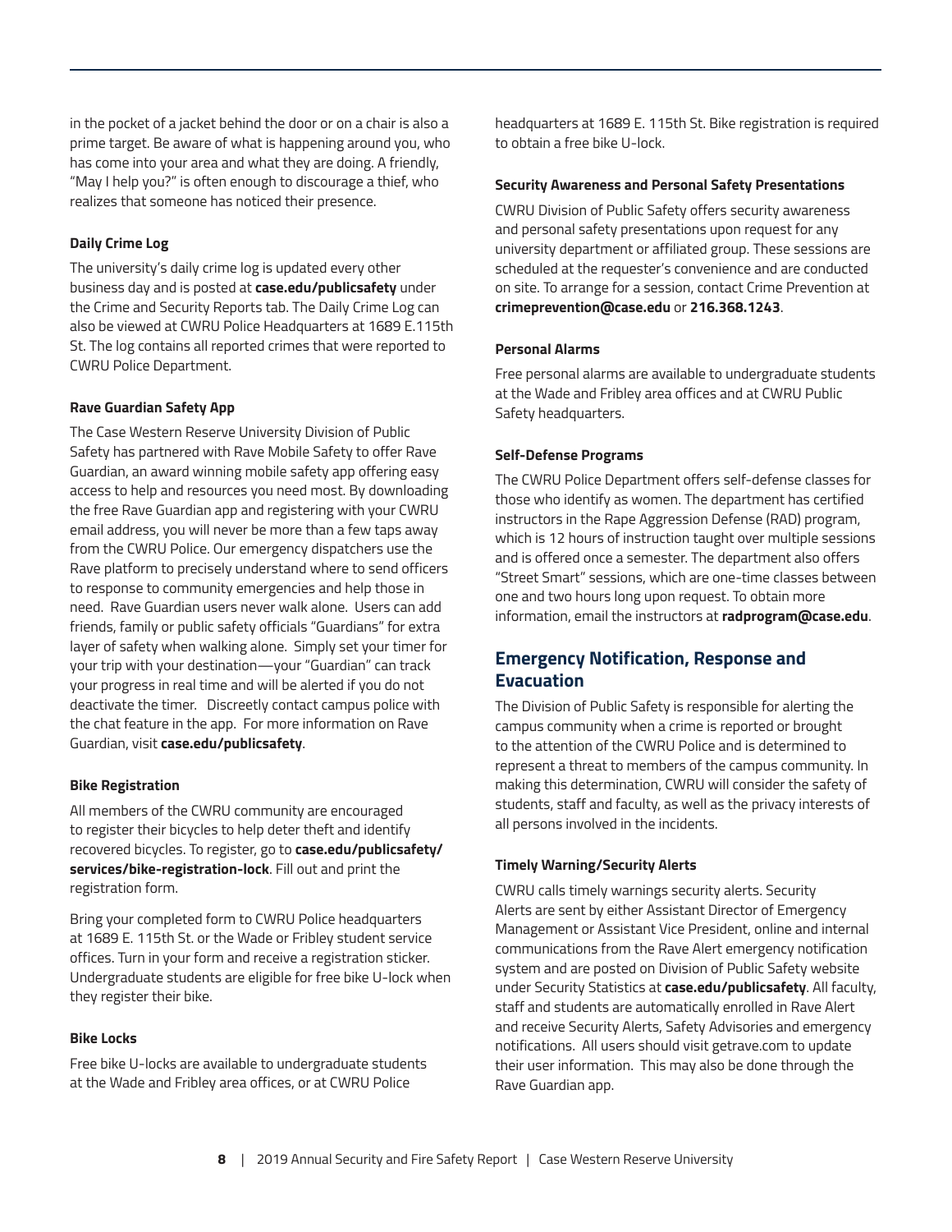in the pocket of a jacket behind the door or on a chair is also a prime target. Be aware of what is happening around you, who has come into your area and what they are doing. A friendly, "May I help you?" is often enough to discourage a thief, who realizes that someone has noticed their presence.

#### Daily Crime Log

The university's daily crime log is updated every other business day and is posted at **case.edu/publicsafety** under the Crime and Security Reports tab. The Daily Crime Log can also be viewed at CWRU Police Headquarters at 1689 E.115th St. The log contains all reported crimes that were reported to CWRU Police Department.

#### Rave Guardian Safety App

The Case Western Reserve University Division of Public Safety has partnered with Rave Mobile Safety to offer Rave Guardian, an award winning mobile safety app offering easy access to help and resources you need most. By downloading the free Rave Guardian app and registering with your CWRU email address, you will never be more than a few taps away from the CWRU Police. Our emergency dispatchers use the Rave platform to precisely understand where to send officers to response to community emergencies and help those in need. Rave Guardian users never walk alone. Users can add friends, family or public safety officials "Guardians" for extra layer of safety when walking alone. Simply set your timer for your trip with your destination—your "Guardian" can track your progress in real time and will be alerted if you do not deactivate the timer. Discreetly contact campus police with the chat feature in the app. For more information on Rave Guardian, visit **case.edu/publicsafety**.

#### Bike Registration

All members of the CWRU community are encouraged to register their bicycles to help deter theft and identify recovered bicycles. To register, go to **case.edu/publicsafety/services/bike-registration-lock**. Fill out and print the registration form.

Bring your completed form to CWRU Police headquarters at 1689 E. 115th St. or the Wade or Fribley student service offices. Turn in your form and receive a registration sticker. Undergraduate students are eligible for free bike U-lock when they register their bike.

#### Bike Locks

Free bike U-locks are available to undergraduate students at the Wade and Fribley area offices, or at CWRU Police headquarters at 1689 E. 115th St. Bike registration is required to obtain a free bike U-lock.

#### Security Awareness and Personal Safety Presentations

CWRU Division of Public Safety offers security awareness and personal safety presentations upon request for any university department or affiliated group. These sessions are scheduled at the requester's convenience and are conducted on site. To arrange for a session, contact Crime Prevention at **crimeprevention@case.edu** or **216.368.1243**.

#### Personal Alarms

Free personal alarms are available to undergraduate students at the Wade and Fribley area offices and at CWRU Public Safety headquarters.

#### Self-Defense Programs

The CWRU Police Department offers self-defense classes for those who identify as women. The department has certified instructors in the Rape Aggression Defense (RAD) program, which is 12 hours of instruction taught over multiple sessions and is offered once a semester. The department also offers "Street Smart" sessions, which are one-time classes between one and two hours long upon request. To obtain more information, email the instructors at **radprogram@case.edu**.

## Emergency Notification, Response and Evacuation

The Division of Public Safety is responsible for alerting the campus community when a crime is reported or brought to the attention of the CWRU Police and is determined to represent a threat to members of the campus community. In making this determination, CWRU will consider the safety of students, staff and faculty, as well as the privacy interests of all persons involved in the incidents.

#### Timely Warning/Security Alerts

CWRU calls timely warnings security alerts. Security Alerts are sent by either Assistant Director of Emergency Management or Assistant Vice President, online and internal communications from the Rave Alert emergency notification system and are posted on Division of Public Safety website under Security Statistics at **case.edu/publicsafety**. All faculty, staff and students are automatically enrolled in Rave Alert and receive Security Alerts, Safety Advisories and emergency notifications. All users should visit getrave.com to update their user information. This may also be done through the Rave Guardian app.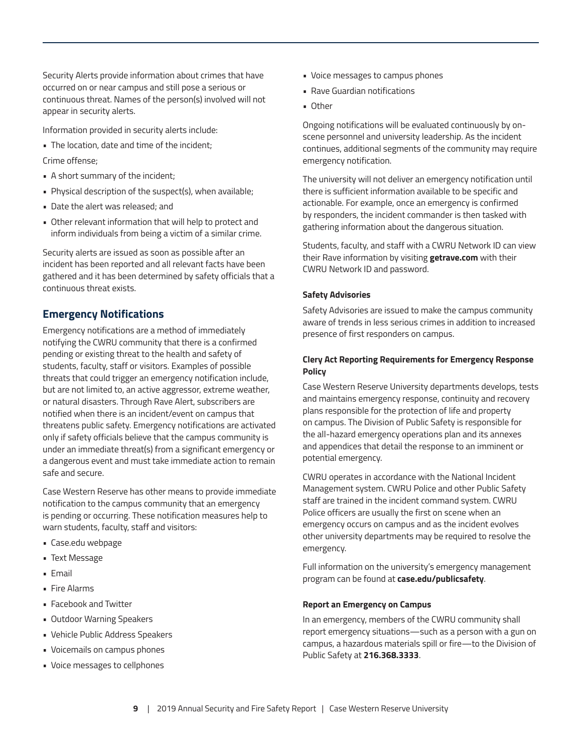Security Alerts provide information about crimes that have occurred on or near campus and still pose a serious or continuous threat. Names of the person(s) involved will not appear in security alerts.

Information provided in security alerts include:

- The location, date and time of the incident;

Crime offense;

- A short summary of the incident;
- Physical description of the suspect(s), when available;
- Date the alert was released; and
- Other relevant information that will help to protect and inform individuals from being a victim of a similar crime.

Security alerts are issued as soon as possible after an incident has been reported and all relevant facts have been gathered and it has been determined by safety officials that a continuous threat exists.

## Emergency Notifications

Emergency notifications are a method of immediately notifying the CWRU community that there is a confirmed pending or existing threat to the health and safety of students, faculty, staff or visitors. Examples of possible threats that could trigger an emergency notification include, but are not limited to, an active aggressor, extreme weather, or natural disasters. Through Rave Alert, subscribers are notified when there is an incident/event on campus that threatens public safety. Emergency notifications are activated only if safety officials believe that the campus community is under an immediate threat(s) from a significant emergency or a dangerous event and must take immediate action to remain safe and secure.

Case Western Reserve has other means to provide immediate notification to the campus community that an emergency is pending or occurring. These notification measures help to warn students, faculty, staff and visitors:

- Case.edu webpage
- Text Message
- Email
- Fire Alarms
- Facebook and Twitter
- Outdoor Warning Speakers
- Vehicle Public Address Speakers
- Voicemails on campus phones
- Voice messages to cellphones
- Voice messages to campus phones
- Rave Guardian notifications
- Other

Ongoing notifications will be evaluated continuously by on-scene personnel and university leadership. As the incident continues, additional segments of the community may require emergency notification.

The university will not deliver an emergency notification until there is sufficient information available to be specific and actionable. For example, once an emergency is confirmed by responders, the incident commander is then tasked with gathering information about the dangerous situation.

Students, faculty, and staff with a CWRU Network ID can view their Rave information by visiting **getrave.com** with their CWRU Network ID and password.

#### Safety Advisories

Safety Advisories are issued to make the campus community aware of trends in less serious crimes in addition to increased presence of first responders on campus.

#### Clery Act Reporting Requirements for Emergency Response Policy

Case Western Reserve University departments develops, tests and maintains emergency response, continuity and recovery plans responsible for the protection of life and property on campus. The Division of Public Safety is responsible for the all-hazard emergency operations plan and its annexes and appendices that detail the response to an imminent or potential emergency.

CWRU operates in accordance with the National Incident Management system. CWRU Police and other Public Safety staff are trained in the incident command system. CWRU Police officers are usually the first on scene when an emergency occurs on campus and as the incident evolves other university departments may be required to resolve the emergency.

Full information on the university's emergency management program can be found at **case.edu/publicsafety**.

#### Report an Emergency on Campus

In an emergency, members of the CWRU community shall report emergency situations—such as a person with a gun on campus, a hazardous materials spill or fire—to the Division of Public Safety at **216.368.3333**.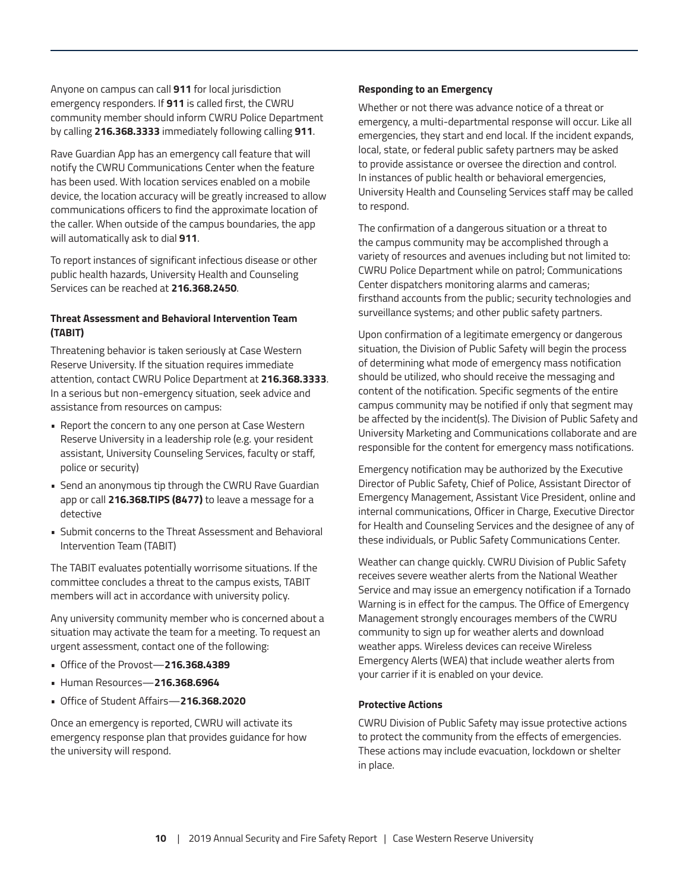Anyone on campus can call **911** for local jurisdiction emergency responders. If **911** is called first, the CWRU community member should inform CWRU Police Department by calling **216.368.3333** immediately following calling **911**.

Rave Guardian App has an emergency call feature that will notify the CWRU Communications Center when the feature has been used. With location services enabled on a mobile device, the location accuracy will be greatly increased to allow communications officers to find the approximate location of the caller. When outside of the campus boundaries, the app will automatically ask to dial **911**.

To report instances of significant infectious disease or other public health hazards, University Health and Counseling Services can be reached at **216.368.2450**.

#### Threat Assessment and Behavioral Intervention Team (TABIT)

Threatening behavior is taken seriously at Case Western Reserve University. If the situation requires immediate attention, contact CWRU Police Department at **216.368.3333**. In a serious but non-emergency situation, seek advice and assistance from resources on campus:

- Report the concern to any one person at Case Western Reserve University in a leadership role (e.g. your resident assistant, University Counseling Services, faculty or staff, police or security)
- Send an anonymous tip through the CWRU Rave Guardian app or call **216.368.TIPS (8477)** to leave a message for a detective
- Submit concerns to the Threat Assessment and Behavioral Intervention Team (TABIT)

The TABIT evaluates potentially worrisome situations. If the committee concludes a threat to the campus exists, TABIT members will act in accordance with university policy.

Any university community member who is concerned about a situation may activate the team for a meeting. To request an urgent assessment, contact one of the following:

- Office of the Provost—**216.368.4389**
- Human Resources—**216.368.6964**
- Office of Student Affairs—**216.368.2020**

Once an emergency is reported, CWRU will activate its emergency response plan that provides guidance for how the university will respond.

#### Responding to an Emergency

Whether or not there was advance notice of a threat or emergency, a multi-departmental response will occur. Like all emergencies, they start and end local. If the incident expands, local, state, or federal public safety partners may be asked to provide assistance or oversee the direction and control. In instances of public health or behavioral emergencies, University Health and Counseling Services staff may be called to respond.

The confirmation of a dangerous situation or a threat to the campus community may be accomplished through a variety of resources and avenues including but not limited to: CWRU Police Department while on patrol; Communications Center dispatchers monitoring alarms and cameras; firsthand accounts from the public; security technologies and surveillance systems; and other public safety partners.

Upon confirmation of a legitimate emergency or dangerous situation, the Division of Public Safety will begin the process of determining what mode of emergency mass notification should be utilized, who should receive the messaging and content of the notification. Specific segments of the entire campus community may be notified if only that segment may be affected by the incident(s). The Division of Public Safety and University Marketing and Communications collaborate and are responsible for the content for emergency mass notifications.

Emergency notification may be authorized by the Executive Director of Public Safety, Chief of Police, Assistant Director of Emergency Management, Assistant Vice President, online and internal communications, Officer in Charge, Executive Director for Health and Counseling Services and the designee of any of these individuals, or Public Safety Communications Center.

Weather can change quickly. CWRU Division of Public Safety receives severe weather alerts from the National Weather Service and may issue an emergency notification if a Tornado Warning is in effect for the campus. The Office of Emergency Management strongly encourages members of the CWRU community to sign up for weather alerts and download weather apps. Wireless devices can receive Wireless Emergency Alerts (WEA) that include weather alerts from your carrier if it is enabled on your device.

#### Protective Actions

CWRU Division of Public Safety may issue protective actions to protect the community from the effects of emergencies. These actions may include evacuation, lockdown or shelter in place.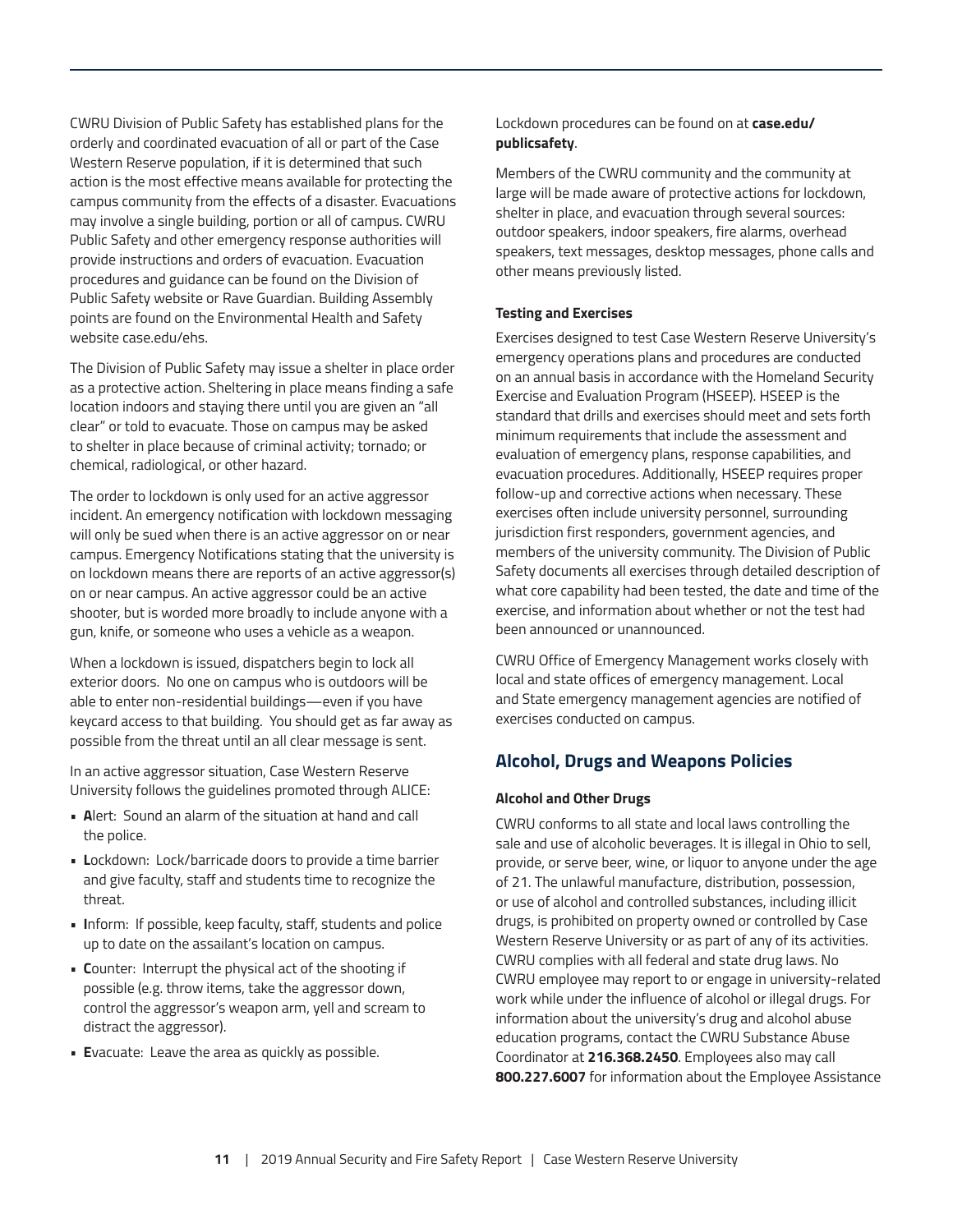CWRU Division of Public Safety has established plans for the orderly and coordinated evacuation of all or part of the Case Western Reserve population, if it is determined that such action is the most effective means available for protecting the campus community from the effects of a disaster. Evacuations may involve a single building, portion or all of campus. CWRU Public Safety and other emergency response authorities will provide instructions and orders of evacuation. Evacuation procedures and guidance can be found on the Division of Public Safety website or Rave Guardian. Building Assembly points are found on the Environmental Health and Safety website case.edu/ehs.

The Division of Public Safety may issue a shelter in place order as a protective action. Sheltering in place means finding a safe location indoors and staying there until you are given an "all clear" or told to evacuate. Those on campus may be asked to shelter in place because of criminal activity; tornado; or chemical, radiological, or other hazard.

The order to lockdown is only used for an active aggressor incident. An emergency notification with lockdown messaging will only be sued when there is an active aggressor on or near campus. Emergency Notifications stating that the university is on lockdown means there are reports of an active aggressor(s) on or near campus. An active aggressor could be an active shooter, but is worded more broadly to include anyone with a gun, knife, or someone who uses a vehicle as a weapon.

When a lockdown is issued, dispatchers begin to lock all exterior doors. No one on campus who is outdoors will be able to enter non-residential buildings—even if you have keycard access to that building. You should get as far away as possible from the threat until an all clear message is sent.

In an active aggressor situation, Case Western Reserve University follows the guidelines promoted through ALICE:

- **A**lert: Sound an alarm of the situation at hand and call the police.
- **L**ockdown: Lock/barricade doors to provide a time barrier and give faculty, staff and students time to recognize the threat.
- **I**nform: If possible, keep faculty, staff, students and police up to date on the assailant's location on campus.
- **C**ounter: Interrupt the physical act of the shooting if possible (e.g. throw items, take the aggressor down, control the aggressor's weapon arm, yell and scream to distract the aggressor).
- **E**vacuate: Leave the area as quickly as possible.

Lockdown procedures can be found on at **case.edu/publicsafety**.

Members of the CWRU community and the community at large will be made aware of protective actions for lockdown, shelter in place, and evacuation through several sources: outdoor speakers, indoor speakers, fire alarms, overhead speakers, text messages, desktop messages, phone calls and other means previously listed.

#### Testing and Exercises

Exercises designed to test Case Western Reserve University's emergency operations plans and procedures are conducted on an annual basis in accordance with the Homeland Security Exercise and Evaluation Program (HSEEP). HSEEP is the standard that drills and exercises should meet and sets forth minimum requirements that include the assessment and evaluation of emergency plans, response capabilities, and evacuation procedures. Additionally, HSEEP requires proper follow-up and corrective actions when necessary. These exercises often include university personnel, surrounding jurisdiction first responders, government agencies, and members of the university community. The Division of Public Safety documents all exercises through detailed description of what core capability had been tested, the date and time of the exercise, and information about whether or not the test had been announced or unannounced.

CWRU Office of Emergency Management works closely with local and state offices of emergency management. Local and State emergency management agencies are notified of exercises conducted on campus.

## Alcohol, Drugs and Weapons Policies

#### Alcohol and Other Drugs

CWRU conforms to all state and local laws controlling the sale and use of alcoholic beverages. It is illegal in Ohio to sell, provide, or serve beer, wine, or liquor to anyone under the age of 21. The unlawful manufacture, distribution, possession, or use of alcohol and controlled substances, including illicit drugs, is prohibited on property owned or controlled by Case Western Reserve University or as part of any of its activities. CWRU complies with all federal and state drug laws. No CWRU employee may report to or engage in university-related work while under the influence of alcohol or illegal drugs. For information about the university's drug and alcohol abuse education programs, contact the CWRU Substance Abuse Coordinator at **216.368.2450**. Employees also may call **800.227.6007** for information about the Employee Assistance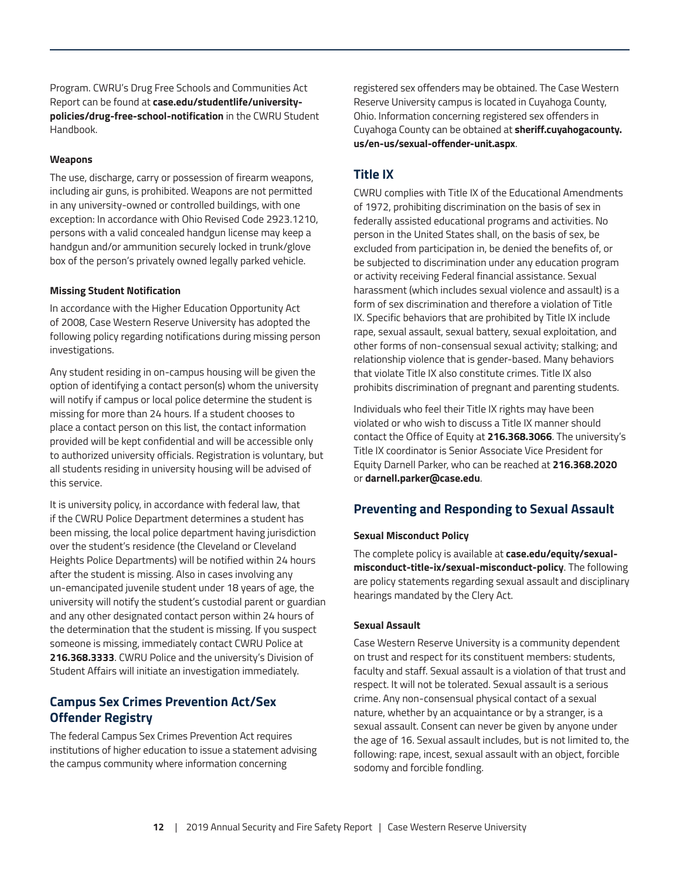Program. CWRU's Drug Free Schools and Communities Act Report can be found at **case.edu/studentlife/university-policies/drug-free-school-notification** in the CWRU Student Handbook.

#### Weapons

The use, discharge, carry or possession of firearm weapons, including air guns, is prohibited. Weapons are not permitted in any university-owned or controlled buildings, with one exception: In accordance with Ohio Revised Code 2923.1210, persons with a valid concealed handgun license may keep a handgun and/or ammunition securely locked in trunk/glove box of the person's privately owned legally parked vehicle.

#### Missing Student Notification

In accordance with the Higher Education Opportunity Act of 2008, Case Western Reserve University has adopted the following policy regarding notifications during missing person investigations.

Any student residing in on-campus housing will be given the option of identifying a contact person(s) whom the university will notify if campus or local police determine the student is missing for more than 24 hours. If a student chooses to place a contact person on this list, the contact information provided will be kept confidential and will be accessible only to authorized university officials. Registration is voluntary, but all students residing in university housing will be advised of this service.

It is university policy, in accordance with federal law, that if the CWRU Police Department determines a student has been missing, the local police department having jurisdiction over the student's residence (the Cleveland or Cleveland Heights Police Departments) will be notified within 24 hours after the student is missing. Also in cases involving any un-emancipated juvenile student under 18 years of age, the university will notify the student's custodial parent or guardian and any other designated contact person within 24 hours of the determination that the student is missing. If you suspect someone is missing, immediately contact CWRU Police at **216.368.3333**. CWRU Police and the university's Division of Student Affairs will initiate an investigation immediately.

## Campus Sex Crimes Prevention Act/Sex Offender Registry

The federal Campus Sex Crimes Prevention Act requires institutions of higher education to issue a statement advising the campus community where information concerning registered sex offenders may be obtained. The Case Western Reserve University campus is located in Cuyahoga County, Ohio. Information concerning registered sex offenders in Cuyahoga County can be obtained at **sheriff.cuyahogacounty.us/en-us/sexual-offender-unit.aspx**.

## Title IX

CWRU complies with Title IX of the Educational Amendments of 1972, prohibiting discrimination on the basis of sex in federally assisted educational programs and activities. No person in the United States shall, on the basis of sex, be excluded from participation in, be denied the benefits of, or be subjected to discrimination under any education program or activity receiving Federal financial assistance. Sexual harassment (which includes sexual violence and assault) is a form of sex discrimination and therefore a violation of Title IX. Specific behaviors that are prohibited by Title IX include rape, sexual assault, sexual battery, sexual exploitation, and other forms of non-consensual sexual activity; stalking; and relationship violence that is gender-based. Many behaviors that violate Title IX also constitute crimes. Title IX also prohibits discrimination of pregnant and parenting students.

Individuals who feel their Title IX rights may have been violated or who wish to discuss a Title IX manner should contact the Office of Equity at **216.368.3066**. The university's Title IX coordinator is Senior Associate Vice President for Equity Darnell Parker, who can be reached at **216.368.2020** or **darnell.parker@case.edu**.

## Preventing and Responding to Sexual Assault

#### Sexual Misconduct Policy

The complete policy is available at **case.edu/equity/sexual-misconduct-title-ix/sexual-misconduct-policy**. The following are policy statements regarding sexual assault and disciplinary hearings mandated by the Clery Act.

#### Sexual Assault

Case Western Reserve University is a community dependent on trust and respect for its constituent members: students, faculty and staff. Sexual assault is a violation of that trust and respect. It will not be tolerated. Sexual assault is a serious crime. Any non-consensual physical contact of a sexual nature, whether by an acquaintance or by a stranger, is a sexual assault. Consent can never be given by anyone under the age of 16. Sexual assault includes, but is not limited to, the following: rape, incest, sexual assault with an object, forcible sodomy and forcible fondling.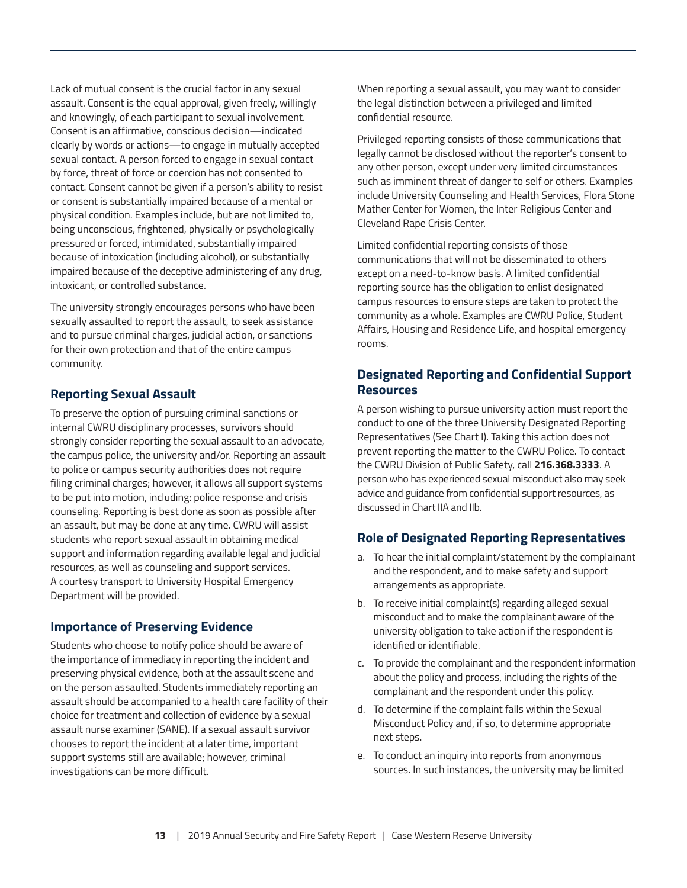Lack of mutual consent is the crucial factor in any sexual assault. Consent is the equal approval, given freely, willingly and knowingly, of each participant to sexual involvement. Consent is an affirmative, conscious decision—indicated clearly by words or actions—to engage in mutually accepted sexual contact. A person forced to engage in sexual contact by force, threat of force or coercion has not consented to contact. Consent cannot be given if a person's ability to resist or consent is substantially impaired because of a mental or physical condition. Examples include, but are not limited to, being unconscious, frightened, physically or psychologically pressured or forced, intimidated, substantially impaired because of intoxication (including alcohol), or substantially impaired because of the deceptive administering of any drug, intoxicant, or controlled substance.

The university strongly encourages persons who have been sexually assaulted to report the assault, to seek assistance and to pursue criminal charges, judicial action, or sanctions for their own protection and that of the entire campus community.

## Reporting Sexual Assault

To preserve the option of pursuing criminal sanctions or internal CWRU disciplinary processes, survivors should strongly consider reporting the sexual assault to an advocate, the campus police, the university and/or. Reporting an assault to police or campus security authorities does not require filing criminal charges; however, it allows all support systems to be put into motion, including: police response and crisis counseling. Reporting is best done as soon as possible after an assault, but may be done at any time. CWRU will assist students who report sexual assault in obtaining medical support and information regarding available legal and judicial resources, as well as counseling and support services. A courtesy transport to University Hospital Emergency Department will be provided.

## Importance of Preserving Evidence

Students who choose to notify police should be aware of the importance of immediacy in reporting the incident and preserving physical evidence, both at the assault scene and on the person assaulted. Students immediately reporting an assault should be accompanied to a health care facility of their choice for treatment and collection of evidence by a sexual assault nurse examiner (SANE). If a sexual assault survivor chooses to report the incident at a later time, important support systems still are available; however, criminal investigations can be more difficult.

When reporting a sexual assault, you may want to consider the legal distinction between a privileged and limited confidential resource.

Privileged reporting consists of those communications that legally cannot be disclosed without the reporter's consent to any other person, except under very limited circumstances such as imminent threat of danger to self or others. Examples include University Counseling and Health Services, Flora Stone Mather Center for Women, the Inter Religious Center and Cleveland Rape Crisis Center.

Limited confidential reporting consists of those communications that will not be disseminated to others except on a need-to-know basis. A limited confidential reporting source has the obligation to enlist designated campus resources to ensure steps are taken to protect the community as a whole. Examples are CWRU Police, Student Affairs, Housing and Residence Life, and hospital emergency rooms.

## Designated Reporting and Confidential Support Resources

A person wishing to pursue university action must report the conduct to one of the three University Designated Reporting Representatives (See Chart I). Taking this action does not prevent reporting the matter to the CWRU Police. To contact the CWRU Division of Public Safety, call **216.368.3333**. A person who has experienced sexual misconduct also may seek advice and guidance from confidential support resources, as discussed in Chart IIA and IIb.

## Role of Designated Reporting Representatives

a. To hear the initial complaint/statement by the complainant and the respondent, and to make safety and support arrangements as appropriate.
b. To receive initial complaint(s) regarding alleged sexual misconduct and to make the complainant aware of the university obligation to take action if the respondent is identified or identifiable.
c. To provide the complainant and the respondent information about the policy and process, including the rights of the complainant and the respondent under this policy.
d. To determine if the complaint falls within the Sexual Misconduct Policy and, if so, to determine appropriate next steps.
e. To conduct an inquiry into reports from anonymous sources. In such instances, the university may be limited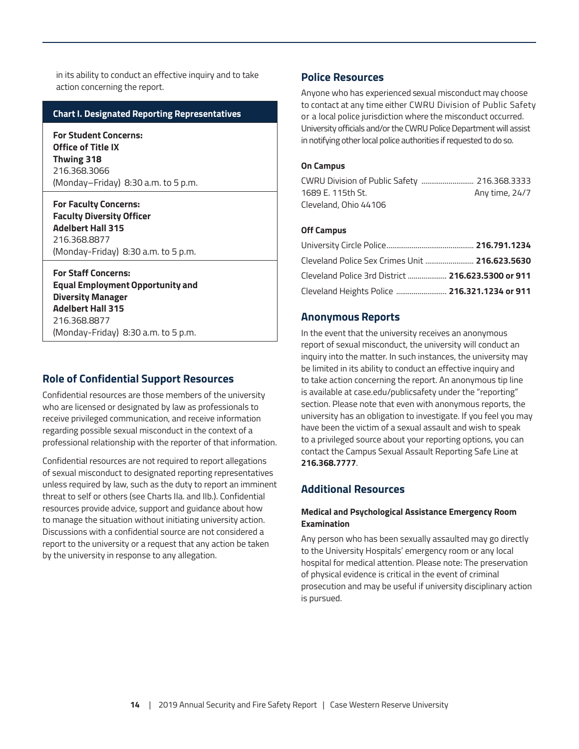in its ability to conduct an effective inquiry and to take action concerning the report.

| Chart I. Designated Reporting Representatives |
| --- |
| **For Student Concerns:** **Office of Title IX** **Thwing 318** 216.368.3066 (Monday–Friday) 8:30 a.m. to 5 p.m. |
| **For Faculty Concerns:** **Faculty Diversity Officer** **Adelbert Hall 315** 216.368.8877 (Monday-Friday) 8:30 a.m. to 5 p.m. |
| **For Staff Concerns:** **Equal Employment Opportunity and Diversity Manager** **Adelbert Hall 315** 216.368.8877 (Monday-Friday) 8:30 a.m. to 5 p.m. |

## Role of Confidential Support Resources

Confidential resources are those members of the university who are licensed or designated by law as professionals to receive privileged communication, and receive information regarding possible sexual misconduct in the context of a professional relationship with the reporter of that information.

Confidential resources are not required to report allegations of sexual misconduct to designated reporting representatives unless required by law, such as the duty to report an imminent threat to self or others (see Charts IIa. and IIb.). Confidential resources provide advice, support and guidance about how to manage the situation without initiating university action. Discussions with a confidential source are not considered a report to the university or a request that any action be taken by the university in response to any allegation.

## Police Resources

Anyone who has experienced sexual misconduct may choose to contact at any time either CWRU Division of Public Safety or a local police jurisdiction where the misconduct occurred. University officials and/or the CWRU Police Department will assist in notifying other local police authorities if requested to do so.

#### On Campus

CWRU Division of Public Safety .......................... 216.368.3333
1689 E. 115th St. — Any time, 24/7
Cleveland, Ohio 44106

#### Off Campus

University Circle Police............................................ **216.791.1234**

Cleveland Police Sex Crimes Unit ......................... **216.623.5630**

Cleveland Police 3rd District .................... **216.623.5300 or 911**

Cleveland Heights Police .......................... **216.321.1234 or 911**

## Anonymous Reports

In the event that the university receives an anonymous report of sexual misconduct, the university will conduct an inquiry into the matter. In such instances, the university may be limited in its ability to conduct an effective inquiry and to take action concerning the report. An anonymous tip line is available at case.edu/publicsafety under the "reporting" section. Please note that even with anonymous reports, the university has an obligation to investigate. If you feel you may have been the victim of a sexual assault and wish to speak to a privileged source about your reporting options, you can contact the Campus Sexual Assault Reporting Safe Line at **216.368.7777**.

## Additional Resources

#### Medical and Psychological Assistance Emergency Room Examination

Any person who has been sexually assaulted may go directly to the University Hospitals' emergency room or any local hospital for medical attention. Please note: The preservation of physical evidence is critical in the event of criminal prosecution and may be useful if university disciplinary action is pursued.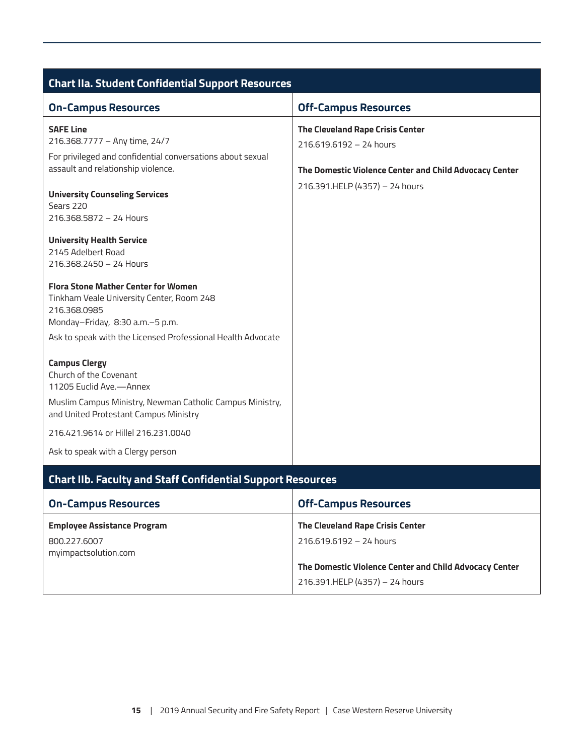## Chart IIa. Student Confidential Support Resources

| On-Campus Resources | Off-Campus Resources |
| --- | --- |
| **SAFE Line**<br>216.368.7777 – Any time, 24/7<br>For privileged and confidential conversations about sexual assault and relationship violence.<br><br>**University Counseling Services**<br>Sears 220<br>216.368.5872 – 24 Hours<br><br>**University Health Service**<br>2145 Adelbert Road<br>216.368.2450 – 24 Hours<br><br>**Flora Stone Mather Center for Women**<br>Tinkham Veale University Center, Room 248<br>216.368.0985<br>Monday–Friday, 8:30 a.m.–5 p.m.<br>Ask to speak with the Licensed Professional Health Advocate<br><br>**Campus Clergy**<br>Church of the Covenant<br>11205 Euclid Ave.—Annex<br>Muslim Campus Ministry, Newman Catholic Campus Ministry, and United Protestant Campus Ministry<br>216.421.9614 or Hillel 216.231.0040<br>Ask to speak with a Clergy person | **The Cleveland Rape Crisis Center**<br>216.619.6192 – 24 hours<br><br>**The Domestic Violence Center and Child Advocacy Center**<br>216.391.HELP (4357) – 24 hours |

## Chart IIb. Faculty and Staff Confidential Support Resources

| On-Campus Resources | Off-Campus Resources |
| --- | --- |
| **Employee Assistance Program**<br>800.227.6007<br>myimpactsolution.com | **The Cleveland Rape Crisis Center**<br>216.619.6192 – 24 hours<br><br>**The Domestic Violence Center and Child Advocacy Center**<br>216.391.HELP (4357) – 24 hours |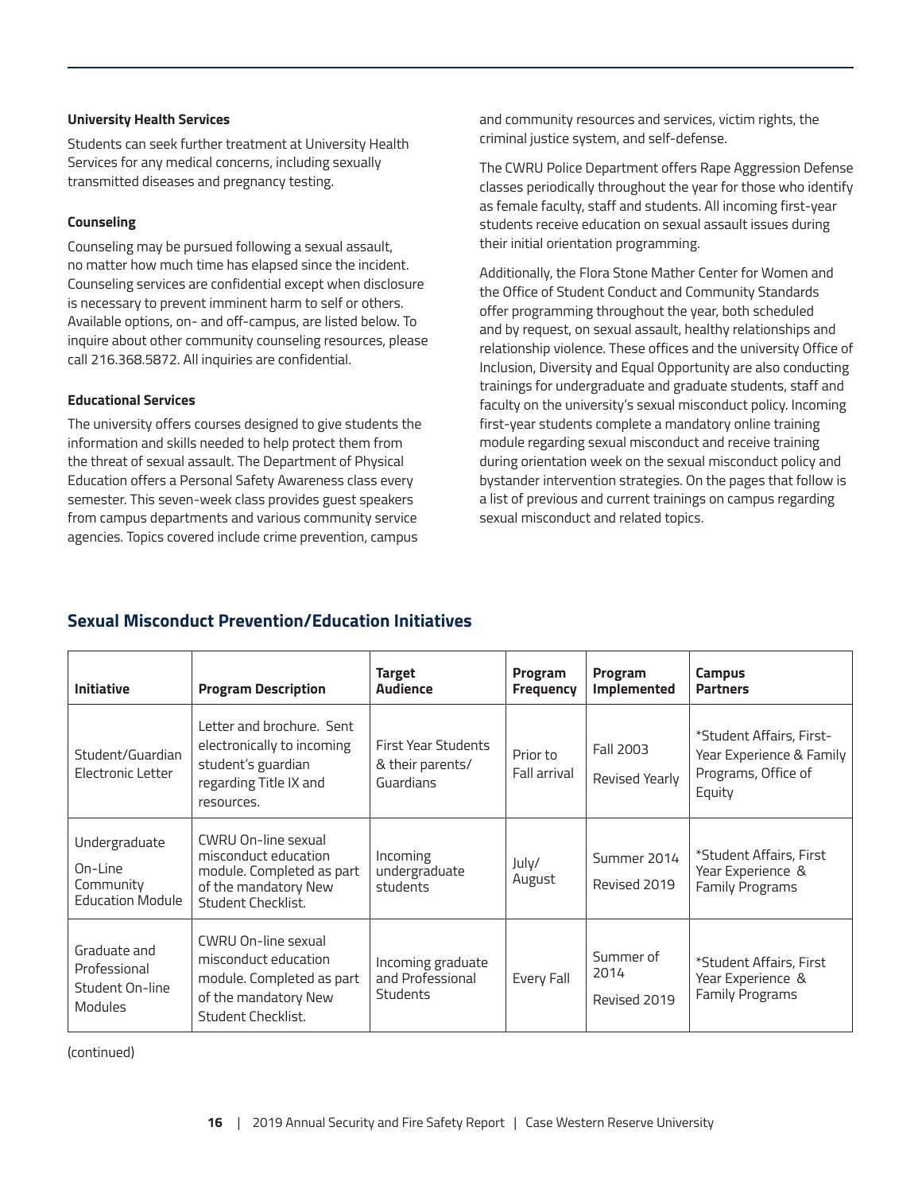**University Health Services**

Students can seek further treatment at University Health Services for any medical concerns, including sexually transmitted diseases and pregnancy testing.

**Counseling**

Counseling may be pursued following a sexual assault, no matter how much time has elapsed since the incident. Counseling services are confidential except when disclosure is necessary to prevent imminent harm to self or others. Available options, on- and off-campus, are listed below. To inquire about other community counseling resources, please call 216.368.5872. All inquiries are confidential.

**Educational Services**

The university offers courses designed to give students the information and skills needed to help protect them from the threat of sexual assault. The Department of Physical Education offers a Personal Safety Awareness class every semester. This seven-week class provides guest speakers from campus departments and various community service agencies. Topics covered include crime prevention, campus and community resources and services, victim rights, the criminal justice system, and self-defense.

The CWRU Police Department offers Rape Aggression Defense classes periodically throughout the year for those who identify as female faculty, staff and students. All incoming first-year students receive education on sexual assault issues during their initial orientation programming.

Additionally, the Flora Stone Mather Center for Women and the Office of Student Conduct and Community Standards offer programming throughout the year, both scheduled and by request, on sexual assault, healthy relationships and relationship violence. These offices and the university Office of Inclusion, Diversity and Equal Opportunity are also conducting trainings for undergraduate and graduate students, staff and faculty on the university's sexual misconduct policy. Incoming first-year students complete a mandatory online training module regarding sexual misconduct and receive training during orientation week on the sexual misconduct policy and bystander intervention strategies. On the pages that follow is a list of previous and current trainings on campus regarding sexual misconduct and related topics.

## Sexual Misconduct Prevention/Education Initiatives

| Initiative | Program Description | Target Audience | Program Frequency | Program Implemented | Campus Partners |
|---|---|---|---|---|---|
| Student/Guardian Electronic Letter | Letter and brochure. Sent electronically to incoming student's guardian regarding Title IX and resources. | First Year Students & their parents/ Guardians | Prior to Fall arrival | Fall 2003<br>Revised Yearly | *Student Affairs, First-Year Experience & Family Programs, Office of Equity |
| Undergraduate On-Line Community Education Module | CWRU On-line sexual misconduct education module. Completed as part of the mandatory New Student Checklist. | Incoming undergraduate students | July/ August | Summer 2014<br>Revised 2019 | *Student Affairs, First Year Experience & Family Programs |
| Graduate and Professional Student On-line Modules | CWRU On-line sexual misconduct education module. Completed as part of the mandatory New Student Checklist. | Incoming graduate and Professional Students | Every Fall | Summer of 2014<br>Revised 2019 | *Student Affairs, First Year Experience & Family Programs |

(continued)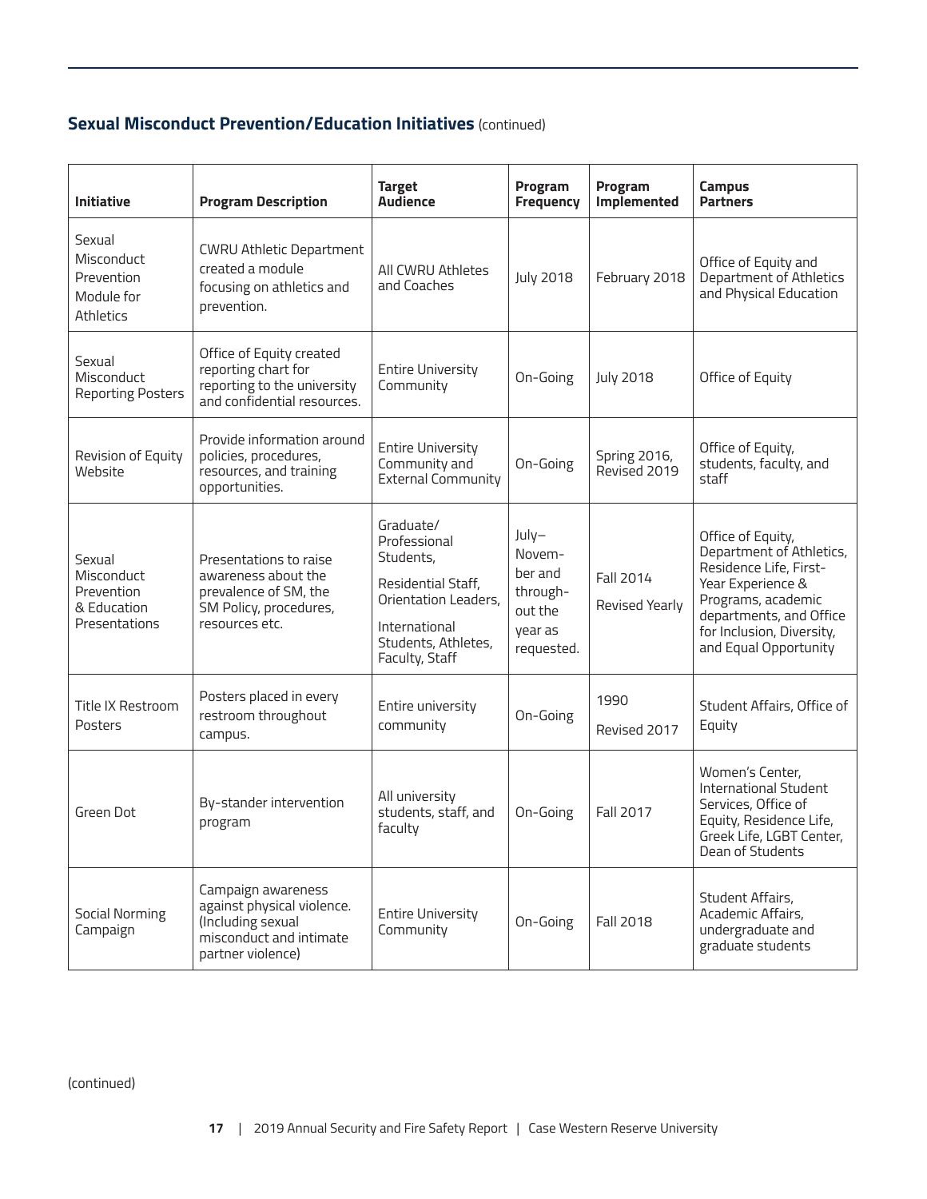## **Sexual Misconduct Prevention/Education Initiatives** (continued)

| Initiative | Program Description | Target Audience | Program Frequency | Program Implemented | Campus Partners |
|---|---|---|---|---|---|
| Sexual Misconduct Prevention Module for Athletics | CWRU Athletic Department created a module focusing on athletics and prevention. | All CWRU Athletes and Coaches | July 2018 | February 2018 | Office of Equity and Department of Athletics and Physical Education |
| Sexual Misconduct Reporting Posters | Office of Equity created reporting chart for reporting to the university and confidential resources. | Entire University Community | On-Going | July 2018 | Office of Equity |
| Revision of Equity Website | Provide information around policies, procedures, resources, and training opportunities. | Entire University Community and External Community | On-Going | Spring 2016, Revised 2019 | Office of Equity, students, faculty, and staff |
| Sexual Misconduct Prevention & Education Presentations | Presentations to raise awareness about the prevalence of SM, the SM Policy, procedures, resources etc. | Graduate/ Professional Students, Residential Staff, Orientation Leaders, International Students, Athletes, Faculty, Staff | July–November and throughout the year as requested. | Fall 2014 Revised Yearly | Office of Equity, Department of Athletics, Residence Life, First-Year Experience & Programs, academic departments, and Office for Inclusion, Diversity, and Equal Opportunity |
| Title IX Restroom Posters | Posters placed in every restroom throughout campus. | Entire university community | On-Going | 1990 Revised 2017 | Student Affairs, Office of Equity |
| Green Dot | By-stander intervention program | All university students, staff, and faculty | On-Going | Fall 2017 | Women's Center, International Student Services, Office of Equity, Residence Life, Greek Life, LGBT Center, Dean of Students |
| Social Norming Campaign | Campaign awareness against physical violence. (Including sexual misconduct and intimate partner violence) | Entire University Community | On-Going | Fall 2018 | Student Affairs, Academic Affairs, undergraduate and graduate students |

(continued)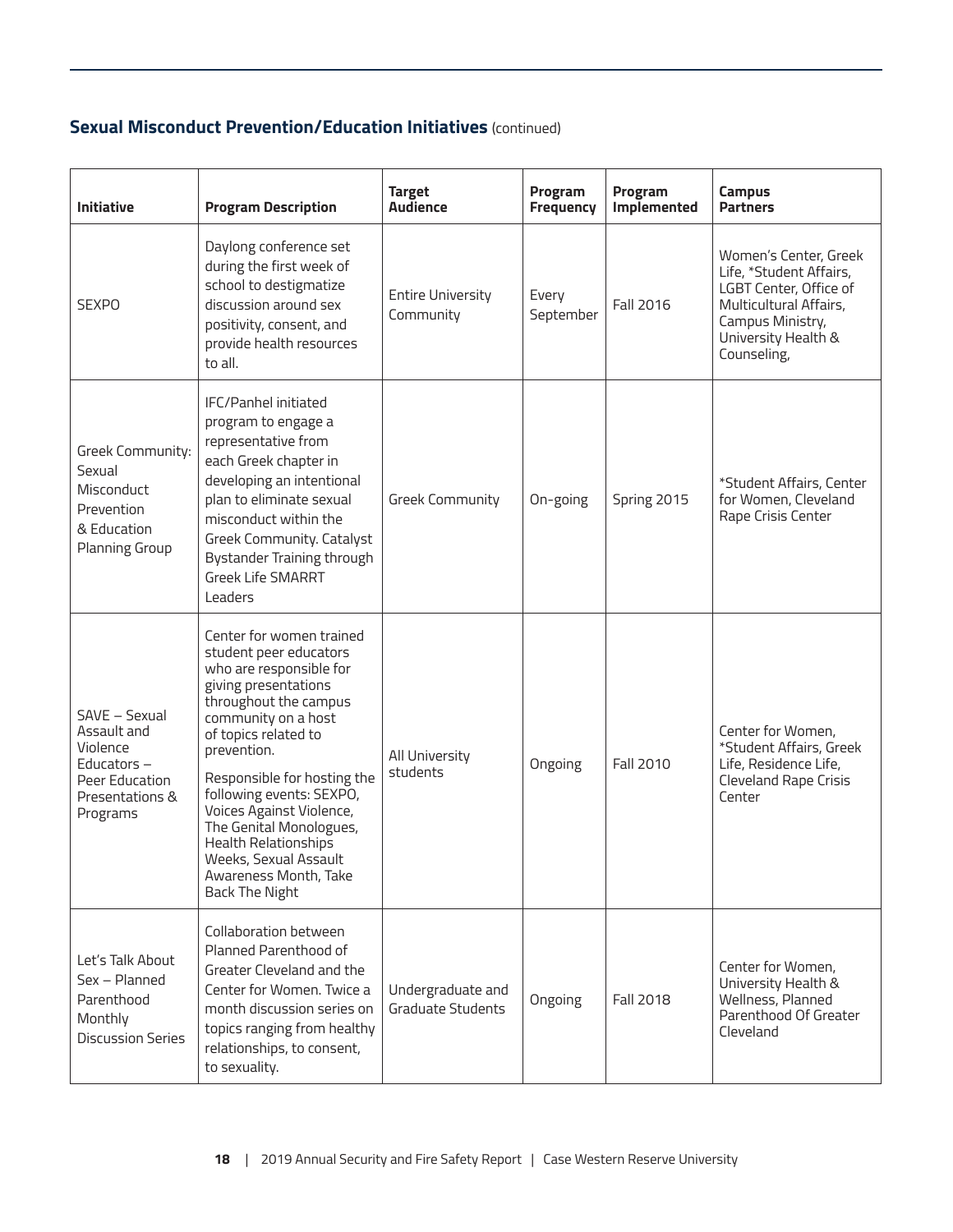## **Sexual Misconduct Prevention/Education Initiatives** (continued)

| Initiative | Program Description | Target Audience | Program Frequency | Program Implemented | Campus Partners |
|---|---|---|---|---|---|
| SEXPO | Daylong conference set during the first week of school to destigmatize discussion around sex positivity, consent, and provide health resources to all. | Entire University Community | Every September | Fall 2016 | Women's Center, Greek Life, *Student Affairs, LGBT Center, Office of Multicultural Affairs, Campus Ministry, University Health & Counseling, |
| Greek Community: Sexual Misconduct Prevention & Education Planning Group | IFC/Panhel initiated program to engage a representative from each Greek chapter in developing an intentional plan to eliminate sexual misconduct within the Greek Community. Catalyst Bystander Training through Greek Life SMARRT Leaders | Greek Community | On-going | Spring 2015 | *Student Affairs, Center for Women, Cleveland Rape Crisis Center |
| SAVE – Sexual Assault and Violence Educators – Peer Education Presentations & Programs | Center for women trained student peer educators who are responsible for giving presentations throughout the campus community on a host of topics related to prevention.<br><br>Responsible for hosting the following events: SEXPO, Voices Against Violence, The Genital Monologues, Health Relationships Weeks, Sexual Assault Awareness Month, Take Back The Night | All University students | Ongoing | Fall 2010 | Center for Women, *Student Affairs, Greek Life, Residence Life, Cleveland Rape Crisis Center |
| Let's Talk About Sex – Planned Parenthood Monthly Discussion Series | Collaboration between Planned Parenthood of Greater Cleveland and the Center for Women. Twice a month discussion series on topics ranging from healthy relationships, to consent, to sexuality. | Undergraduate and Graduate Students | Ongoing | Fall 2018 | Center for Women, University Health & Wellness, Planned Parenthood Of Greater Cleveland |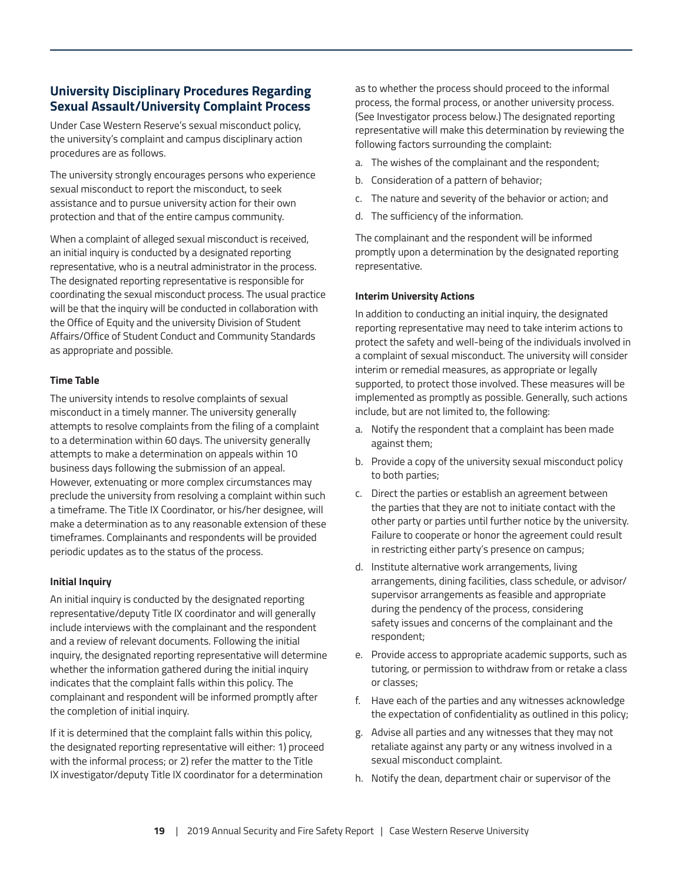## University Disciplinary Procedures Regarding Sexual Assault/University Complaint Process

Under Case Western Reserve's sexual misconduct policy, the university's complaint and campus disciplinary action procedures are as follows.

The university strongly encourages persons who experience sexual misconduct to report the misconduct, to seek assistance and to pursue university action for their own protection and that of the entire campus community.

When a complaint of alleged sexual misconduct is received, an initial inquiry is conducted by a designated reporting representative, who is a neutral administrator in the process. The designated reporting representative is responsible for coordinating the sexual misconduct process. The usual practice will be that the inquiry will be conducted in collaboration with the Office of Equity and the university Division of Student Affairs/Office of Student Conduct and Community Standards as appropriate and possible.

**Time Table**

The university intends to resolve complaints of sexual misconduct in a timely manner. The university generally attempts to resolve complaints from the filing of a complaint to a determination within 60 days. The university generally attempts to make a determination on appeals within 10 business days following the submission of an appeal. However, extenuating or more complex circumstances may preclude the university from resolving a complaint within such a timeframe. The Title IX Coordinator, or his/her designee, will make a determination as to any reasonable extension of these timeframes. Complainants and respondents will be provided periodic updates as to the status of the process.

**Initial Inquiry**

An initial inquiry is conducted by the designated reporting representative/deputy Title IX coordinator and will generally include interviews with the complainant and the respondent and a review of relevant documents. Following the initial inquiry, the designated reporting representative will determine whether the information gathered during the initial inquiry indicates that the complaint falls within this policy. The complainant and respondent will be informed promptly after the completion of initial inquiry.

If it is determined that the complaint falls within this policy, the designated reporting representative will either: 1) proceed with the informal process; or 2) refer the matter to the Title IX investigator/deputy Title IX coordinator for a determination as to whether the process should proceed to the informal process, the formal process, or another university process. (See Investigator process below.) The designated reporting representative will make this determination by reviewing the following factors surrounding the complaint:

a. The wishes of the complainant and the respondent;
b. Consideration of a pattern of behavior;
c. The nature and severity of the behavior or action; and
d. The sufficiency of the information.

The complainant and the respondent will be informed promptly upon a determination by the designated reporting representative.

**Interim University Actions**

In addition to conducting an initial inquiry, the designated reporting representative may need to take interim actions to protect the safety and well-being of the individuals involved in a complaint of sexual misconduct. The university will consider interim or remedial measures, as appropriate or legally supported, to protect those involved. These measures will be implemented as promptly as possible. Generally, such actions include, but are not limited to, the following:

a. Notify the respondent that a complaint has been made against them;
b. Provide a copy of the university sexual misconduct policy to both parties;
c. Direct the parties or establish an agreement between the parties that they are not to initiate contact with the other party or parties until further notice by the university. Failure to cooperate or honor the agreement could result in restricting either party's presence on campus;
d. Institute alternative work arrangements, living arrangements, dining facilities, class schedule, or advisor/supervisor arrangements as feasible and appropriate during the pendency of the process, considering safety issues and concerns of the complainant and the respondent;
e. Provide access to appropriate academic supports, such as tutoring, or permission to withdraw from or retake a class or classes;
f. Have each of the parties and any witnesses acknowledge the expectation of confidentiality as outlined in this policy;
g. Advise all parties and any witnesses that they may not retaliate against any party or any witness involved in a sexual misconduct complaint.
h. Notify the dean, department chair or supervisor of the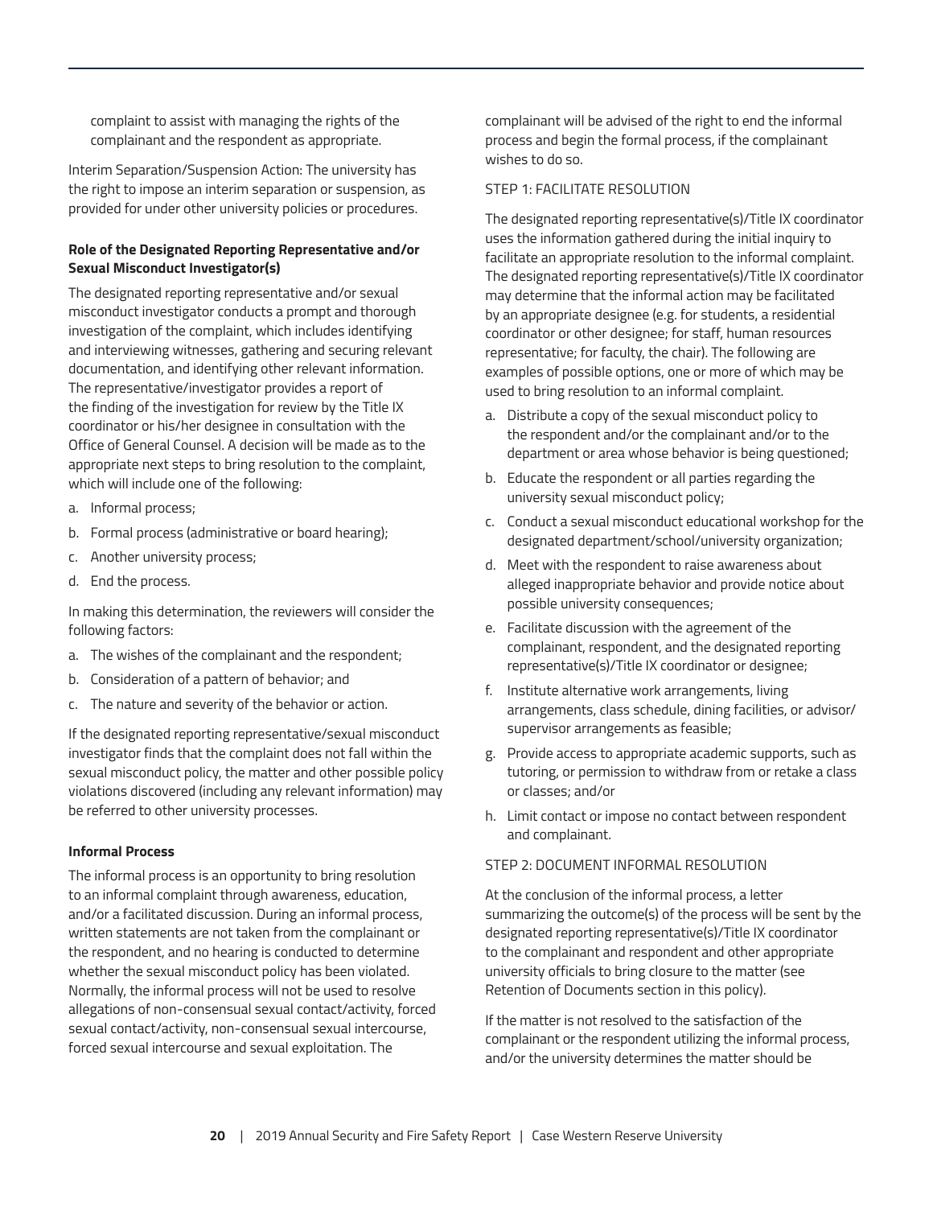complaint to assist with managing the rights of the complainant and the respondent as appropriate.

Interim Separation/Suspension Action: The university has the right to impose an interim separation or suspension, as provided for under other university policies or procedures.

**Role of the Designated Reporting Representative and/or Sexual Misconduct Investigator(s)**

The designated reporting representative and/or sexual misconduct investigator conducts a prompt and thorough investigation of the complaint, which includes identifying and interviewing witnesses, gathering and securing relevant documentation, and identifying other relevant information. The representative/investigator provides a report of the finding of the investigation for review by the Title IX coordinator or his/her designee in consultation with the Office of General Counsel. A decision will be made as to the appropriate next steps to bring resolution to the complaint, which will include one of the following:

a. Informal process;
b. Formal process (administrative or board hearing);
c. Another university process;
d. End the process.

In making this determination, the reviewers will consider the following factors:

a. The wishes of the complainant and the respondent;
b. Consideration of a pattern of behavior; and
c. The nature and severity of the behavior or action.

If the designated reporting representative/sexual misconduct investigator finds that the complaint does not fall within the sexual misconduct policy, the matter and other possible policy violations discovered (including any relevant information) may be referred to other university processes.

**Informal Process**

The informal process is an opportunity to bring resolution to an informal complaint through awareness, education, and/or a facilitated discussion. During an informal process, written statements are not taken from the complainant or the respondent, and no hearing is conducted to determine whether the sexual misconduct policy has been violated. Normally, the informal process will not be used to resolve allegations of non-consensual sexual contact/activity, forced sexual contact/activity, non-consensual sexual intercourse, forced sexual intercourse and sexual exploitation. The complainant will be advised of the right to end the informal process and begin the formal process, if the complainant wishes to do so.

STEP 1: FACILITATE RESOLUTION

The designated reporting representative(s)/Title IX coordinator uses the information gathered during the initial inquiry to facilitate an appropriate resolution to the informal complaint. The designated reporting representative(s)/Title IX coordinator may determine that the informal action may be facilitated by an appropriate designee (e.g. for students, a residential coordinator or other designee; for staff, human resources representative; for faculty, the chair). The following are examples of possible options, one or more of which may be used to bring resolution to an informal complaint.

a. Distribute a copy of the sexual misconduct policy to the respondent and/or the complainant and/or to the department or area whose behavior is being questioned;
b. Educate the respondent or all parties regarding the university sexual misconduct policy;
c. Conduct a sexual misconduct educational workshop for the designated department/school/university organization;
d. Meet with the respondent to raise awareness about alleged inappropriate behavior and provide notice about possible university consequences;
e. Facilitate discussion with the agreement of the complainant, respondent, and the designated reporting representative(s)/Title IX coordinator or designee;
f. Institute alternative work arrangements, living arrangements, class schedule, dining facilities, or advisor/supervisor arrangements as feasible;
g. Provide access to appropriate academic supports, such as tutoring, or permission to withdraw from or retake a class or classes; and/or
h. Limit contact or impose no contact between respondent and complainant.

STEP 2: DOCUMENT INFORMAL RESOLUTION

At the conclusion of the informal process, a letter summarizing the outcome(s) of the process will be sent by the designated reporting representative(s)/Title IX coordinator to the complainant and respondent and other appropriate university officials to bring closure to the matter (see Retention of Documents section in this policy).

If the matter is not resolved to the satisfaction of the complainant or the respondent utilizing the informal process, and/or the university determines the matter should be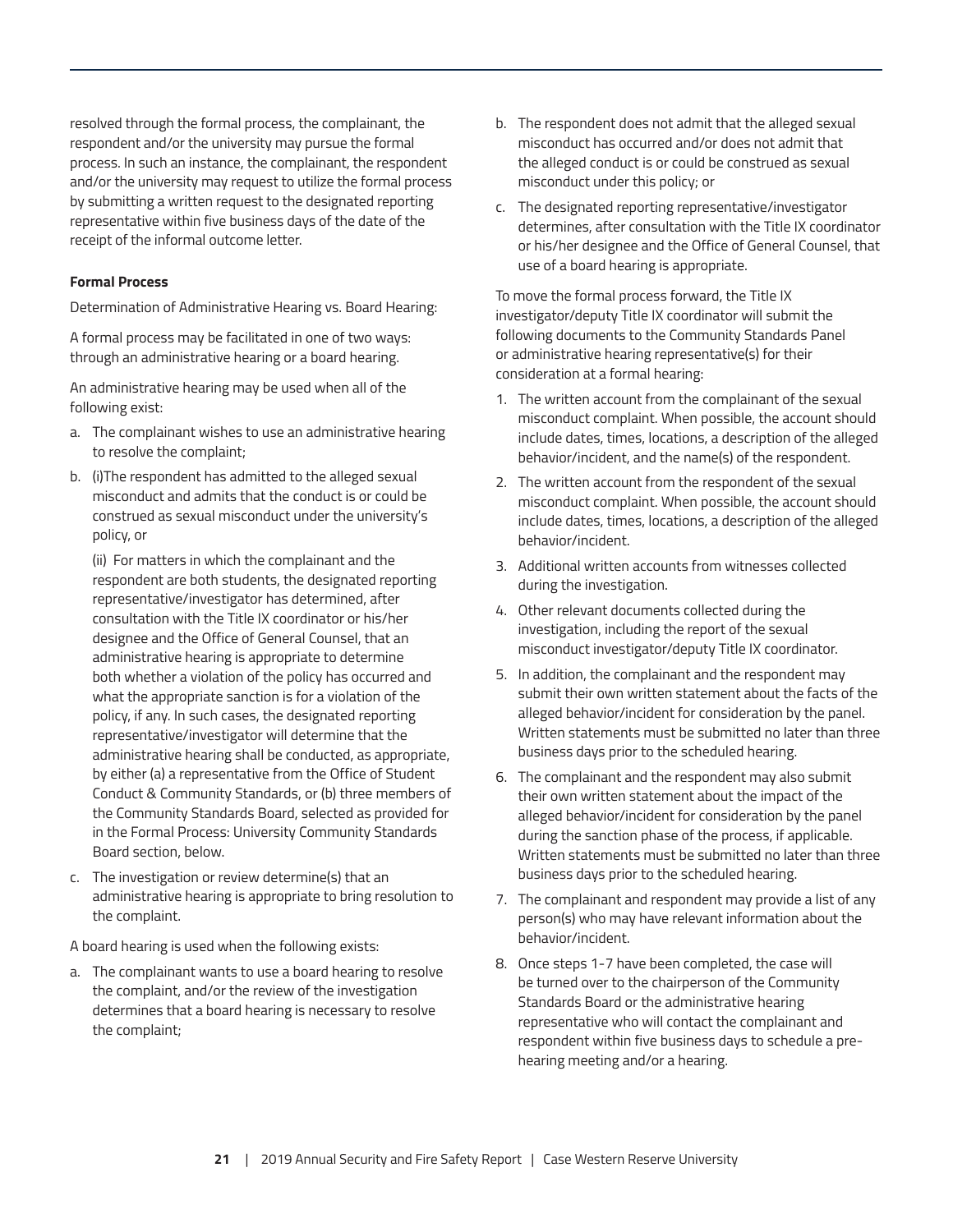resolved through the formal process, the complainant, the respondent and/or the university may pursue the formal process. In such an instance, the complainant, the respondent and/or the university may request to utilize the formal process by submitting a written request to the designated reporting representative within five business days of the date of the receipt of the informal outcome letter.

**Formal Process**

Determination of Administrative Hearing vs. Board Hearing:

A formal process may be facilitated in one of two ways: through an administrative hearing or a board hearing.

An administrative hearing may be used when all of the following exist:

a. The complainant wishes to use an administrative hearing to resolve the complaint;
b. (i)The respondent has admitted to the alleged sexual misconduct and admits that the conduct is or could be construed as sexual misconduct under the university's policy, or

   (ii) For matters in which the complainant and the respondent are both students, the designated reporting representative/investigator has determined, after consultation with the Title IX coordinator or his/her designee and the Office of General Counsel, that an administrative hearing is appropriate to determine both whether a violation of the policy has occurred and what the appropriate sanction is for a violation of the policy, if any. In such cases, the designated reporting representative/investigator will determine that the administrative hearing shall be conducted, as appropriate, by either (a) a representative from the Office of Student Conduct & Community Standards, or (b) three members of the Community Standards Board, selected as provided for in the Formal Process: University Community Standards Board section, below.
c. The investigation or review determine(s) that an administrative hearing is appropriate to bring resolution to the complaint.

A board hearing is used when the following exists:

a. The complainant wants to use a board hearing to resolve the complaint, and/or the review of the investigation determines that a board hearing is necessary to resolve the complaint;
b. The respondent does not admit that the alleged sexual misconduct has occurred and/or does not admit that the alleged conduct is or could be construed as sexual misconduct under this policy; or
c. The designated reporting representative/investigator determines, after consultation with the Title IX coordinator or his/her designee and the Office of General Counsel, that use of a board hearing is appropriate.

To move the formal process forward, the Title IX investigator/deputy Title IX coordinator will submit the following documents to the Community Standards Panel or administrative hearing representative(s) for their consideration at a formal hearing:

1. The written account from the complainant of the sexual misconduct complaint. When possible, the account should include dates, times, locations, a description of the alleged behavior/incident, and the name(s) of the respondent.
2. The written account from the respondent of the sexual misconduct complaint. When possible, the account should include dates, times, locations, a description of the alleged behavior/incident.
3. Additional written accounts from witnesses collected during the investigation.
4. Other relevant documents collected during the investigation, including the report of the sexual misconduct investigator/deputy Title IX coordinator.
5. In addition, the complainant and the respondent may submit their own written statement about the facts of the alleged behavior/incident for consideration by the panel. Written statements must be submitted no later than three business days prior to the scheduled hearing.
6. The complainant and the respondent may also submit their own written statement about the impact of the alleged behavior/incident for consideration by the panel during the sanction phase of the process, if applicable. Written statements must be submitted no later than three business days prior to the scheduled hearing.
7. The complainant and respondent may provide a list of any person(s) who may have relevant information about the behavior/incident.
8. Once steps 1-7 have been completed, the case will be turned over to the chairperson of the Community Standards Board or the administrative hearing representative who will contact the complainant and respondent within five business days to schedule a pre-hearing meeting and/or a hearing.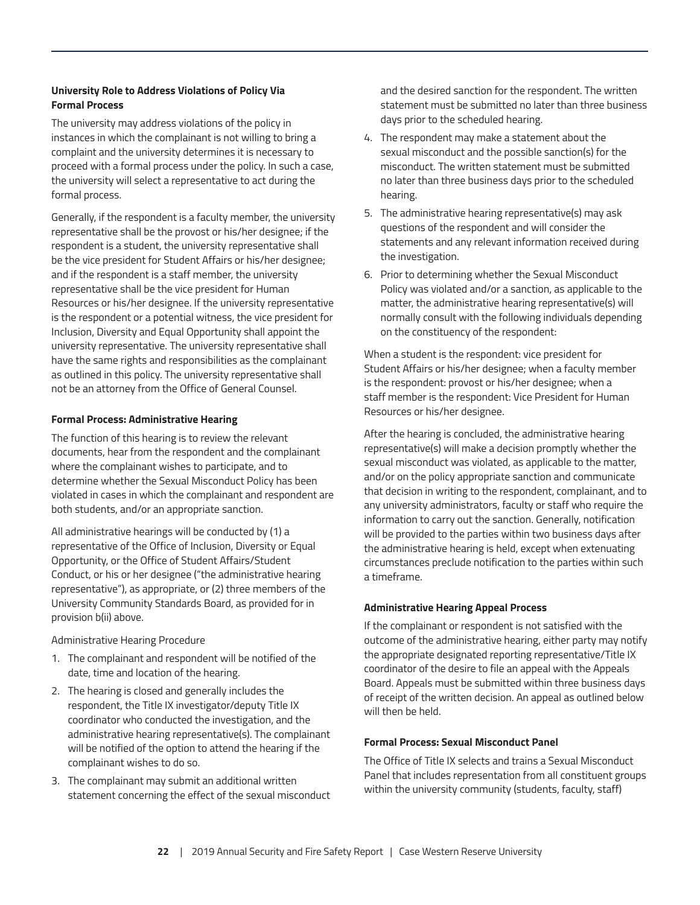**University Role to Address Violations of Policy Via Formal Process**

The university may address violations of the policy in instances in which the complainant is not willing to bring a complaint and the university determines it is necessary to proceed with a formal process under the policy. In such a case, the university will select a representative to act during the formal process.

Generally, if the respondent is a faculty member, the university representative shall be the provost or his/her designee; if the respondent is a student, the university representative shall be the vice president for Student Affairs or his/her designee; and if the respondent is a staff member, the university representative shall be the vice president for Human Resources or his/her designee. If the university representative is the respondent or a potential witness, the vice president for Inclusion, Diversity and Equal Opportunity shall appoint the university representative. The university representative shall have the same rights and responsibilities as the complainant as outlined in this policy. The university representative shall not be an attorney from the Office of General Counsel.

**Formal Process: Administrative Hearing**

The function of this hearing is to review the relevant documents, hear from the respondent and the complainant where the complainant wishes to participate, and to determine whether the Sexual Misconduct Policy has been violated in cases in which the complainant and respondent are both students, and/or an appropriate sanction.

All administrative hearings will be conducted by (1) a representative of the Office of Inclusion, Diversity or Equal Opportunity, or the Office of Student Affairs/Student Conduct, or his or her designee ("the administrative hearing representative"), as appropriate, or (2) three members of the University Community Standards Board, as provided for in provision b(ii) above.

Administrative Hearing Procedure

1. The complainant and respondent will be notified of the date, time and location of the hearing.
2. The hearing is closed and generally includes the respondent, the Title IX investigator/deputy Title IX coordinator who conducted the investigation, and the administrative hearing representative(s). The complainant will be notified of the option to attend the hearing if the complainant wishes to do so.
3. The complainant may submit an additional written statement concerning the effect of the sexual misconduct and the desired sanction for the respondent. The written statement must be submitted no later than three business days prior to the scheduled hearing.
4. The respondent may make a statement about the sexual misconduct and the possible sanction(s) for the misconduct. The written statement must be submitted no later than three business days prior to the scheduled hearing.
5. The administrative hearing representative(s) may ask questions of the respondent and will consider the statements and any relevant information received during the investigation.
6. Prior to determining whether the Sexual Misconduct Policy was violated and/or a sanction, as applicable to the matter, the administrative hearing representative(s) will normally consult with the following individuals depending on the constituency of the respondent:

When a student is the respondent: vice president for Student Affairs or his/her designee; when a faculty member is the respondent: provost or his/her designee; when a staff member is the respondent: Vice President for Human Resources or his/her designee.

After the hearing is concluded, the administrative hearing representative(s) will make a decision promptly whether the sexual misconduct was violated, as applicable to the matter, and/or on the policy appropriate sanction and communicate that decision in writing to the respondent, complainant, and to any university administrators, faculty or staff who require the information to carry out the sanction. Generally, notification will be provided to the parties within two business days after the administrative hearing is held, except when extenuating circumstances preclude notification to the parties within such a timeframe.

**Administrative Hearing Appeal Process**

If the complainant or respondent is not satisfied with the outcome of the administrative hearing, either party may notify the appropriate designated reporting representative/Title IX coordinator of the desire to file an appeal with the Appeals Board. Appeals must be submitted within three business days of receipt of the written decision. An appeal as outlined below will then be held.

**Formal Process: Sexual Misconduct Panel**

The Office of Title IX selects and trains a Sexual Misconduct Panel that includes representation from all constituent groups within the university community (students, faculty, staff)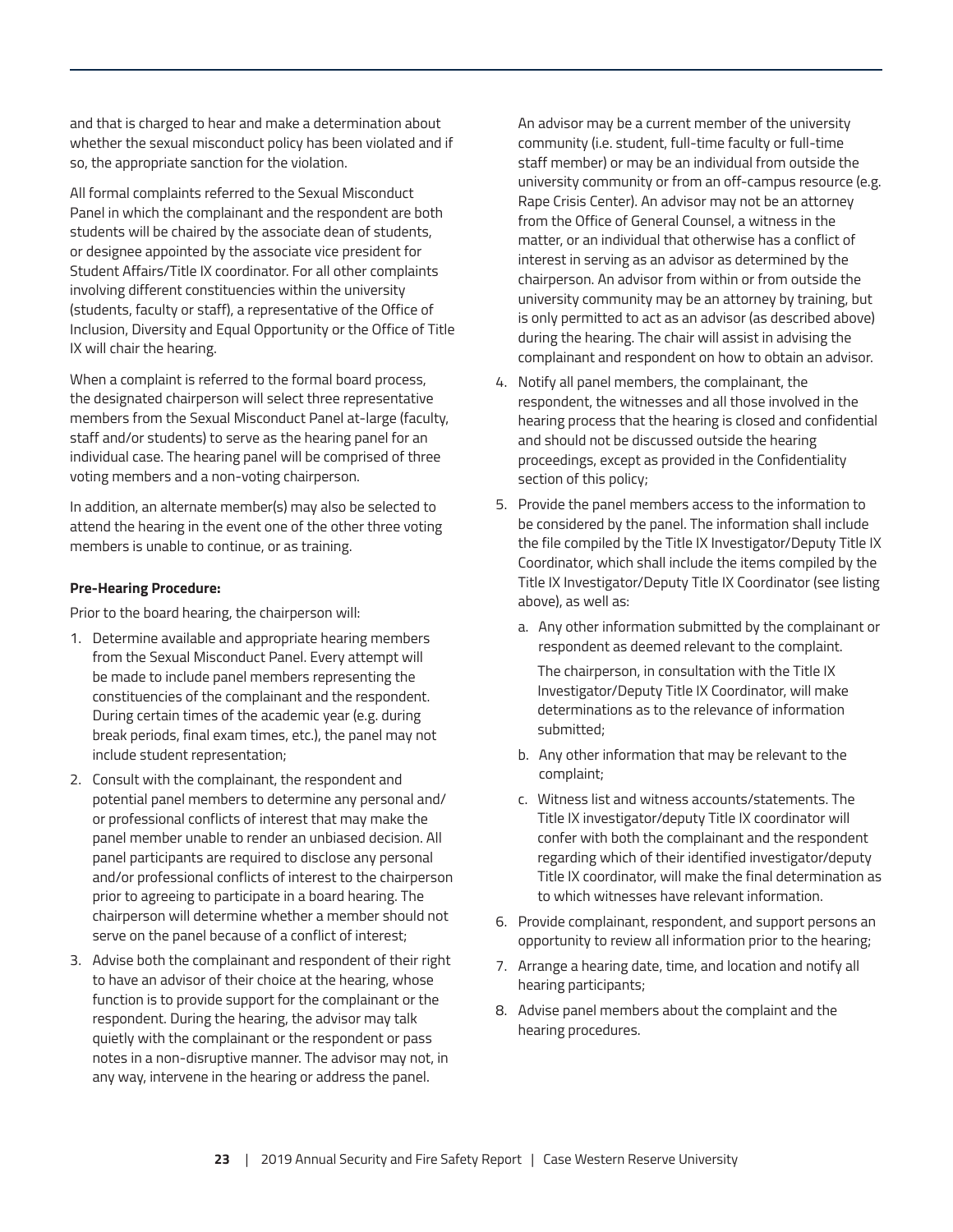and that is charged to hear and make a determination about whether the sexual misconduct policy has been violated and if so, the appropriate sanction for the violation.

All formal complaints referred to the Sexual Misconduct Panel in which the complainant and the respondent are both students will be chaired by the associate dean of students, or designee appointed by the associate vice president for Student Affairs/Title IX coordinator. For all other complaints involving different constituencies within the university (students, faculty or staff), a representative of the Office of Inclusion, Diversity and Equal Opportunity or the Office of Title IX will chair the hearing.

When a complaint is referred to the formal board process, the designated chairperson will select three representative members from the Sexual Misconduct Panel at-large (faculty, staff and/or students) to serve as the hearing panel for an individual case. The hearing panel will be comprised of three voting members and a non-voting chairperson.

In addition, an alternate member(s) may also be selected to attend the hearing in the event one of the other three voting members is unable to continue, or as training.

**Pre-Hearing Procedure:**

Prior to the board hearing, the chairperson will:

1. Determine available and appropriate hearing members from the Sexual Misconduct Panel. Every attempt will be made to include panel members representing the constituencies of the complainant and the respondent. During certain times of the academic year (e.g. during break periods, final exam times, etc.), the panel may not include student representation;
2. Consult with the complainant, the respondent and potential panel members to determine any personal and/or professional conflicts of interest that may make the panel member unable to render an unbiased decision. All panel participants are required to disclose any personal and/or professional conflicts of interest to the chairperson prior to agreeing to participate in a board hearing. The chairperson will determine whether a member should not serve on the panel because of a conflict of interest;
3. Advise both the complainant and respondent of their right to have an advisor of their choice at the hearing, whose function is to provide support for the complainant or the respondent. During the hearing, the advisor may talk quietly with the complainant or the respondent or pass notes in a non-disruptive manner. The advisor may not, in any way, intervene in the hearing or address the panel.

   An advisor may be a current member of the university community (i.e. student, full-time faculty or full-time staff member) or may be an individual from outside the university community or from an off-campus resource (e.g. Rape Crisis Center). An advisor may not be an attorney from the Office of General Counsel, a witness in the matter, or an individual that otherwise has a conflict of interest in serving as an advisor as determined by the chairperson. An advisor from within or from outside the university community may be an attorney by training, but is only permitted to act as an advisor (as described above) during the hearing. The chair will assist in advising the complainant and respondent on how to obtain an advisor.
4. Notify all panel members, the complainant, the respondent, the witnesses and all those involved in the hearing process that the hearing is closed and confidential and should not be discussed outside the hearing proceedings, except as provided in the Confidentiality section of this policy;
5. Provide the panel members access to the information to be considered by the panel. The information shall include the file compiled by the Title IX Investigator/Deputy Title IX Coordinator, which shall include the items compiled by the Title IX Investigator/Deputy Title IX Coordinator (see listing above), as well as:
   a. Any other information submitted by the complainant or respondent as deemed relevant to the complaint.

      The chairperson, in consultation with the Title IX Investigator/Deputy Title IX Coordinator, will make determinations as to the relevance of information submitted;
   b. Any other information that may be relevant to the complaint;
   c. Witness list and witness accounts/statements. The Title IX investigator/deputy Title IX coordinator will confer with both the complainant and the respondent regarding which of their identified investigator/deputy Title IX coordinator, will make the final determination as to which witnesses have relevant information.
6. Provide complainant, respondent, and support persons an opportunity to review all information prior to the hearing;
7. Arrange a hearing date, time, and location and notify all hearing participants;
8. Advise panel members about the complaint and the hearing procedures.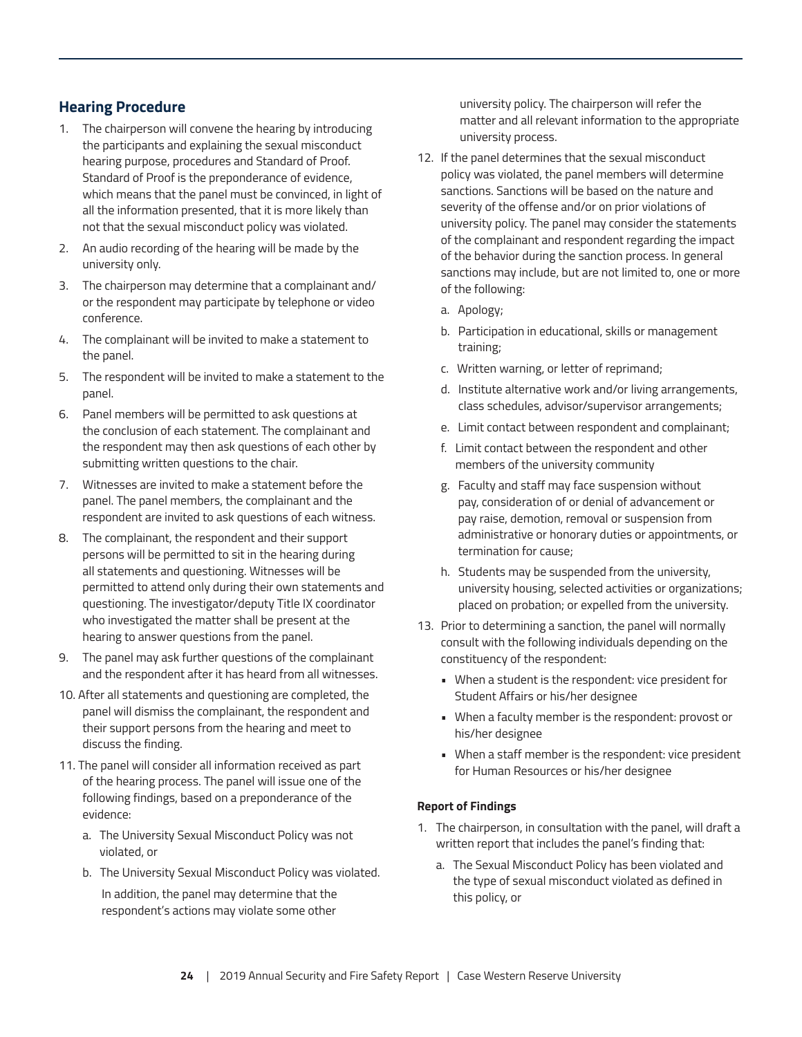## Hearing Procedure

1. The chairperson will convene the hearing by introducing the participants and explaining the sexual misconduct hearing purpose, procedures and Standard of Proof. Standard of Proof is the preponderance of evidence, which means that the panel must be convinced, in light of all the information presented, that it is more likely than not that the sexual misconduct policy was violated.
2. An audio recording of the hearing will be made by the university only.
3. The chairperson may determine that a complainant and/or the respondent may participate by telephone or video conference.
4. The complainant will be invited to make a statement to the panel.
5. The respondent will be invited to make a statement to the panel.
6. Panel members will be permitted to ask questions at the conclusion of each statement. The complainant and the respondent may then ask questions of each other by submitting written questions to the chair.
7. Witnesses are invited to make a statement before the panel. The panel members, the complainant and the respondent are invited to ask questions of each witness.
8. The complainant, the respondent and their support persons will be permitted to sit in the hearing during all statements and questioning. Witnesses will be permitted to attend only during their own statements and questioning. The investigator/deputy Title IX coordinator who investigated the matter shall be present at the hearing to answer questions from the panel.
9. The panel may ask further questions of the complainant and the respondent after it has heard from all witnesses.
10. After all statements and questioning are completed, the panel will dismiss the complainant, the respondent and their support persons from the hearing and meet to discuss the finding.
11. The panel will consider all information received as part of the hearing process. The panel will issue one of the following findings, based on a preponderance of the evidence:
    a. The University Sexual Misconduct Policy was not violated, or
    b. The University Sexual Misconduct Policy was violated.

    In addition, the panel may determine that the respondent's actions may violate some other university policy. The chairperson will refer the matter and all relevant information to the appropriate university process.
12. If the panel determines that the sexual misconduct policy was violated, the panel members will determine sanctions. Sanctions will be based on the nature and severity of the offense and/or on prior violations of university policy. The panel may consider the statements of the complainant and respondent regarding the impact of the behavior during the sanction process. In general sanctions may include, but are not limited to, one or more of the following:
    a. Apology;
    b. Participation in educational, skills or management training;
    c. Written warning, or letter of reprimand;
    d. Institute alternative work and/or living arrangements, class schedules, advisor/supervisor arrangements;
    e. Limit contact between respondent and complainant;
    f. Limit contact between the respondent and other members of the university community
    g. Faculty and staff may face suspension without pay, consideration of or denial of advancement or pay raise, demotion, removal or suspension from administrative or honorary duties or appointments, or termination for cause;
    h. Students may be suspended from the university, university housing, selected activities or organizations; placed on probation; or expelled from the university.
13. Prior to determining a sanction, the panel will normally consult with the following individuals depending on the constituency of the respondent:
    - When a student is the respondent: vice president for Student Affairs or his/her designee
    - When a faculty member is the respondent: provost or his/her designee
    - When a staff member is the respondent: vice president for Human Resources or his/her designee

#### Report of Findings

1. The chairperson, in consultation with the panel, will draft a written report that includes the panel's finding that:
    a. The Sexual Misconduct Policy has been violated and the type of sexual misconduct violated as defined in this policy, or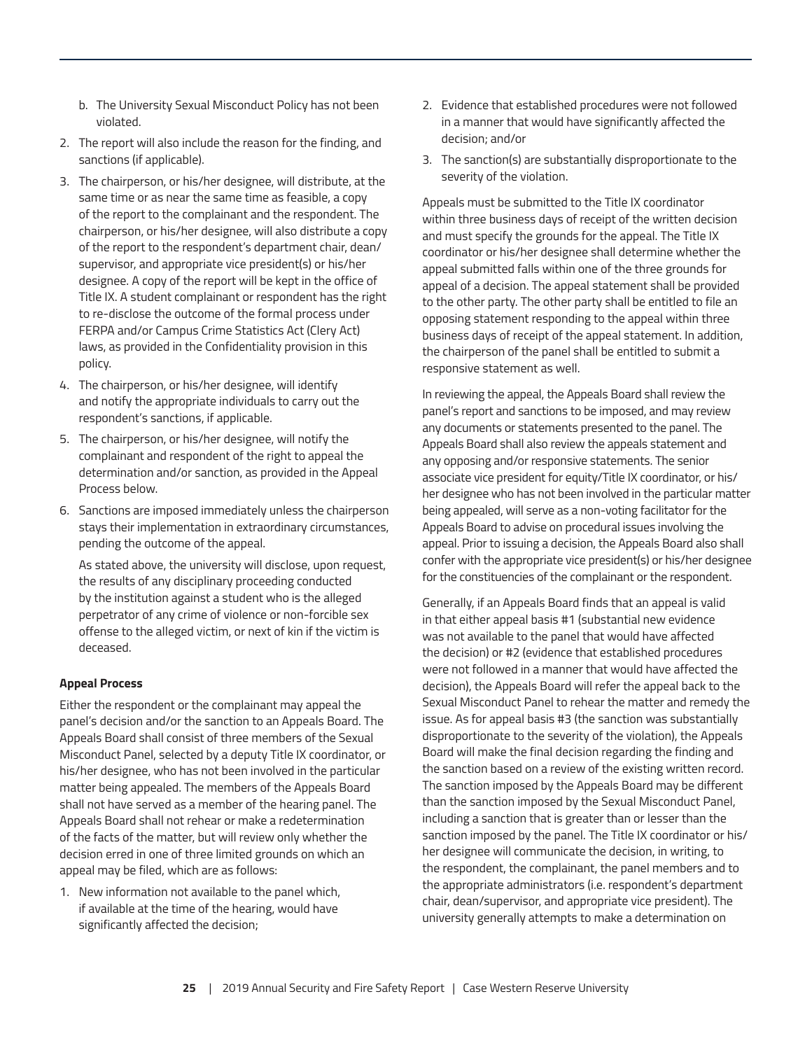b. The University Sexual Misconduct Policy has not been violated.

2. The report will also include the reason for the finding, and sanctions (if applicable).
3. The chairperson, or his/her designee, will distribute, at the same time or as near the same time as feasible, a copy of the report to the complainant and the respondent. The chairperson, or his/her designee, will also distribute a copy of the report to the respondent's department chair, dean/ supervisor, and appropriate vice president(s) or his/her designee. A copy of the report will be kept in the office of Title IX. A student complainant or respondent has the right to re-disclose the outcome of the formal process under FERPA and/or Campus Crime Statistics Act (Clery Act) laws, as provided in the Confidentiality provision in this policy.
4. The chairperson, or his/her designee, will identify and notify the appropriate individuals to carry out the respondent's sanctions, if applicable.
5. The chairperson, or his/her designee, will notify the complainant and respondent of the right to appeal the determination and/or sanction, as provided in the Appeal Process below.
6. Sanctions are imposed immediately unless the chairperson stays their implementation in extraordinary circumstances, pending the outcome of the appeal.

   As stated above, the university will disclose, upon request, the results of any disciplinary proceeding conducted by the institution against a student who is the alleged perpetrator of any crime of violence or non-forcible sex offense to the alleged victim, or next of kin if the victim is deceased.

**Appeal Process**

Either the respondent or the complainant may appeal the panel's decision and/or the sanction to an Appeals Board. The Appeals Board shall consist of three members of the Sexual Misconduct Panel, selected by a deputy Title IX coordinator, or his/her designee, who has not been involved in the particular matter being appealed. The members of the Appeals Board shall not have served as a member of the hearing panel. The Appeals Board shall not rehear or make a redetermination of the facts of the matter, but will review only whether the decision erred in one of three limited grounds on which an appeal may be filed, which are as follows:

1. New information not available to the panel which, if available at the time of the hearing, would have significantly affected the decision;
2. Evidence that established procedures were not followed in a manner that would have significantly affected the decision; and/or
3. The sanction(s) are substantially disproportionate to the severity of the violation.

Appeals must be submitted to the Title IX coordinator within three business days of receipt of the written decision and must specify the grounds for the appeal. The Title IX coordinator or his/her designee shall determine whether the appeal submitted falls within one of the three grounds for appeal of a decision. The appeal statement shall be provided to the other party. The other party shall be entitled to file an opposing statement responding to the appeal within three business days of receipt of the appeal statement. In addition, the chairperson of the panel shall be entitled to submit a responsive statement as well.

In reviewing the appeal, the Appeals Board shall review the panel's report and sanctions to be imposed, and may review any documents or statements presented to the panel. The Appeals Board shall also review the appeals statement and any opposing and/or responsive statements. The senior associate vice president for equity/Title IX coordinator, or his/ her designee who has not been involved in the particular matter being appealed, will serve as a non-voting facilitator for the Appeals Board to advise on procedural issues involving the appeal. Prior to issuing a decision, the Appeals Board also shall confer with the appropriate vice president(s) or his/her designee for the constituencies of the complainant or the respondent.

Generally, if an Appeals Board finds that an appeal is valid in that either appeal basis #1 (substantial new evidence was not available to the panel that would have affected the decision) or #2 (evidence that established procedures were not followed in a manner that would have affected the decision), the Appeals Board will refer the appeal back to the Sexual Misconduct Panel to rehear the matter and remedy the issue. As for appeal basis #3 (the sanction was substantially disproportionate to the severity of the violation), the Appeals Board will make the final decision regarding the finding and the sanction based on a review of the existing written record. The sanction imposed by the Appeals Board may be different than the sanction imposed by the Sexual Misconduct Panel, including a sanction that is greater than or lesser than the sanction imposed by the panel. The Title IX coordinator or his/ her designee will communicate the decision, in writing, to the respondent, the complainant, the panel members and to the appropriate administrators (i.e. respondent's department chair, dean/supervisor, and appropriate vice president). The university generally attempts to make a determination on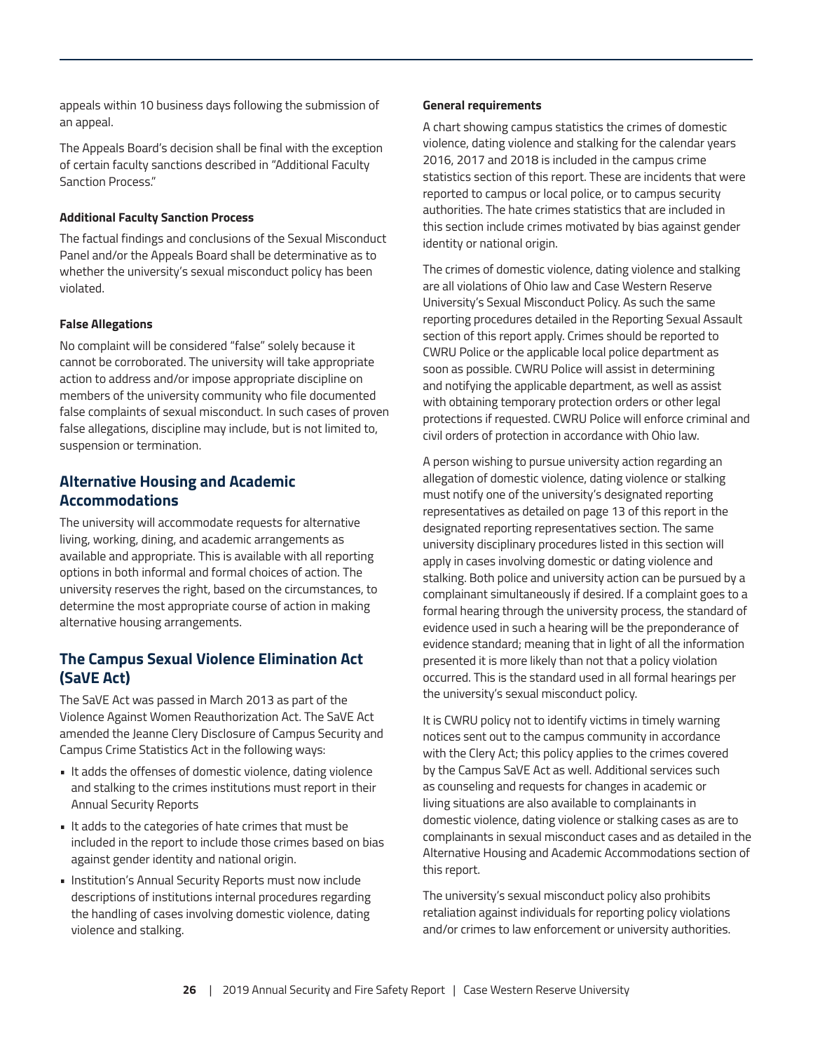appeals within 10 business days following the submission of an appeal.

The Appeals Board's decision shall be final with the exception of certain faculty sanctions described in "Additional Faculty Sanction Process."

**Additional Faculty Sanction Process**

The factual findings and conclusions of the Sexual Misconduct Panel and/or the Appeals Board shall be determinative as to whether the university's sexual misconduct policy has been violated.

**False Allegations**

No complaint will be considered "false" solely because it cannot be corroborated. The university will take appropriate action to address and/or impose appropriate discipline on members of the university community who file documented false complaints of sexual misconduct. In such cases of proven false allegations, discipline may include, but is not limited to, suspension or termination.

## Alternative Housing and Academic Accommodations

The university will accommodate requests for alternative living, working, dining, and academic arrangements as available and appropriate. This is available with all reporting options in both informal and formal choices of action. The university reserves the right, based on the circumstances, to determine the most appropriate course of action in making alternative housing arrangements.

## The Campus Sexual Violence Elimination Act (SaVE Act)

The SaVE Act was passed in March 2013 as part of the Violence Against Women Reauthorization Act. The SaVE Act amended the Jeanne Clery Disclosure of Campus Security and Campus Crime Statistics Act in the following ways:

- It adds the offenses of domestic violence, dating violence and stalking to the crimes institutions must report in their Annual Security Reports
- It adds to the categories of hate crimes that must be included in the report to include those crimes based on bias against gender identity and national origin.
- Institution's Annual Security Reports must now include descriptions of institutions internal procedures regarding the handling of cases involving domestic violence, dating violence and stalking.

**General requirements**

A chart showing campus statistics the crimes of domestic violence, dating violence and stalking for the calendar years 2016, 2017 and 2018 is included in the campus crime statistics section of this report. These are incidents that were reported to campus or local police, or to campus security authorities. The hate crimes statistics that are included in this section include crimes motivated by bias against gender identity or national origin.

The crimes of domestic violence, dating violence and stalking are all violations of Ohio law and Case Western Reserve University's Sexual Misconduct Policy. As such the same reporting procedures detailed in the Reporting Sexual Assault section of this report apply. Crimes should be reported to CWRU Police or the applicable local police department as soon as possible. CWRU Police will assist in determining and notifying the applicable department, as well as assist with obtaining temporary protection orders or other legal protections if requested. CWRU Police will enforce criminal and civil orders of protection in accordance with Ohio law.

A person wishing to pursue university action regarding an allegation of domestic violence, dating violence or stalking must notify one of the university's designated reporting representatives as detailed on page 13 of this report in the designated reporting representatives section. The same university disciplinary procedures listed in this section will apply in cases involving domestic or dating violence and stalking. Both police and university action can be pursued by a complainant simultaneously if desired. If a complaint goes to a formal hearing through the university process, the standard of evidence used in such a hearing will be the preponderance of evidence standard; meaning that in light of all the information presented it is more likely than not that a policy violation occurred. This is the standard used in all formal hearings per the university's sexual misconduct policy.

It is CWRU policy not to identify victims in timely warning notices sent out to the campus community in accordance with the Clery Act; this policy applies to the crimes covered by the Campus SaVE Act as well. Additional services such as counseling and requests for changes in academic or living situations are also available to complainants in domestic violence, dating violence or stalking cases as are to complainants in sexual misconduct cases and as detailed in the Alternative Housing and Academic Accommodations section of this report.

The university's sexual misconduct policy also prohibits retaliation against individuals for reporting policy violations and/or crimes to law enforcement or university authorities.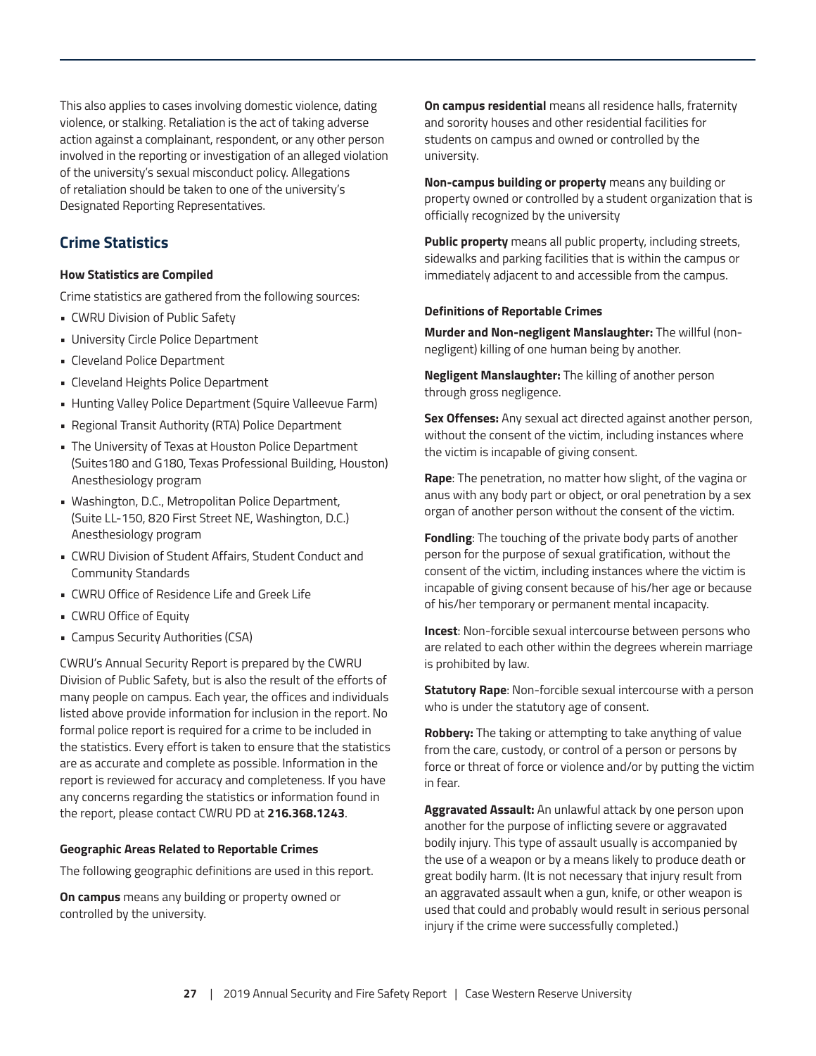This also applies to cases involving domestic violence, dating violence, or stalking. Retaliation is the act of taking adverse action against a complainant, respondent, or any other person involved in the reporting or investigation of an alleged violation of the university's sexual misconduct policy. Allegations of retaliation should be taken to one of the university's Designated Reporting Representatives.

## Crime Statistics

#### How Statistics are Compiled

Crime statistics are gathered from the following sources:

- CWRU Division of Public Safety
- University Circle Police Department
- Cleveland Police Department
- Cleveland Heights Police Department
- Hunting Valley Police Department (Squire Valleevue Farm)
- Regional Transit Authority (RTA) Police Department
- The University of Texas at Houston Police Department (Suites180 and G180, Texas Professional Building, Houston) Anesthesiology program
- Washington, D.C., Metropolitan Police Department, (Suite LL-150, 820 First Street NE, Washington, D.C.) Anesthesiology program
- CWRU Division of Student Affairs, Student Conduct and Community Standards
- CWRU Office of Residence Life and Greek Life
- CWRU Office of Equity
- Campus Security Authorities (CSA)

CWRU's Annual Security Report is prepared by the CWRU Division of Public Safety, but is also the result of the efforts of many people on campus. Each year, the offices and individuals listed above provide information for inclusion in the report. No formal police report is required for a crime to be included in the statistics. Every effort is taken to ensure that the statistics are as accurate and complete as possible. Information in the report is reviewed for accuracy and completeness. If you have any concerns regarding the statistics or information found in the report, please contact CWRU PD at **216.368.1243**.

#### Geographic Areas Related to Reportable Crimes

The following geographic definitions are used in this report.

**On campus** means any building or property owned or controlled by the university.

**On campus residential** means all residence halls, fraternity and sorority houses and other residential facilities for students on campus and owned or controlled by the university.

**Non-campus building or property** means any building or property owned or controlled by a student organization that is officially recognized by the university

**Public property** means all public property, including streets, sidewalks and parking facilities that is within the campus or immediately adjacent to and accessible from the campus.

#### Definitions of Reportable Crimes

**Murder and Non-negligent Manslaughter:** The willful (non-negligent) killing of one human being by another.

**Negligent Manslaughter:** The killing of another person through gross negligence.

**Sex Offenses:** Any sexual act directed against another person, without the consent of the victim, including instances where the victim is incapable of giving consent.

**Rape**: The penetration, no matter how slight, of the vagina or anus with any body part or object, or oral penetration by a sex organ of another person without the consent of the victim.

**Fondling**: The touching of the private body parts of another person for the purpose of sexual gratification, without the consent of the victim, including instances where the victim is incapable of giving consent because of his/her age or because of his/her temporary or permanent mental incapacity.

**Incest**: Non-forcible sexual intercourse between persons who are related to each other within the degrees wherein marriage is prohibited by law.

**Statutory Rape**: Non-forcible sexual intercourse with a person who is under the statutory age of consent.

**Robbery:** The taking or attempting to take anything of value from the care, custody, or control of a person or persons by force or threat of force or violence and/or by putting the victim in fear.

**Aggravated Assault:** An unlawful attack by one person upon another for the purpose of inflicting severe or aggravated bodily injury. This type of assault usually is accompanied by the use of a weapon or by a means likely to produce death or great bodily harm. (It is not necessary that injury result from an aggravated assault when a gun, knife, or other weapon is used that could and probably would result in serious personal injury if the crime were successfully completed.)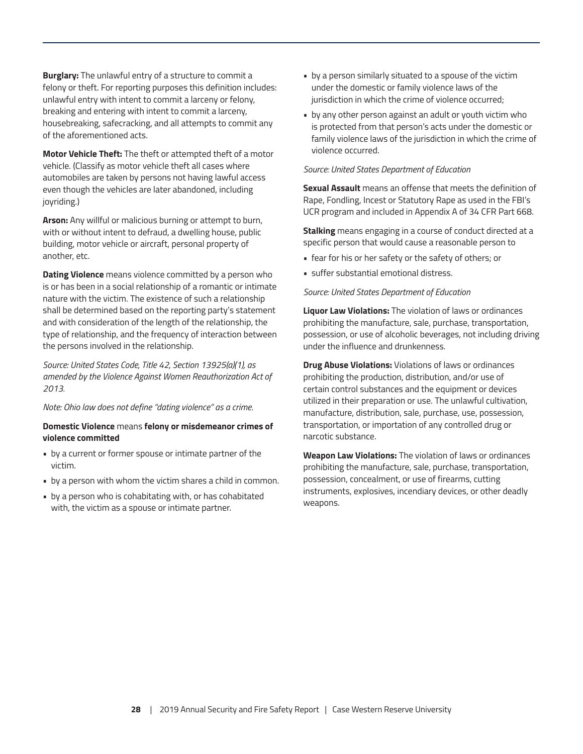**Burglary:** The unlawful entry of a structure to commit a felony or theft. For reporting purposes this definition includes: unlawful entry with intent to commit a larceny or felony, breaking and entering with intent to commit a larceny, housebreaking, safecracking, and all attempts to commit any of the aforementioned acts.

**Motor Vehicle Theft:** The theft or attempted theft of a motor vehicle. (Classify as motor vehicle theft all cases where automobiles are taken by persons not having lawful access even though the vehicles are later abandoned, including joyriding.)

**Arson:** Any willful or malicious burning or attempt to burn, with or without intent to defraud, a dwelling house, public building, motor vehicle or aircraft, personal property of another, etc.

**Dating Violence** means violence committed by a person who is or has been in a social relationship of a romantic or intimate nature with the victim. The existence of such a relationship shall be determined based on the reporting party's statement and with consideration of the length of the relationship, the type of relationship, and the frequency of interaction between the persons involved in the relationship.

*Source: United States Code, Title 42, Section 13925(a)(1), as amended by the Violence Against Women Reauthorization Act of 2013.*

*Note: Ohio law does not define "dating violence" as a crime.*

**Domestic Violence** means **felony or misdemeanor crimes of violence committed**

- by a current or former spouse or intimate partner of the victim.
- by a person with whom the victim shares a child in common.
- by a person who is cohabitating with, or has cohabitated with, the victim as a spouse or intimate partner.
- by a person similarly situated to a spouse of the victim under the domestic or family violence laws of the jurisdiction in which the crime of violence occurred;
- by any other person against an adult or youth victim who is protected from that person's acts under the domestic or family violence laws of the jurisdiction in which the crime of violence occurred.

*Source: United States Department of Education*

**Sexual Assault** means an offense that meets the definition of Rape, Fondling, Incest or Statutory Rape as used in the FBI's UCR program and included in Appendix A of 34 CFR Part 668.

**Stalking** means engaging in a course of conduct directed at a specific person that would cause a reasonable person to

- fear for his or her safety or the safety of others; or
- suffer substantial emotional distress.

*Source: United States Department of Education*

**Liquor Law Violations:** The violation of laws or ordinances prohibiting the manufacture, sale, purchase, transportation, possession, or use of alcoholic beverages, not including driving under the influence and drunkenness.

**Drug Abuse Violations:** Violations of laws or ordinances prohibiting the production, distribution, and/or use of certain control substances and the equipment or devices utilized in their preparation or use. The unlawful cultivation, manufacture, distribution, sale, purchase, use, possession, transportation, or importation of any controlled drug or narcotic substance.

**Weapon Law Violations:** The violation of laws or ordinances prohibiting the manufacture, sale, purchase, transportation, possession, concealment, or use of firearms, cutting instruments, explosives, incendiary devices, or other deadly weapons.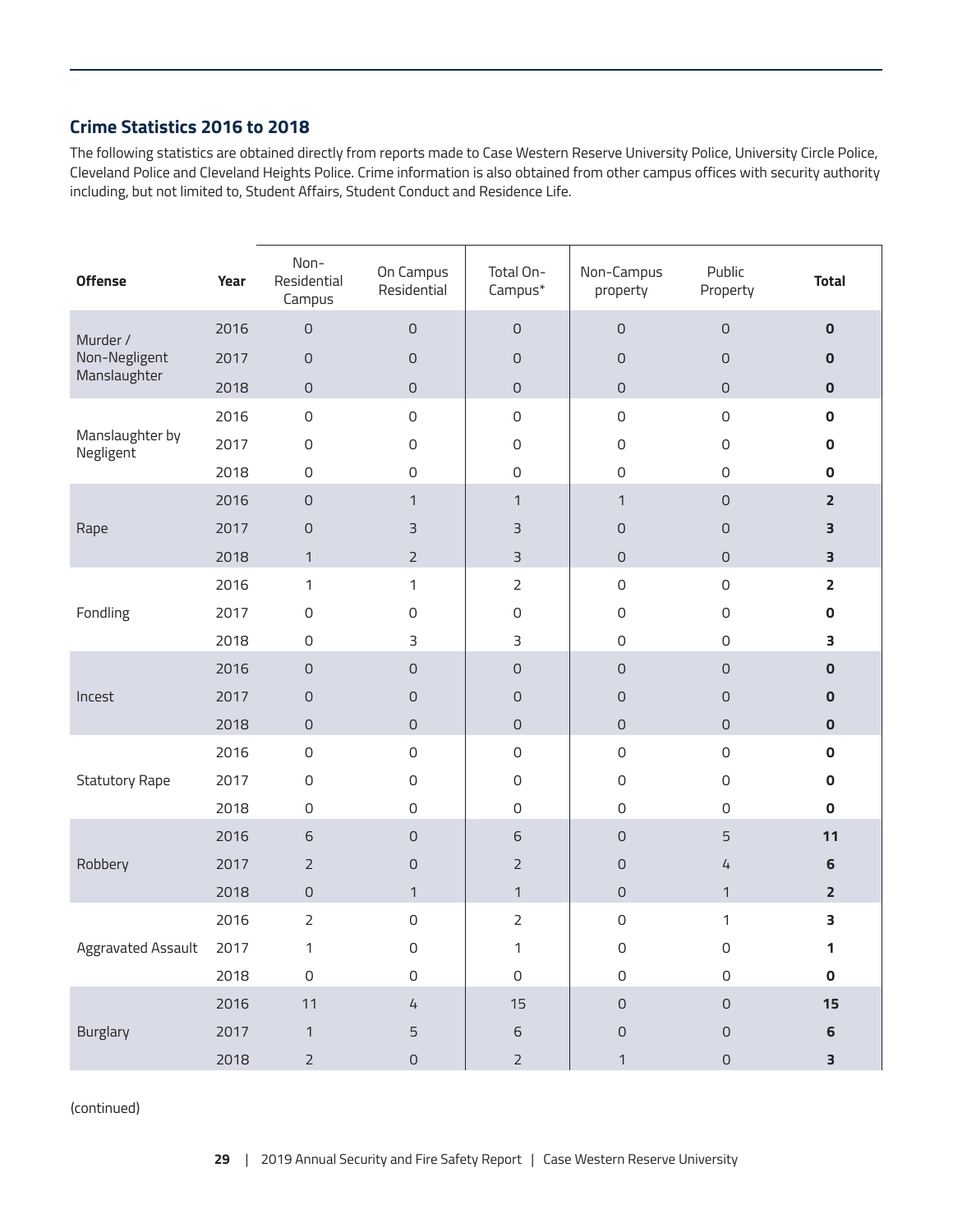## Crime Statistics 2016 to 2018

The following statistics are obtained directly from reports made to Case Western Reserve University Police, University Circle Police, Cleveland Police and Cleveland Heights Police. Crime information is also obtained from other campus offices with security authority including, but not limited to, Student Affairs, Student Conduct and Residence Life.

| Offense | Year | Non-Residential Campus | On Campus Residential | Total On-Campus* | Non-Campus property | Public Property | Total |
|---|---|---|---|---|---|---|---|
| Murder / Non-Negligent Manslaughter | 2016 | 0 | 0 | 0 | 0 | 0 | **0** |
| | 2017 | 0 | 0 | 0 | 0 | 0 | **0** |
| | 2018 | 0 | 0 | 0 | 0 | 0 | **0** |
| Manslaughter by Negligent | 2016 | 0 | 0 | 0 | 0 | 0 | **0** |
| | 2017 | 0 | 0 | 0 | 0 | 0 | **0** |
| | 2018 | 0 | 0 | 0 | 0 | 0 | **0** |
| Rape | 2016 | 0 | 1 | 1 | 1 | 0 | **2** |
| | 2017 | 0 | 3 | 3 | 0 | 0 | **3** |
| | 2018 | 1 | 2 | 3 | 0 | 0 | **3** |
| Fondling | 2016 | 1 | 1 | 2 | 0 | 0 | **2** |
| | 2017 | 0 | 0 | 0 | 0 | 0 | **0** |
| | 2018 | 0 | 3 | 3 | 0 | 0 | **3** |
| Incest | 2016 | 0 | 0 | 0 | 0 | 0 | **0** |
| | 2017 | 0 | 0 | 0 | 0 | 0 | **0** |
| | 2018 | 0 | 0 | 0 | 0 | 0 | **0** |
| Statutory Rape | 2016 | 0 | 0 | 0 | 0 | 0 | **0** |
| | 2017 | 0 | 0 | 0 | 0 | 0 | **0** |
| | 2018 | 0 | 0 | 0 | 0 | 0 | **0** |
| Robbery | 2016 | 6 | 0 | 6 | 0 | 5 | **11** |
| | 2017 | 2 | 0 | 2 | 0 | 4 | **6** |
| | 2018 | 0 | 1 | 1 | 0 | 1 | **2** |
| Aggravated Assault | 2016 | 2 | 0 | 2 | 0 | 1 | **3** |
| | 2017 | 1 | 0 | 1 | 0 | 0 | **1** |
| | 2018 | 0 | 0 | 0 | 0 | 0 | **0** |
| Burglary | 2016 | 11 | 4 | 15 | 0 | 0 | **15** |
| | 2017 | 1 | 5 | 6 | 0 | 0 | **6** |
| | 2018 | 2 | 0 | 2 | 1 | 0 | **3** |

(continued)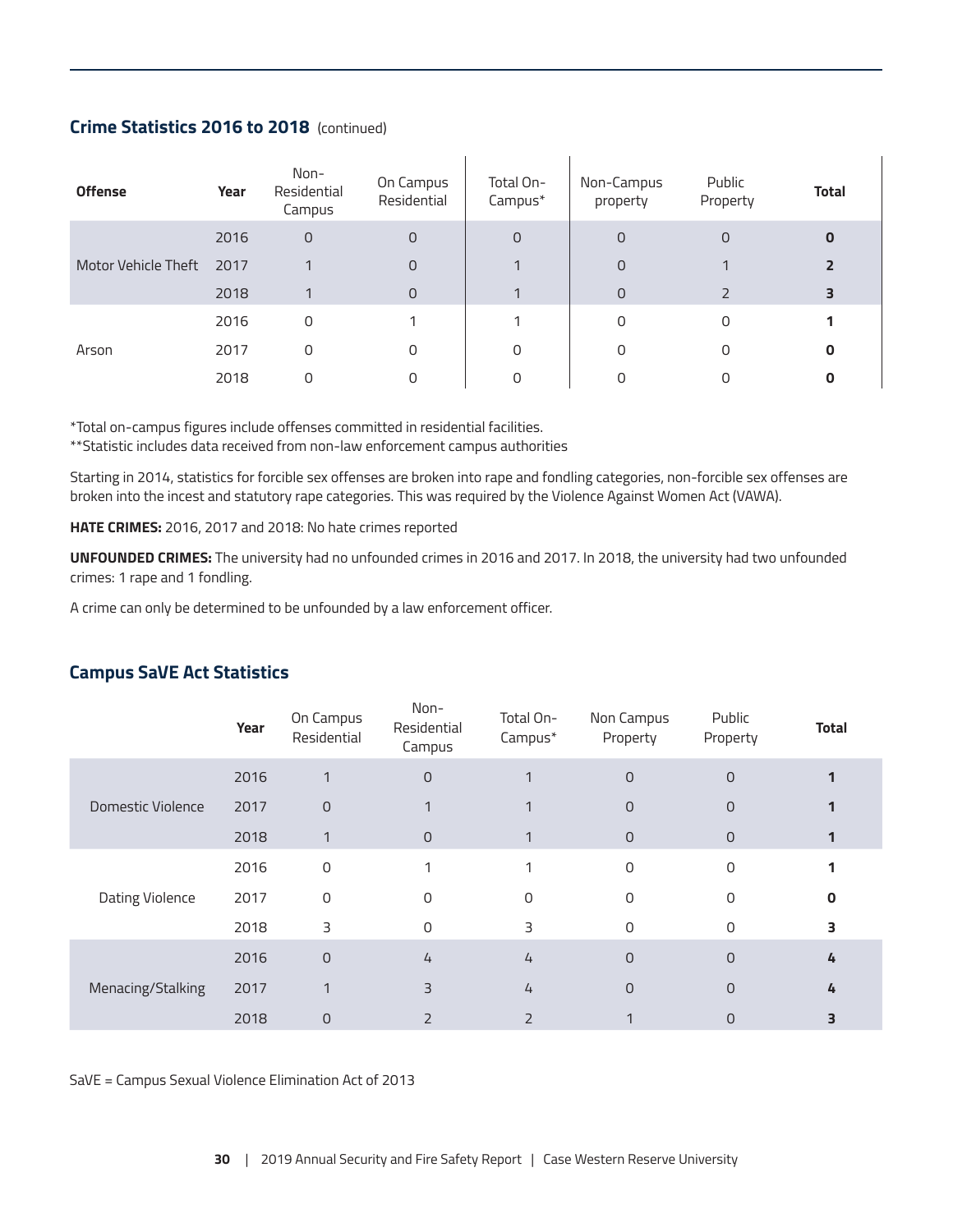## Crime Statistics 2016 to 2018 (continued)

| Offense | Year | Non-Residential Campus | On Campus Residential | Total On-Campus* | Non-Campus property | Public Property | Total |
|---|---|---|---|---|---|---|---|
| Motor Vehicle Theft | 2016 | 0 | 0 | 0 | 0 | 0 | **0** |
| | 2017 | 1 | 0 | 1 | 0 | 1 | **2** |
| | 2018 | 1 | 0 | 1 | 0 | 2 | **3** |
| Arson | 2016 | 0 | 1 | 1 | 0 | 0 | **1** |
| | 2017 | 0 | 0 | 0 | 0 | 0 | **0** |
| | 2018 | 0 | 0 | 0 | 0 | 0 | **0** |

*Total on-campus figures include offenses committed in residential facilities.
**Statistic includes data received from non-law enforcement campus authorities

Starting in 2014, statistics for forcible sex offenses are broken into rape and fondling categories, non-forcible sex offenses are broken into the incest and statutory rape categories. This was required by the Violence Against Women Act (VAWA).

**HATE CRIMES:** 2016, 2017 and 2018: No hate crimes reported

**UNFOUNDED CRIMES:** The university had no unfounded crimes in 2016 and 2017. In 2018, the university had two unfounded crimes: 1 rape and 1 fondling.

A crime can only be determined to be unfounded by a law enforcement officer.

## Campus SaVE Act Statistics

| | Year | On Campus Residential | Non-Residential Campus | Total On-Campus* | Non Campus Property | Public Property | Total |
|---|---|---|---|---|---|---|---|
| Domestic Violence | 2016 | 1 | 0 | 1 | 0 | 0 | **1** |
| | 2017 | 0 | 1 | 1 | 0 | 0 | **1** |
| | 2018 | 1 | 0 | 1 | 0 | 0 | **1** |
| Dating Violence | 2016 | 0 | 1 | 1 | 0 | 0 | **1** |
| | 2017 | 0 | 0 | 0 | 0 | 0 | **0** |
| | 2018 | 3 | 0 | 3 | 0 | 0 | **3** |
| Menacing/Stalking | 2016 | 0 | 4 | 4 | 0 | 0 | **4** |
| | 2017 | 1 | 3 | 4 | 0 | 0 | **4** |
| | 2018 | 0 | 2 | 2 | 1 | 0 | **3** |

SaVE = Campus Sexual Violence Elimination Act of 2013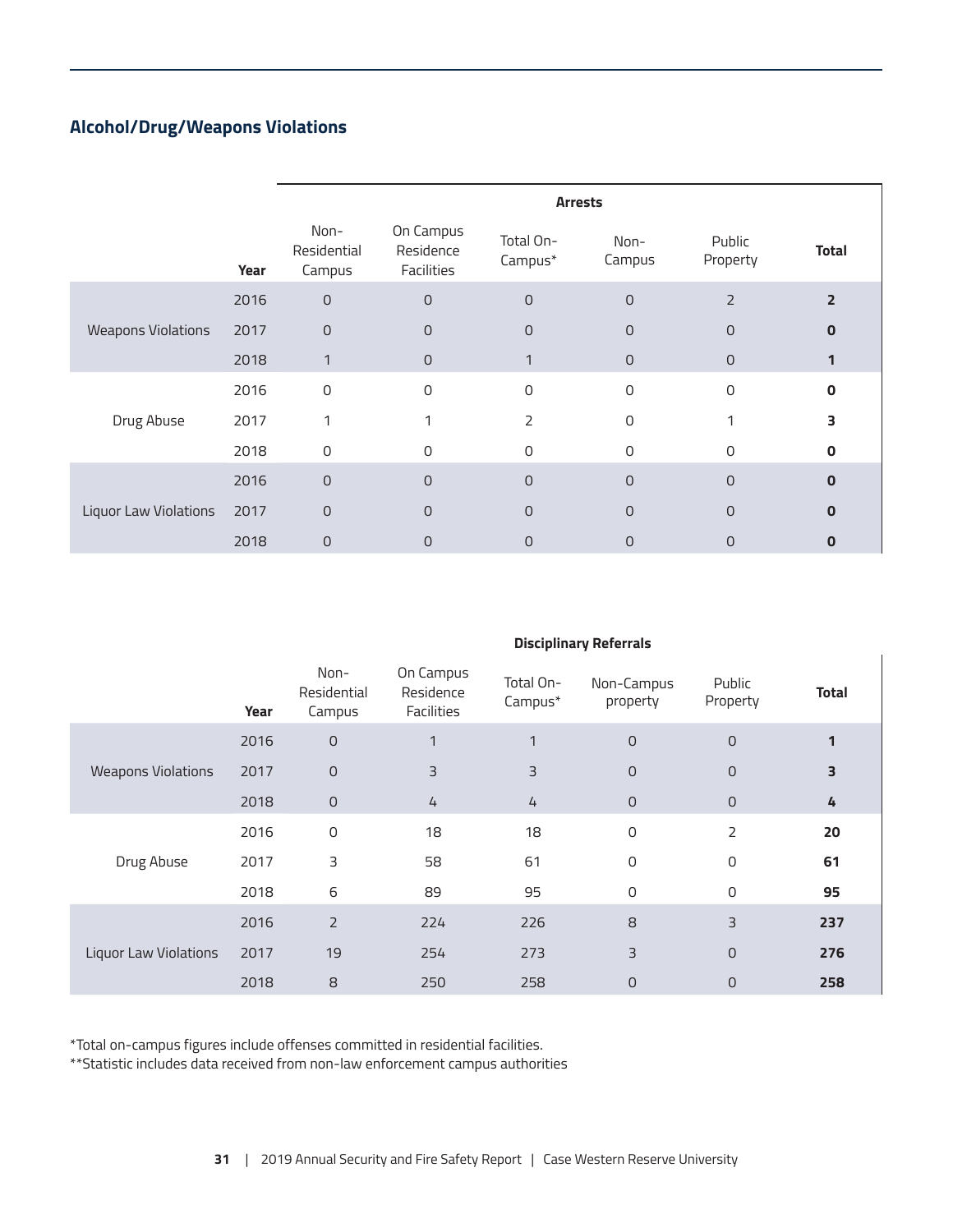## Alcohol/Drug/Weapons Violations

| | Year | Arrests | | | | | |
|---|---|---|---|---|---|---|---|
| | | Non-Residential Campus | On Campus Residence Facilities | Total On-Campus* | Non-Campus | Public Property | **Total** |
| Weapons Violations | 2016 | 0 | 0 | 0 | 0 | 2 | **2** |
| | 2017 | 0 | 0 | 0 | 0 | 0 | **0** |
| | 2018 | 1 | 0 | 1 | 0 | 0 | **1** |
| Drug Abuse | 2016 | 0 | 0 | 0 | 0 | 0 | **0** |
| | 2017 | 1 | 1 | 2 | 0 | 1 | **3** |
| | 2018 | 0 | 0 | 0 | 0 | 0 | **0** |
| Liquor Law Violations | 2016 | 0 | 0 | 0 | 0 | 0 | **0** |
| | 2017 | 0 | 0 | 0 | 0 | 0 | **0** |
| | 2018 | 0 | 0 | 0 | 0 | 0 | **0** |

| | Year | Disciplinary Referrals | | | | | |
|---|---|---|---|---|---|---|---|
| | | Non-Residential Campus | On Campus Residence Facilities | Total On-Campus* | Non-Campus property | Public Property | **Total** |
| Weapons Violations | 2016 | 0 | 1 | 1 | 0 | 0 | **1** |
| | 2017 | 0 | 3 | 3 | 0 | 0 | **3** |
| | 2018 | 0 | 4 | 4 | 0 | 0 | **4** |
| Drug Abuse | 2016 | 0 | 18 | 18 | 0 | 2 | **20** |
| | 2017 | 3 | 58 | 61 | 0 | 0 | **61** |
| | 2018 | 6 | 89 | 95 | 0 | 0 | **95** |
| Liquor Law Violations | 2016 | 2 | 224 | 226 | 8 | 3 | **237** |
| | 2017 | 19 | 254 | 273 | 3 | 0 | **276** |
| | 2018 | 8 | 250 | 258 | 0 | 0 | **258** |

*Total on-campus figures include offenses committed in residential facilities.
**Statistic includes data received from non-law enforcement campus authorities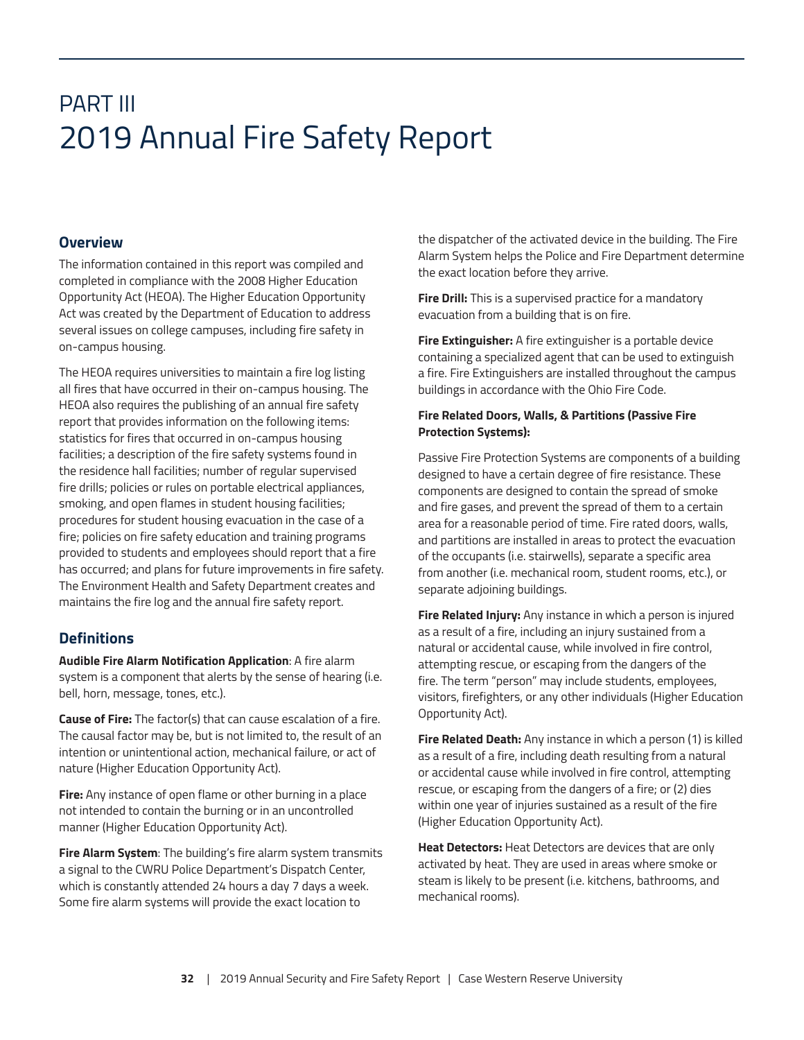# PART III
# 2019 Annual Fire Safety Report

## Overview

The information contained in this report was compiled and completed in compliance with the 2008 Higher Education Opportunity Act (HEOA). The Higher Education Opportunity Act was created by the Department of Education to address several issues on college campuses, including fire safety in on-campus housing.

The HEOA requires universities to maintain a fire log listing all fires that have occurred in their on-campus housing. The HEOA also requires the publishing of an annual fire safety report that provides information on the following items: statistics for fires that occurred in on-campus housing facilities; a description of the fire safety systems found in the residence hall facilities; number of regular supervised fire drills; policies or rules on portable electrical appliances, smoking, and open flames in student housing facilities; procedures for student housing evacuation in the case of a fire; policies on fire safety education and training programs provided to students and employees should report that a fire has occurred; and plans for future improvements in fire safety. The Environment Health and Safety Department creates and maintains the fire log and the annual fire safety report.

## Definitions

**Audible Fire Alarm Notification Application**: A fire alarm system is a component that alerts by the sense of hearing (i.e. bell, horn, message, tones, etc.).

**Cause of Fire:** The factor(s) that can cause escalation of a fire. The causal factor may be, but is not limited to, the result of an intention or unintentional action, mechanical failure, or act of nature (Higher Education Opportunity Act).

**Fire:** Any instance of open flame or other burning in a place not intended to contain the burning or in an uncontrolled manner (Higher Education Opportunity Act).

**Fire Alarm System**: The building's fire alarm system transmits a signal to the CWRU Police Department's Dispatch Center, which is constantly attended 24 hours a day 7 days a week. Some fire alarm systems will provide the exact location to the dispatcher of the activated device in the building. The Fire Alarm System helps the Police and Fire Department determine the exact location before they arrive.

**Fire Drill:** This is a supervised practice for a mandatory evacuation from a building that is on fire.

**Fire Extinguisher:** A fire extinguisher is a portable device containing a specialized agent that can be used to extinguish a fire. Fire Extinguishers are installed throughout the campus buildings in accordance with the Ohio Fire Code.

**Fire Related Doors, Walls, & Partitions (Passive Fire Protection Systems):**

Passive Fire Protection Systems are components of a building designed to have a certain degree of fire resistance. These components are designed to contain the spread of smoke and fire gases, and prevent the spread of them to a certain area for a reasonable period of time. Fire rated doors, walls, and partitions are installed in areas to protect the evacuation of the occupants (i.e. stairwells), separate a specific area from another (i.e. mechanical room, student rooms, etc.), or separate adjoining buildings.

**Fire Related Injury:** Any instance in which a person is injured as a result of a fire, including an injury sustained from a natural or accidental cause, while involved in fire control, attempting rescue, or escaping from the dangers of the fire. The term "person" may include students, employees, visitors, firefighters, or any other individuals (Higher Education Opportunity Act).

**Fire Related Death:** Any instance in which a person (1) is killed as a result of a fire, including death resulting from a natural or accidental cause while involved in fire control, attempting rescue, or escaping from the dangers of a fire; or (2) dies within one year of injuries sustained as a result of the fire (Higher Education Opportunity Act).

**Heat Detectors:** Heat Detectors are devices that are only activated by heat. They are used in areas where smoke or steam is likely to be present (i.e. kitchens, bathrooms, and mechanical rooms).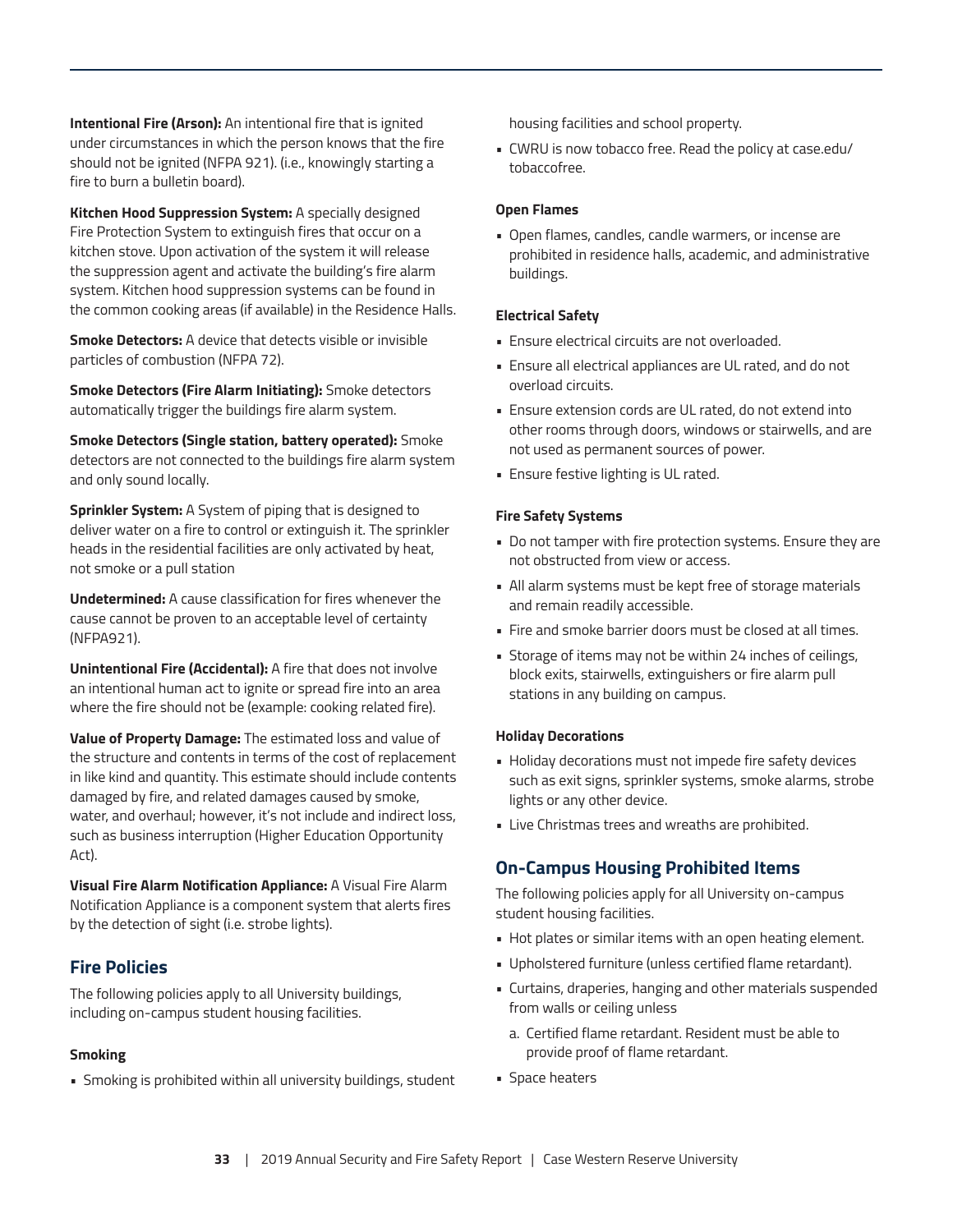**Intentional Fire (Arson):** An intentional fire that is ignited under circumstances in which the person knows that the fire should not be ignited (NFPA 921). (i.e., knowingly starting a fire to burn a bulletin board).

**Kitchen Hood Suppression System:** A specially designed Fire Protection System to extinguish fires that occur on a kitchen stove. Upon activation of the system it will release the suppression agent and activate the building's fire alarm system. Kitchen hood suppression systems can be found in the common cooking areas (if available) in the Residence Halls.

**Smoke Detectors:** A device that detects visible or invisible particles of combustion (NFPA 72).

**Smoke Detectors (Fire Alarm Initiating):** Smoke detectors automatically trigger the buildings fire alarm system.

**Smoke Detectors (Single station, battery operated):** Smoke detectors are not connected to the buildings fire alarm system and only sound locally.

**Sprinkler System:** A System of piping that is designed to deliver water on a fire to control or extinguish it. The sprinkler heads in the residential facilities are only activated by heat, not smoke or a pull station

**Undetermined:** A cause classification for fires whenever the cause cannot be proven to an acceptable level of certainty (NFPA921).

**Unintentional Fire (Accidental):** A fire that does not involve an intentional human act to ignite or spread fire into an area where the fire should not be (example: cooking related fire).

**Value of Property Damage:** The estimated loss and value of the structure and contents in terms of the cost of replacement in like kind and quantity. This estimate should include contents damaged by fire, and related damages caused by smoke, water, and overhaul; however, it's not include and indirect loss, such as business interruption (Higher Education Opportunity Act).

**Visual Fire Alarm Notification Appliance:** A Visual Fire Alarm Notification Appliance is a component system that alerts fires by the detection of sight (i.e. strobe lights).

## Fire Policies

The following policies apply to all University buildings, including on-campus student housing facilities.

#### Smoking

- Smoking is prohibited within all university buildings, student housing facilities and school property.
- CWRU is now tobacco free. Read the policy at case.edu/tobaccofree.

#### Open Flames

- Open flames, candles, candle warmers, or incense are prohibited in residence halls, academic, and administrative buildings.

#### Electrical Safety

- Ensure electrical circuits are not overloaded.
- Ensure all electrical appliances are UL rated, and do not overload circuits.
- Ensure extension cords are UL rated, do not extend into other rooms through doors, windows or stairwells, and are not used as permanent sources of power.
- Ensure festive lighting is UL rated.

#### Fire Safety Systems

- Do not tamper with fire protection systems. Ensure they are not obstructed from view or access.
- All alarm systems must be kept free of storage materials and remain readily accessible.
- Fire and smoke barrier doors must be closed at all times.
- Storage of items may not be within 24 inches of ceilings, block exits, stairwells, extinguishers or fire alarm pull stations in any building on campus.

#### Holiday Decorations

- Holiday decorations must not impede fire safety devices such as exit signs, sprinkler systems, smoke alarms, strobe lights or any other device.
- Live Christmas trees and wreaths are prohibited.

## On-Campus Housing Prohibited Items

The following policies apply for all University on-campus student housing facilities.

- Hot plates or similar items with an open heating element.
- Upholstered furniture (unless certified flame retardant).
- Curtains, draperies, hanging and other materials suspended from walls or ceiling unless
  a. Certified flame retardant. Resident must be able to provide proof of flame retardant.
- Space heaters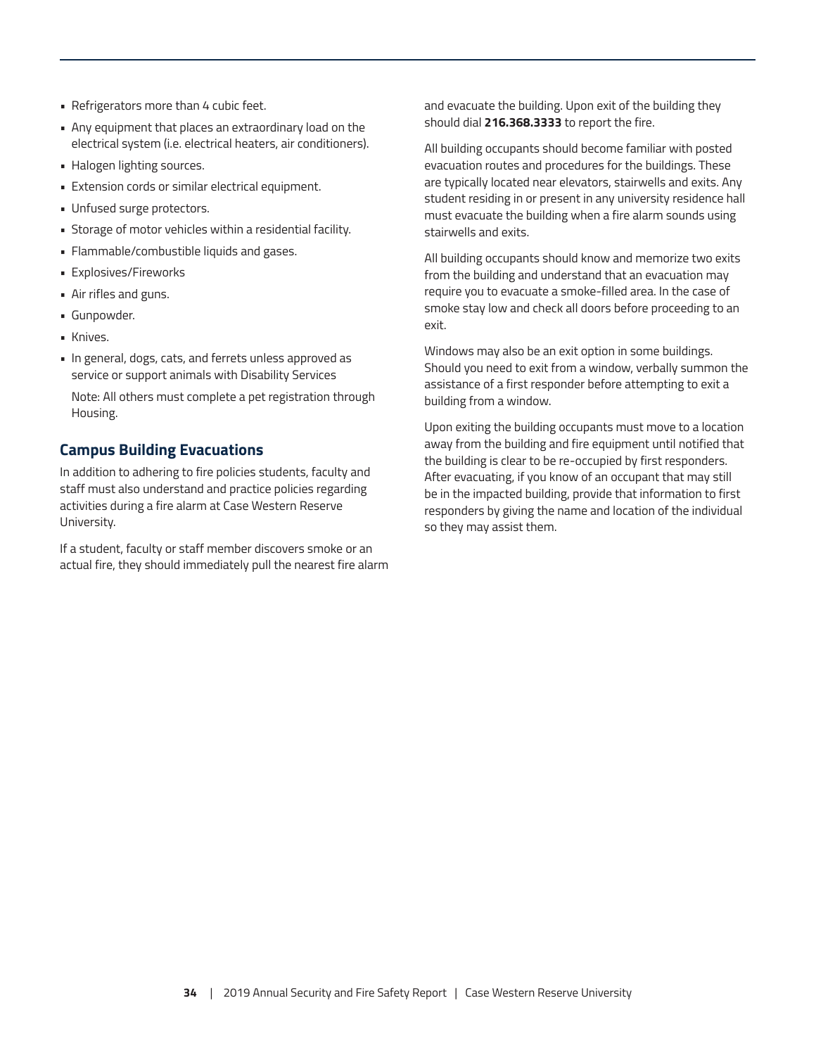- Refrigerators more than 4 cubic feet.
- Any equipment that places an extraordinary load on the electrical system (i.e. electrical heaters, air conditioners).
- Halogen lighting sources.
- Extension cords or similar electrical equipment.
- Unfused surge protectors.
- Storage of motor vehicles within a residential facility.
- Flammable/combustible liquids and gases.
- Explosives/Fireworks
- Air rifles and guns.
- Gunpowder.
- Knives.
- In general, dogs, cats, and ferrets unless approved as service or support animals with Disability Services

  Note: All others must complete a pet registration through Housing.

## Campus Building Evacuations

In addition to adhering to fire policies students, faculty and staff must also understand and practice policies regarding activities during a fire alarm at Case Western Reserve University.

If a student, faculty or staff member discovers smoke or an actual fire, they should immediately pull the nearest fire alarm and evacuate the building. Upon exit of the building they should dial **216.368.3333** to report the fire.

All building occupants should become familiar with posted evacuation routes and procedures for the buildings. These are typically located near elevators, stairwells and exits. Any student residing in or present in any university residence hall must evacuate the building when a fire alarm sounds using stairwells and exits.

All building occupants should know and memorize two exits from the building and understand that an evacuation may require you to evacuate a smoke-filled area. In the case of smoke stay low and check all doors before proceeding to an exit.

Windows may also be an exit option in some buildings. Should you need to exit from a window, verbally summon the assistance of a first responder before attempting to exit a building from a window.

Upon exiting the building occupants must move to a location away from the building and fire equipment until notified that the building is clear to be re-occupied by first responders. After evacuating, if you know of an occupant that may still be in the impacted building, provide that information to first responders by giving the name and location of the individual so they may assist them.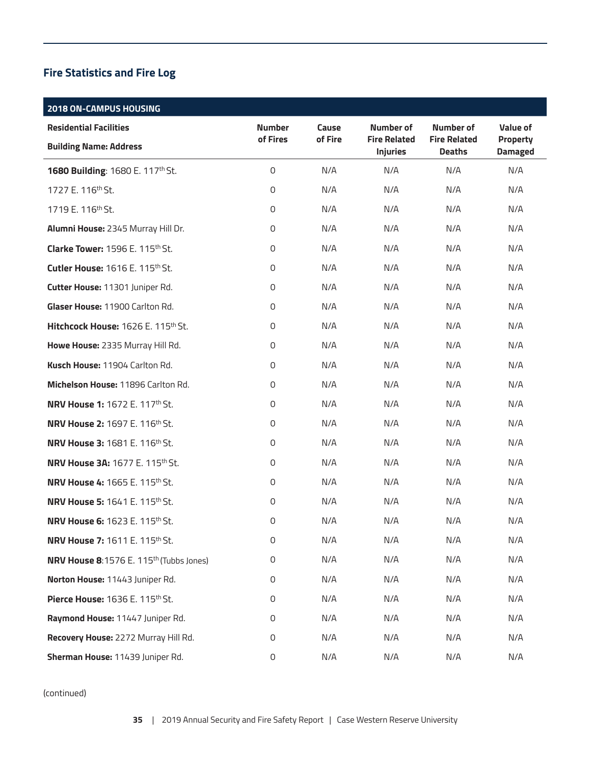## Fire Statistics and Fire Log

| 2018 ON-CAMPUS HOUSING | | | | | |
|---|---|---|---|---|---|
| **Residential Facilities**<br>**Building Name: Address** | **Number of Fires** | **Cause of Fire** | **Number of Fire Related Injuries** | **Number of Fire Related Deaths** | **Value of Property Damaged** |
| **1680 Building**: 1680 E. 117th St. | 0 | N/A | N/A | N/A | N/A |
| 1727 E. 116th St. | 0 | N/A | N/A | N/A | N/A |
| 1719 E. 116th St. | 0 | N/A | N/A | N/A | N/A |
| **Alumni House:** 2345 Murray Hill Dr. | 0 | N/A | N/A | N/A | N/A |
| **Clarke Tower:** 1596 E. 115th St. | 0 | N/A | N/A | N/A | N/A |
| **Cutler House:** 1616 E. 115th St. | 0 | N/A | N/A | N/A | N/A |
| **Cutter House:** 11301 Juniper Rd. | 0 | N/A | N/A | N/A | N/A |
| **Glaser House:** 11900 Carlton Rd. | 0 | N/A | N/A | N/A | N/A |
| **Hitchcock House:** 1626 E. 115th St. | 0 | N/A | N/A | N/A | N/A |
| **Howe House:** 2335 Murray Hill Rd. | 0 | N/A | N/A | N/A | N/A |
| **Kusch House:** 11904 Carlton Rd. | 0 | N/A | N/A | N/A | N/A |
| **Michelson House:** 11896 Carlton Rd. | 0 | N/A | N/A | N/A | N/A |
| **NRV House 1:** 1672 E. 117th St. | 0 | N/A | N/A | N/A | N/A |
| **NRV House 2:** 1697 E. 116th St. | 0 | N/A | N/A | N/A | N/A |
| **NRV House 3:** 1681 E. 116th St. | 0 | N/A | N/A | N/A | N/A |
| **NRV House 3A:** 1677 E. 115th St. | 0 | N/A | N/A | N/A | N/A |
| **NRV House 4:** 1665 E. 115th St. | 0 | N/A | N/A | N/A | N/A |
| **NRV House 5:** 1641 E. 115th St. | 0 | N/A | N/A | N/A | N/A |
| **NRV House 6:** 1623 E. 115th St. | 0 | N/A | N/A | N/A | N/A |
| **NRV House 7:** 1611 E. 115th St. | 0 | N/A | N/A | N/A | N/A |
| **NRV House 8**:1576 E. 115th (Tubbs Jones) | 0 | N/A | N/A | N/A | N/A |
| **Norton House:** 11443 Juniper Rd. | 0 | N/A | N/A | N/A | N/A |
| **Pierce House:** 1636 E. 115th St. | 0 | N/A | N/A | N/A | N/A |
| **Raymond House:** 11447 Juniper Rd. | 0 | N/A | N/A | N/A | N/A |
| **Recovery House:** 2272 Murray Hill Rd. | 0 | N/A | N/A | N/A | N/A |
| **Sherman House:** 11439 Juniper Rd. | 0 | N/A | N/A | N/A | N/A |

(continued)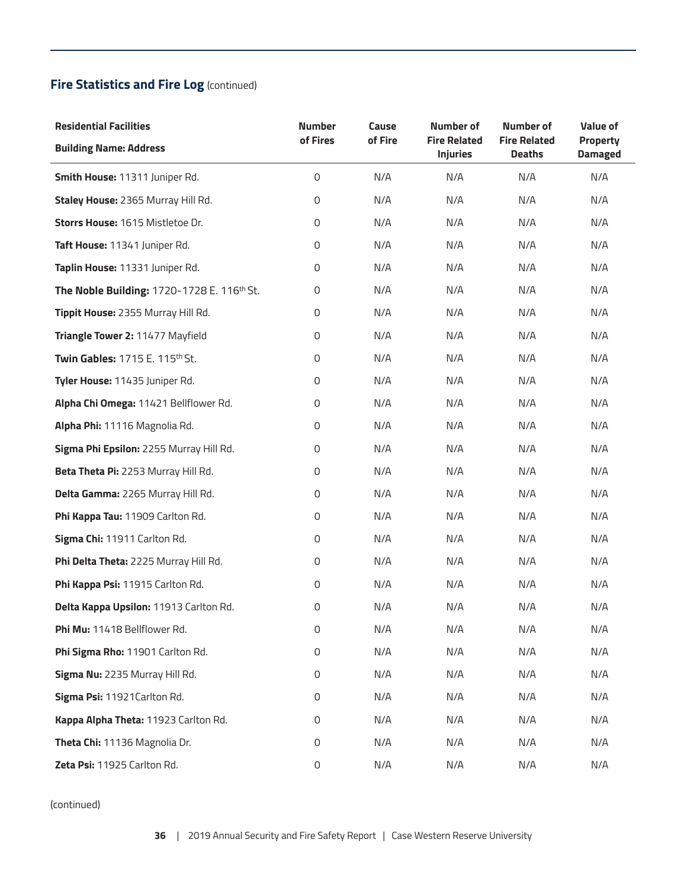## **Fire Statistics and Fire Log** (continued)

| **Residential Facilities**<br>**Building Name: Address** | **Number of Fires** | **Cause of Fire** | **Number of Fire Related Injuries** | **Number of Fire Related Deaths** | **Value of Property Damaged** |
|---|---|---|---|---|---|
| **Smith House:** 11311 Juniper Rd. | 0 | N/A | N/A | N/A | N/A |
| **Staley House:** 2365 Murray Hill Rd. | 0 | N/A | N/A | N/A | N/A |
| **Storrs House:** 1615 Mistletoe Dr. | 0 | N/A | N/A | N/A | N/A |
| **Taft House:** 11341 Juniper Rd. | 0 | N/A | N/A | N/A | N/A |
| **Taplin House:** 11331 Juniper Rd. | 0 | N/A | N/A | N/A | N/A |
| **The Noble Building:** 1720-1728 E. 116th St. | 0 | N/A | N/A | N/A | N/A |
| **Tippit House:** 2355 Murray Hill Rd. | 0 | N/A | N/A | N/A | N/A |
| **Triangle Tower 2:** 11477 Mayfield | 0 | N/A | N/A | N/A | N/A |
| **Twin Gables:** 1715 E. 115th St. | 0 | N/A | N/A | N/A | N/A |
| **Tyler House:** 11435 Juniper Rd. | 0 | N/A | N/A | N/A | N/A |
| **Alpha Chi Omega:** 11421 Bellflower Rd. | 0 | N/A | N/A | N/A | N/A |
| **Alpha Phi:** 11116 Magnolia Rd. | 0 | N/A | N/A | N/A | N/A |
| **Sigma Phi Epsilon:** 2255 Murray Hill Rd. | 0 | N/A | N/A | N/A | N/A |
| **Beta Theta Pi:** 2253 Murray Hill Rd. | 0 | N/A | N/A | N/A | N/A |
| **Delta Gamma:** 2265 Murray Hill Rd. | 0 | N/A | N/A | N/A | N/A |
| **Phi Kappa Tau:** 11909 Carlton Rd. | 0 | N/A | N/A | N/A | N/A |
| **Sigma Chi:** 11911 Carlton Rd. | 0 | N/A | N/A | N/A | N/A |
| **Phi Delta Theta:** 2225 Murray Hill Rd. | 0 | N/A | N/A | N/A | N/A |
| **Phi Kappa Psi:** 11915 Carlton Rd. | 0 | N/A | N/A | N/A | N/A |
| **Delta Kappa Upsilon:** 11913 Carlton Rd. | 0 | N/A | N/A | N/A | N/A |
| **Phi Mu:** 11418 Bellflower Rd. | 0 | N/A | N/A | N/A | N/A |
| **Phi Sigma Rho:** 11901 Carlton Rd. | 0 | N/A | N/A | N/A | N/A |
| **Sigma Nu:** 2235 Murray Hill Rd. | 0 | N/A | N/A | N/A | N/A |
| **Sigma Psi:** 11921Carlton Rd. | 0 | N/A | N/A | N/A | N/A |
| **Kappa Alpha Theta:** 11923 Carlton Rd. | 0 | N/A | N/A | N/A | N/A |
| **Theta Chi:** 11136 Magnolia Dr. | 0 | N/A | N/A | N/A | N/A |
| **Zeta Psi:** 11925 Carlton Rd. | 0 | N/A | N/A | N/A | N/A |

(continued)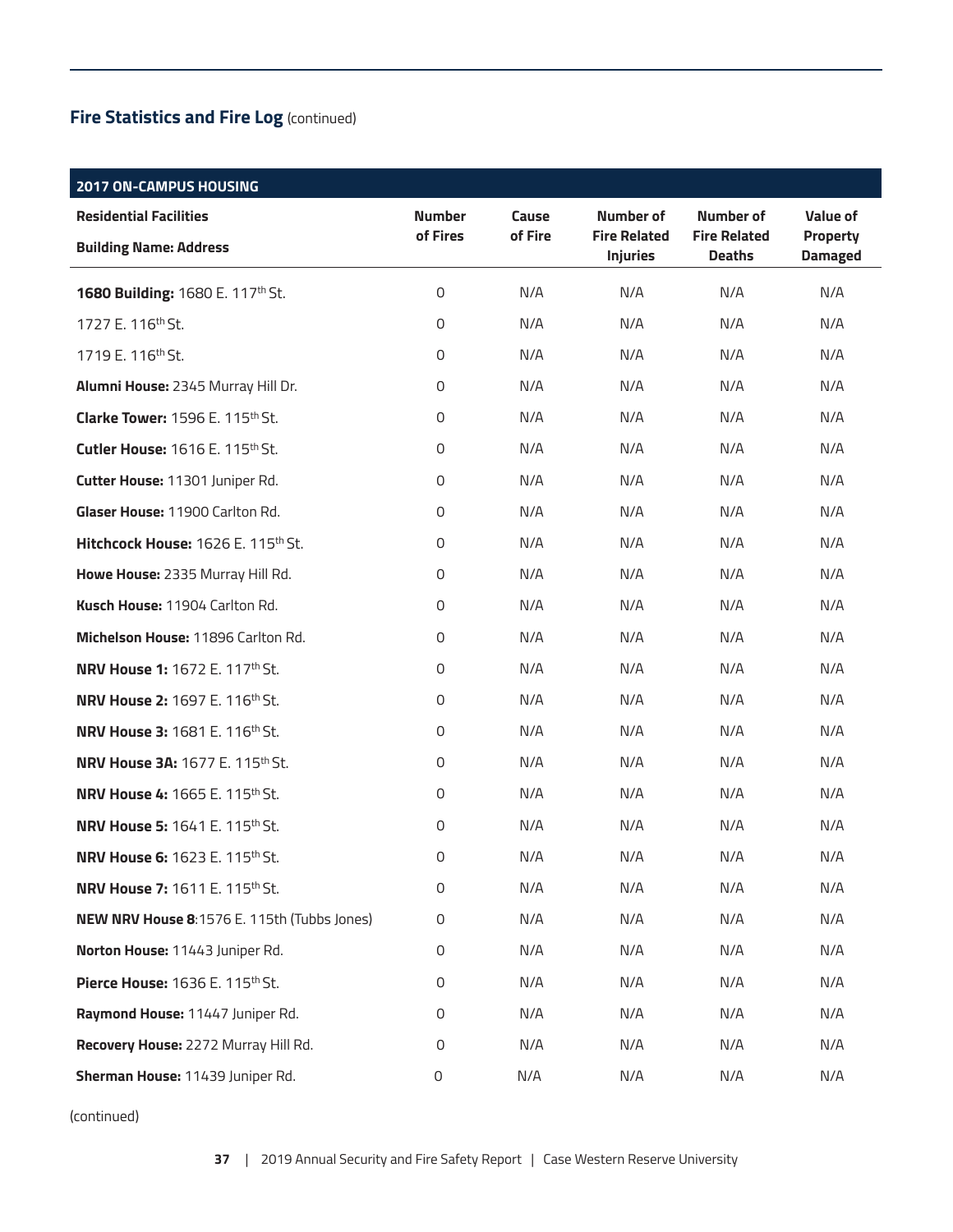## Fire Statistics and Fire Log (continued)

| 2017 ON-CAMPUS HOUSING | | | | | |
|---|---|---|---|---|---|
| **Residential Facilities**<br>**Building Name: Address** | **Number of Fires** | **Cause of Fire** | **Number of Fire Related Injuries** | **Number of Fire Related Deaths** | **Value of Property Damaged** |
| **1680 Building:** 1680 E. 117th St. | 0 | N/A | N/A | N/A | N/A |
| 1727 E. 116th St. | 0 | N/A | N/A | N/A | N/A |
| 1719 E. 116th St. | 0 | N/A | N/A | N/A | N/A |
| **Alumni House:** 2345 Murray Hill Dr. | 0 | N/A | N/A | N/A | N/A |
| **Clarke Tower:** 1596 E. 115th St. | 0 | N/A | N/A | N/A | N/A |
| **Cutler House:** 1616 E. 115th St. | 0 | N/A | N/A | N/A | N/A |
| **Cutter House:** 11301 Juniper Rd. | 0 | N/A | N/A | N/A | N/A |
| **Glaser House:** 11900 Carlton Rd. | 0 | N/A | N/A | N/A | N/A |
| **Hitchcock House:** 1626 E. 115th St. | 0 | N/A | N/A | N/A | N/A |
| **Howe House:** 2335 Murray Hill Rd. | 0 | N/A | N/A | N/A | N/A |
| **Kusch House:** 11904 Carlton Rd. | 0 | N/A | N/A | N/A | N/A |
| **Michelson House:** 11896 Carlton Rd. | 0 | N/A | N/A | N/A | N/A |
| **NRV House 1:** 1672 E. 117th St. | 0 | N/A | N/A | N/A | N/A |
| **NRV House 2:** 1697 E. 116th St. | 0 | N/A | N/A | N/A | N/A |
| **NRV House 3:** 1681 E. 116th St. | 0 | N/A | N/A | N/A | N/A |
| **NRV House 3A:** 1677 E. 115th St. | 0 | N/A | N/A | N/A | N/A |
| **NRV House 4:** 1665 E. 115th St. | 0 | N/A | N/A | N/A | N/A |
| **NRV House 5:** 1641 E. 115th St. | 0 | N/A | N/A | N/A | N/A |
| **NRV House 6:** 1623 E. 115th St. | 0 | N/A | N/A | N/A | N/A |
| **NRV House 7:** 1611 E. 115th St. | 0 | N/A | N/A | N/A | N/A |
| **NEW NRV House 8**:1576 E. 115th (Tubbs Jones) | 0 | N/A | N/A | N/A | N/A |
| **Norton House:** 11443 Juniper Rd. | 0 | N/A | N/A | N/A | N/A |
| **Pierce House:** 1636 E. 115th St. | 0 | N/A | N/A | N/A | N/A |
| **Raymond House:** 11447 Juniper Rd. | 0 | N/A | N/A | N/A | N/A |
| **Recovery House:** 2272 Murray Hill Rd. | 0 | N/A | N/A | N/A | N/A |
| **Sherman House:** 11439 Juniper Rd. | 0 | N/A | N/A | N/A | N/A |

(continued)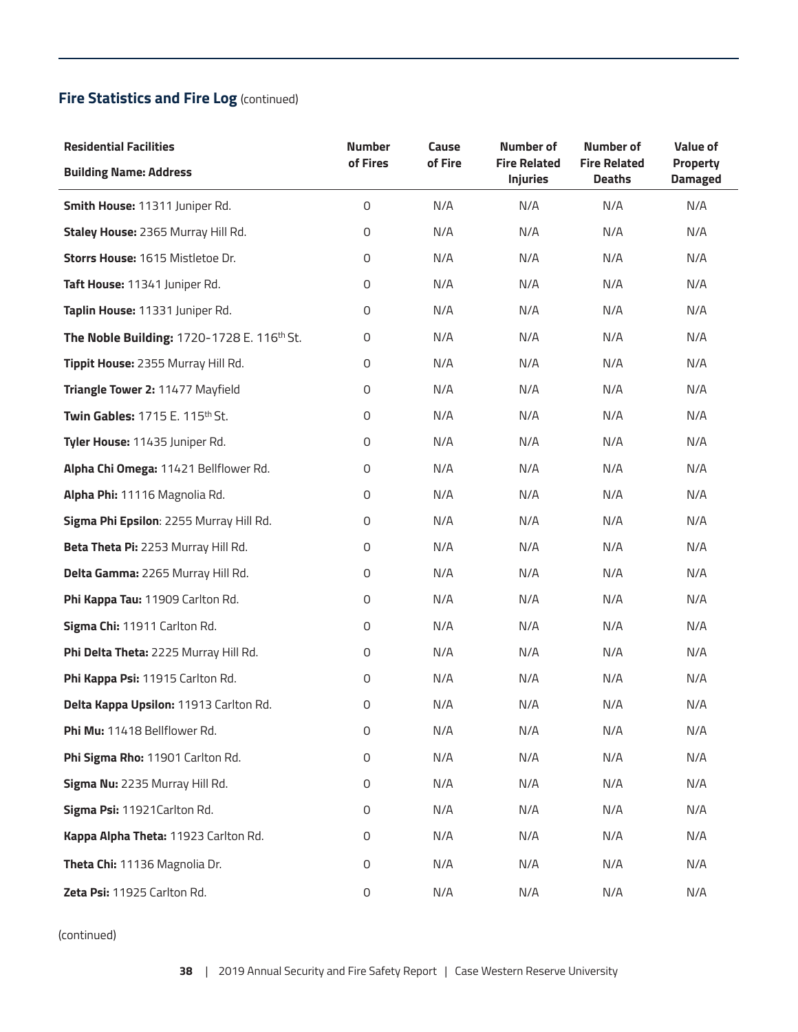## **Fire Statistics and Fire Log** (continued)

| **Residential Facilities**<br>**Building Name: Address** | **Number of Fires** | **Cause of Fire** | **Number of Fire Related Injuries** | **Number of Fire Related Deaths** | **Value of Property Damaged** |
|---|---|---|---|---|---|
| **Smith House:** 11311 Juniper Rd. | 0 | N/A | N/A | N/A | N/A |
| **Staley House:** 2365 Murray Hill Rd. | 0 | N/A | N/A | N/A | N/A |
| **Storrs House:** 1615 Mistletoe Dr. | 0 | N/A | N/A | N/A | N/A |
| **Taft House:** 11341 Juniper Rd. | 0 | N/A | N/A | N/A | N/A |
| **Taplin House:** 11331 Juniper Rd. | 0 | N/A | N/A | N/A | N/A |
| **The Noble Building:** 1720-1728 E. 116th St. | 0 | N/A | N/A | N/A | N/A |
| **Tippit House:** 2355 Murray Hill Rd. | 0 | N/A | N/A | N/A | N/A |
| **Triangle Tower 2:** 11477 Mayfield | 0 | N/A | N/A | N/A | N/A |
| **Twin Gables:** 1715 E. 115th St. | 0 | N/A | N/A | N/A | N/A |
| **Tyler House:** 11435 Juniper Rd. | 0 | N/A | N/A | N/A | N/A |
| **Alpha Chi Omega:** 11421 Bellflower Rd. | 0 | N/A | N/A | N/A | N/A |
| **Alpha Phi:** 11116 Magnolia Rd. | 0 | N/A | N/A | N/A | N/A |
| **Sigma Phi Epsilon**: 2255 Murray Hill Rd. | 0 | N/A | N/A | N/A | N/A |
| **Beta Theta Pi:** 2253 Murray Hill Rd. | 0 | N/A | N/A | N/A | N/A |
| **Delta Gamma:** 2265 Murray Hill Rd. | 0 | N/A | N/A | N/A | N/A |
| **Phi Kappa Tau:** 11909 Carlton Rd. | 0 | N/A | N/A | N/A | N/A |
| **Sigma Chi:** 11911 Carlton Rd. | 0 | N/A | N/A | N/A | N/A |
| **Phi Delta Theta:** 2225 Murray Hill Rd. | 0 | N/A | N/A | N/A | N/A |
| **Phi Kappa Psi:** 11915 Carlton Rd. | 0 | N/A | N/A | N/A | N/A |
| **Delta Kappa Upsilon:** 11913 Carlton Rd. | 0 | N/A | N/A | N/A | N/A |
| **Phi Mu:** 11418 Bellflower Rd. | 0 | N/A | N/A | N/A | N/A |
| **Phi Sigma Rho:** 11901 Carlton Rd. | 0 | N/A | N/A | N/A | N/A |
| **Sigma Nu:** 2235 Murray Hill Rd. | 0 | N/A | N/A | N/A | N/A |
| **Sigma Psi:** 11921Carlton Rd. | 0 | N/A | N/A | N/A | N/A |
| **Kappa Alpha Theta:** 11923 Carlton Rd. | 0 | N/A | N/A | N/A | N/A |
| **Theta Chi:** 11136 Magnolia Dr. | 0 | N/A | N/A | N/A | N/A |
| **Zeta Psi:** 11925 Carlton Rd. | 0 | N/A | N/A | N/A | N/A |

(continued)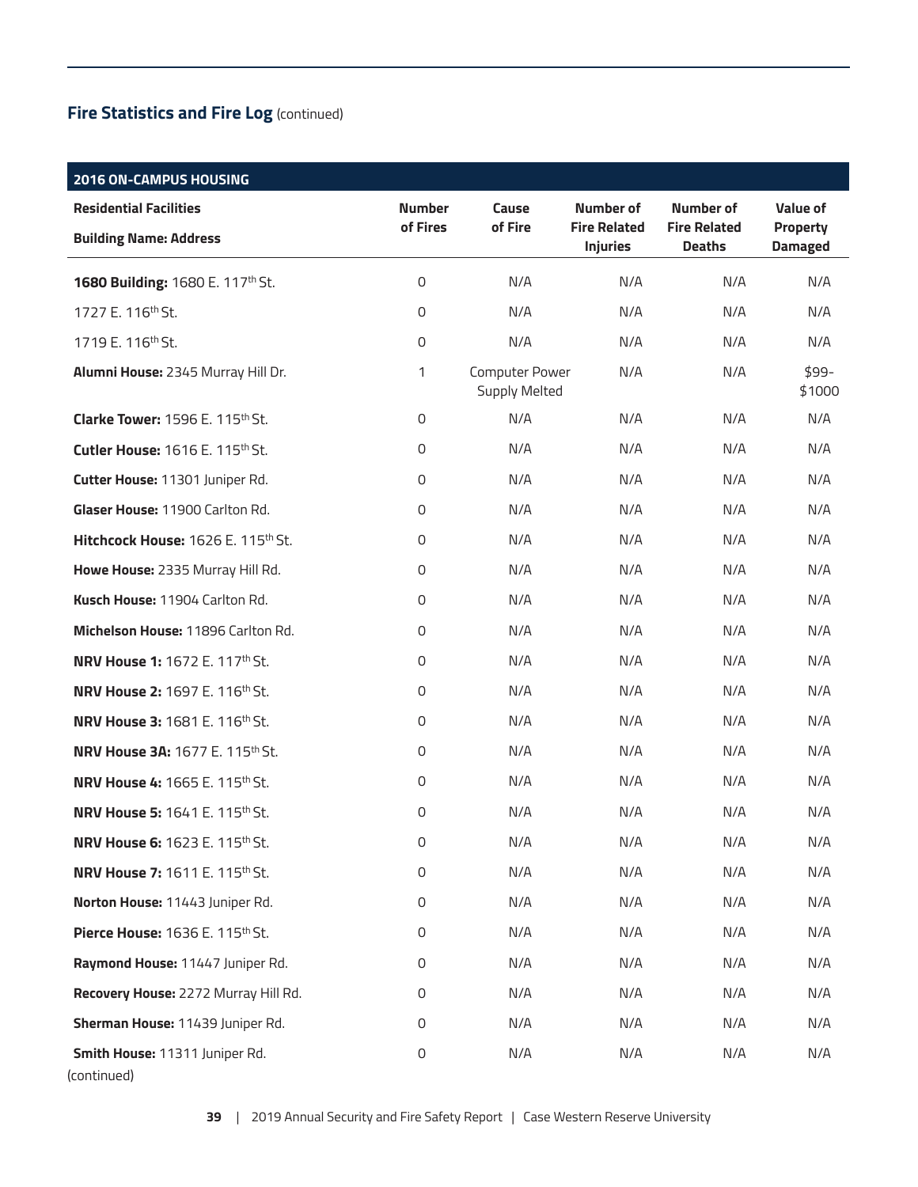## **Fire Statistics and Fire Log** (continued)

| 2016 ON-CAMPUS HOUSING | | | | | |
|---|---|---|---|---|---|
| **Residential Facilities**<br>**Building Name: Address** | **Number of Fires** | **Cause of Fire** | **Number of Fire Related Injuries** | **Number of Fire Related Deaths** | **Value of Property Damaged** |
| **1680 Building:** 1680 E. 117th St. | 0 | N/A | N/A | N/A | N/A |
| 1727 E. 116th St. | 0 | N/A | N/A | N/A | N/A |
| 1719 E. 116th St. | 0 | N/A | N/A | N/A | N/A |
| **Alumni House:** 2345 Murray Hill Dr. | 1 | Computer Power Supply Melted | N/A | N/A | $99-$1000 |
| **Clarke Tower:** 1596 E. 115th St. | 0 | N/A | N/A | N/A | N/A |
| **Cutler House:** 1616 E. 115th St. | 0 | N/A | N/A | N/A | N/A |
| **Cutter House:** 11301 Juniper Rd. | 0 | N/A | N/A | N/A | N/A |
| **Glaser House:** 11900 Carlton Rd. | 0 | N/A | N/A | N/A | N/A |
| **Hitchcock House:** 1626 E. 115th St. | 0 | N/A | N/A | N/A | N/A |
| **Howe House:** 2335 Murray Hill Rd. | 0 | N/A | N/A | N/A | N/A |
| **Kusch House:** 11904 Carlton Rd. | 0 | N/A | N/A | N/A | N/A |
| **Michelson House:** 11896 Carlton Rd. | 0 | N/A | N/A | N/A | N/A |
| **NRV House 1:** 1672 E. 117th St. | 0 | N/A | N/A | N/A | N/A |
| **NRV House 2:** 1697 E. 116th St. | 0 | N/A | N/A | N/A | N/A |
| **NRV House 3:** 1681 E. 116th St. | 0 | N/A | N/A | N/A | N/A |
| **NRV House 3A:** 1677 E. 115th St. | 0 | N/A | N/A | N/A | N/A |
| **NRV House 4:** 1665 E. 115th St. | 0 | N/A | N/A | N/A | N/A |
| **NRV House 5:** 1641 E. 115th St. | 0 | N/A | N/A | N/A | N/A |
| **NRV House 6:** 1623 E. 115th St. | 0 | N/A | N/A | N/A | N/A |
| **NRV House 7:** 1611 E. 115th St. | 0 | N/A | N/A | N/A | N/A |
| **Norton House:** 11443 Juniper Rd. | 0 | N/A | N/A | N/A | N/A |
| **Pierce House:** 1636 E. 115th St. | 0 | N/A | N/A | N/A | N/A |
| **Raymond House:** 11447 Juniper Rd. | 0 | N/A | N/A | N/A | N/A |
| **Recovery House:** 2272 Murray Hill Rd. | 0 | N/A | N/A | N/A | N/A |
| **Sherman House:** 11439 Juniper Rd. | 0 | N/A | N/A | N/A | N/A |
| **Smith House:** 11311 Juniper Rd. | 0 | N/A | N/A | N/A | N/A |

(continued)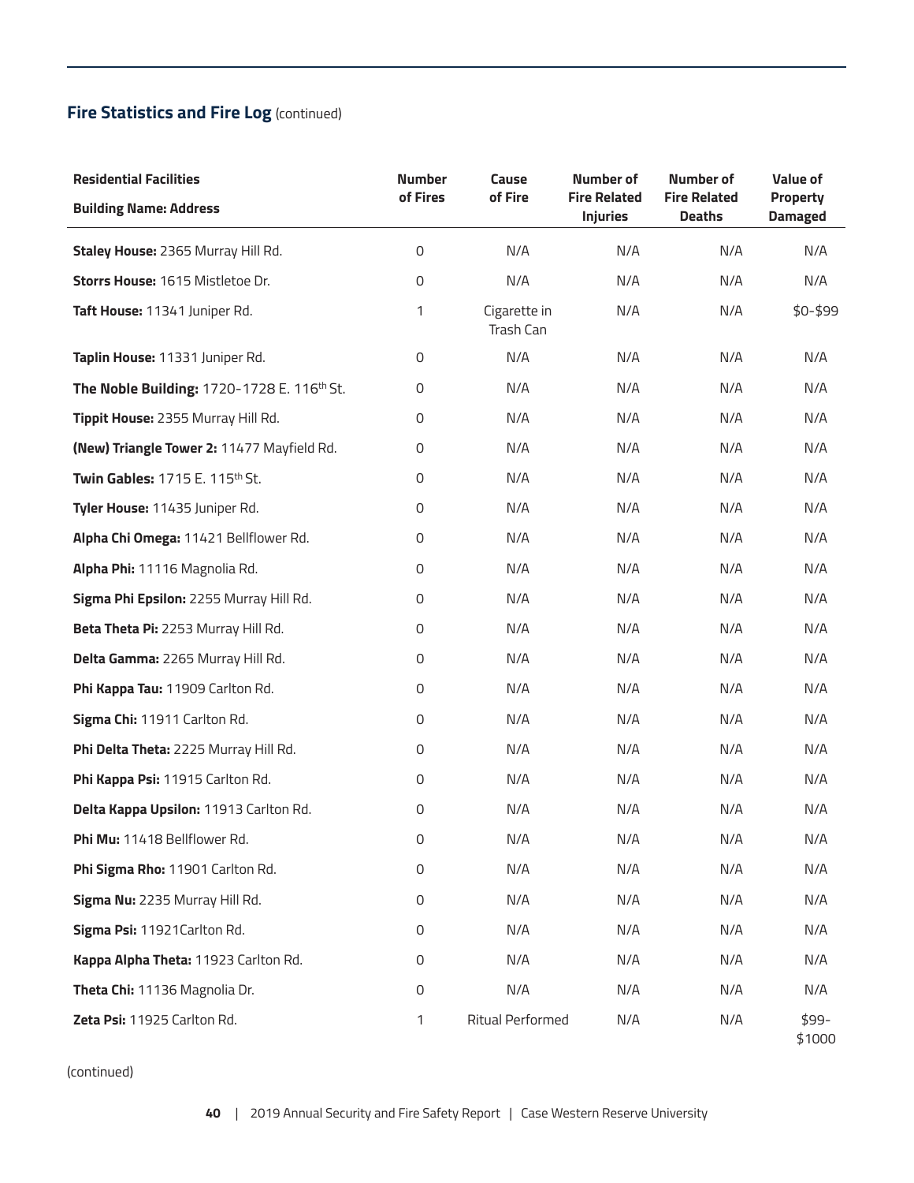## **Fire Statistics and Fire Log** (continued)

| **Residential Facilities**<br>**Building Name: Address** | **Number of Fires** | **Cause of Fire** | **Number of Fire Related Injuries** | **Number of Fire Related Deaths** | **Value of Property Damaged** |
|---|---|---|---|---|---|
| **Staley House:** 2365 Murray Hill Rd. | 0 | N/A | N/A | N/A | N/A |
| **Storrs House:** 1615 Mistletoe Dr. | 0 | N/A | N/A | N/A | N/A |
| **Taft House:** 11341 Juniper Rd. | 1 | Cigarette in Trash Can | N/A | N/A | $0-$99 |
| **Taplin House:** 11331 Juniper Rd. | 0 | N/A | N/A | N/A | N/A |
| **The Noble Building:** 1720-1728 E. 116th St. | 0 | N/A | N/A | N/A | N/A |
| **Tippit House:** 2355 Murray Hill Rd. | 0 | N/A | N/A | N/A | N/A |
| **(New) Triangle Tower 2:** 11477 Mayfield Rd. | 0 | N/A | N/A | N/A | N/A |
| **Twin Gables:** 1715 E. 115th St. | 0 | N/A | N/A | N/A | N/A |
| **Tyler House:** 11435 Juniper Rd. | 0 | N/A | N/A | N/A | N/A |
| **Alpha Chi Omega:** 11421 Bellflower Rd. | 0 | N/A | N/A | N/A | N/A |
| **Alpha Phi:** 11116 Magnolia Rd. | 0 | N/A | N/A | N/A | N/A |
| **Sigma Phi Epsilon:** 2255 Murray Hill Rd. | 0 | N/A | N/A | N/A | N/A |
| **Beta Theta Pi:** 2253 Murray Hill Rd. | 0 | N/A | N/A | N/A | N/A |
| **Delta Gamma:** 2265 Murray Hill Rd. | 0 | N/A | N/A | N/A | N/A |
| **Phi Kappa Tau:** 11909 Carlton Rd. | 0 | N/A | N/A | N/A | N/A |
| **Sigma Chi:** 11911 Carlton Rd. | 0 | N/A | N/A | N/A | N/A |
| **Phi Delta Theta:** 2225 Murray Hill Rd. | 0 | N/A | N/A | N/A | N/A |
| **Phi Kappa Psi:** 11915 Carlton Rd. | 0 | N/A | N/A | N/A | N/A |
| **Delta Kappa Upsilon:** 11913 Carlton Rd. | 0 | N/A | N/A | N/A | N/A |
| **Phi Mu:** 11418 Bellflower Rd. | 0 | N/A | N/A | N/A | N/A |
| **Phi Sigma Rho:** 11901 Carlton Rd. | 0 | N/A | N/A | N/A | N/A |
| **Sigma Nu:** 2235 Murray Hill Rd. | 0 | N/A | N/A | N/A | N/A |
| **Sigma Psi:** 11921Carlton Rd. | 0 | N/A | N/A | N/A | N/A |
| **Kappa Alpha Theta:** 11923 Carlton Rd. | 0 | N/A | N/A | N/A | N/A |
| **Theta Chi:** 11136 Magnolia Dr. | 0 | N/A | N/A | N/A | N/A |
| **Zeta Psi:** 11925 Carlton Rd. | 1 | Ritual Performed | N/A | N/A | $99-$1000 |

(continued)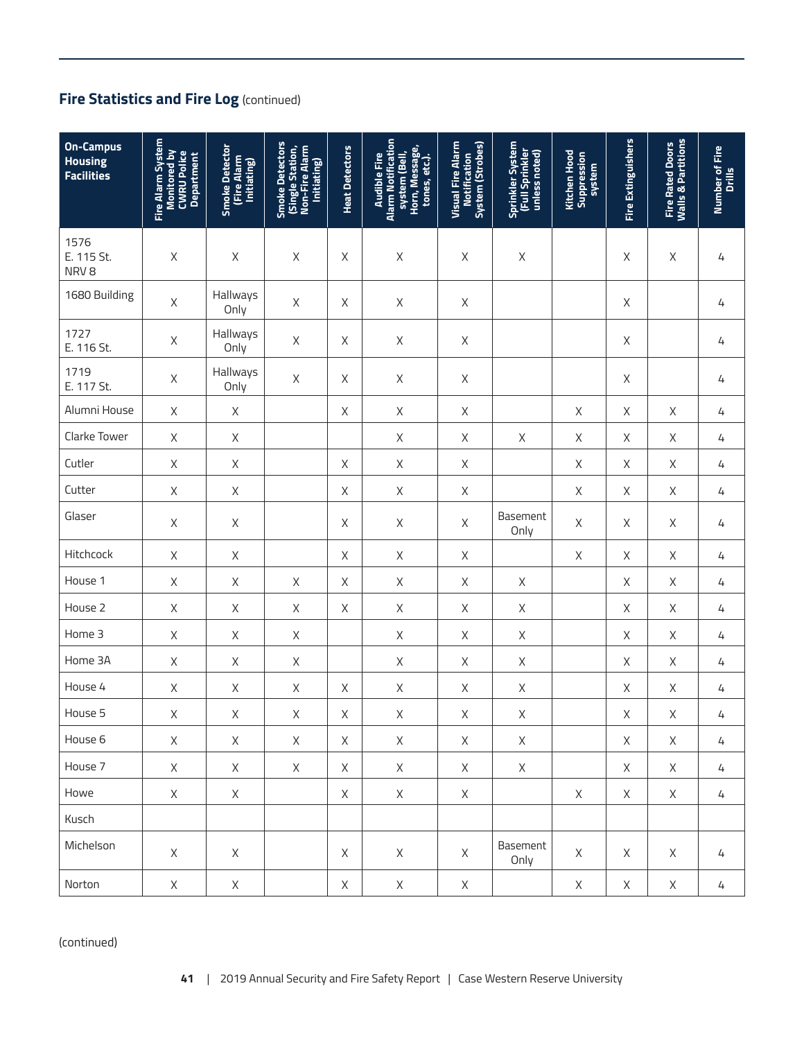## **Fire Statistics and Fire Log** (continued)

| On-Campus Housing Facilities | Fire Alarm System Monitored by CWRU Police Department | Smoke Detector (Fire Alarm Initiating) | Smoke Detectors (Single Station, Non-Fire Alarm Initiating) | Heat Detectors | Audible Fire Alarm Notification system (Bell, Horn, Message, tones, etc.). | Visual Fire Alarm Notification System (Strobes) | Sprinkler System (Full Sprinkler unless noted) | Kitchen Hood Suppression system | Fire Extinguishers | Fire Rated Doors Walls & Partitions | Number of Fire Drills |
|---|---|---|---|---|---|---|---|---|---|---|---|
| 1576 E. 115 St. NRV 8 | X | X | X | X | X | X | X | | X | X | 4 |
| 1680 Building | X | Hallways Only | X | X | X | X | | | X | | 4 |
| 1727 E. 116 St. | X | Hallways Only | X | X | X | X | | | X | | 4 |
| 1719 E. 117 St. | X | Hallways Only | X | X | X | X | | | X | | 4 |
| Alumni House | X | X | | X | X | X | | X | X | X | 4 |
| Clarke Tower | X | X | | | X | X | X | X | X | X | 4 |
| Cutler | X | X | | X | X | X | | X | X | X | 4 |
| Cutter | X | X | | X | X | X | | X | X | X | 4 |
| Glaser | X | X | | X | X | X | Basement Only | X | X | X | 4 |
| Hitchcock | X | X | | X | X | X | | X | X | X | 4 |
| House 1 | X | X | X | X | X | X | X | | X | X | 4 |
| House 2 | X | X | X | X | X | X | X | | X | X | 4 |
| Home 3 | X | X | X | | X | X | X | | X | X | 4 |
| Home 3A | X | X | X | | X | X | X | | X | X | 4 |
| House 4 | X | X | X | X | X | X | X | | X | X | 4 |
| House 5 | X | X | X | X | X | X | X | | X | X | 4 |
| House 6 | X | X | X | X | X | X | X | | X | X | 4 |
| House 7 | X | X | X | X | X | X | X | | X | X | 4 |
| Howe | X | X | | X | X | X | | X | X | X | 4 |
| Kusch | | | | | | | | | | | |
| Michelson | X | X | | X | X | X | Basement Only | X | X | X | 4 |
| Norton | X | X | | X | X | X | | X | X | X | 4 |

(continued)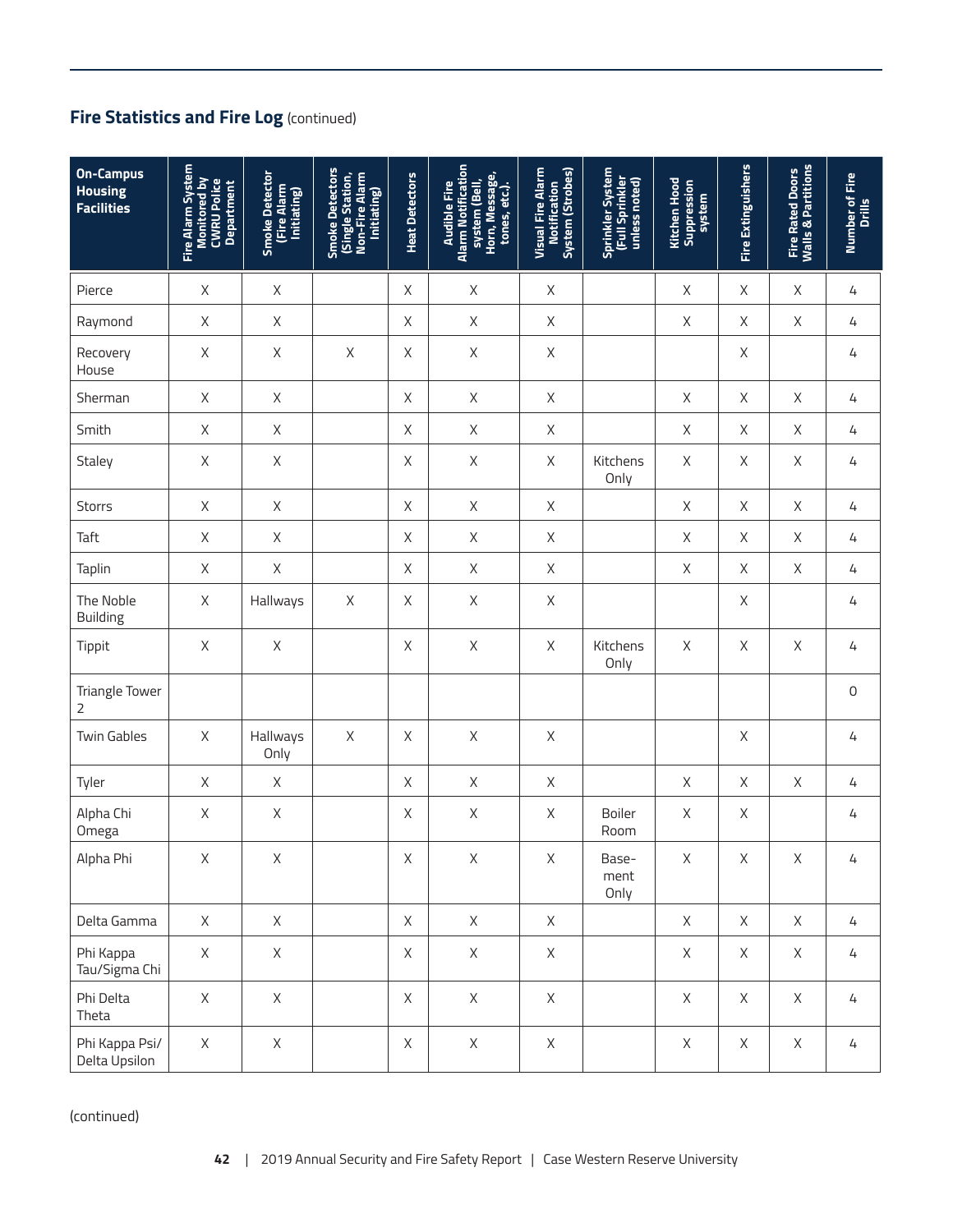## Fire Statistics and Fire Log (continued)

| On-Campus Housing Facilities | Fire Alarm System Monitored by CWRU Police Department | Smoke Detector (Fire Alarm Initiating) | Smoke Detectors (Single Station, Non-Fire Alarm Initiating) | Heat Detectors | Audible Fire Alarm Notification system (Bell, Horn, Message, tones, etc.). | Visual Fire Alarm Notification System (Strobes) | Sprinkler System (Full Sprinkler unless noted) | Kitchen Hood Suppression system | Fire Extinguishers | Fire Rated Doors Walls & Partitions | Number of Fire Drills |
|---|---|---|---|---|---|---|---|---|---|---|---|
| Pierce | X | X | | X | X | X | | X | X | X | 4 |
| Raymond | X | X | | X | X | X | | X | X | X | 4 |
| Recovery House | X | X | X | X | X | X | | | X | | 4 |
| Sherman | X | X | | X | X | X | | X | X | X | 4 |
| Smith | X | X | | X | X | X | | X | X | X | 4 |
| Staley | X | X | | X | X | X | Kitchens Only | X | X | X | 4 |
| Storrs | X | X | | X | X | X | | X | X | X | 4 |
| Taft | X | X | | X | X | X | | X | X | X | 4 |
| Taplin | X | X | | X | X | X | | X | X | X | 4 |
| The Noble Building | X | Hallways | X | X | X | X | | | X | | 4 |
| Tippit | X | X | | X | X | X | Kitchens Only | X | X | X | 4 |
| Triangle Tower 2 | | | | | | | | | | | 0 |
| Twin Gables | X | Hallways Only | X | X | X | X | | | X | | 4 |
| Tyler | X | X | | X | X | X | | X | X | X | 4 |
| Alpha Chi Omega | X | X | | X | X | X | Boiler Room | X | X | | 4 |
| Alpha Phi | X | X | | X | X | X | Basement Only | X | X | X | 4 |
| Delta Gamma | X | X | | X | X | X | | X | X | X | 4 |
| Phi Kappa Tau/Sigma Chi | X | X | | X | X | X | | X | X | X | 4 |
| Phi Delta Theta | X | X | | X | X | X | | X | X | X | 4 |
| Phi Kappa Psi/ Delta Upsilon | X | X | | X | X | X | | X | X | X | 4 |

(continued)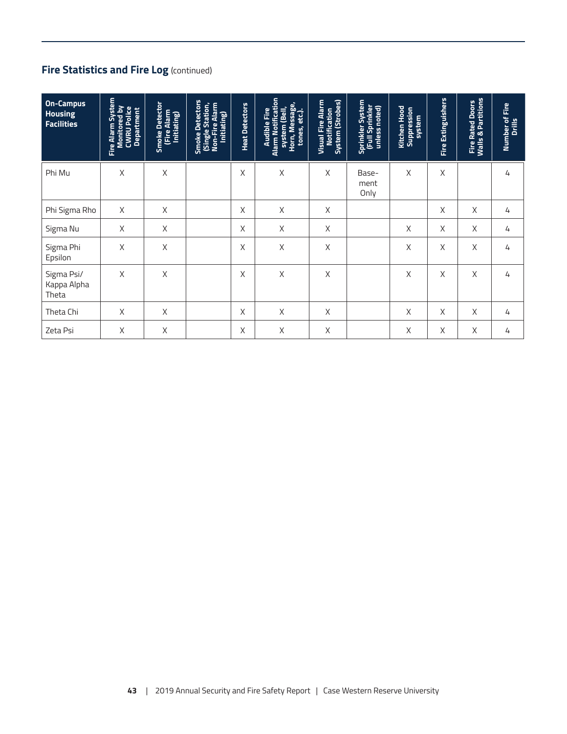## Fire Statistics and Fire Log (continued)

| On-Campus Housing Facilities | Fire Alarm System Monitored by CWRU Police Department | Smoke Detector (Fire Alarm Initiating) | Smoke Detectors (Single Station, Non-Fire Alarm Initiating) | Heat Detectors | Audible Fire Alarm Notification system (Bell, Horn, Message, tones, etc.). | Visual Fire Alarm Notification System (Strobes) | Sprinkler System (Full Sprinkler unless noted) | Kitchen Hood Suppression system | Fire Extinguishers | Fire Rated Doors Walls & Partitions | Number of Fire Drills |
|---|---|---|---|---|---|---|---|---|---|---|---|
| Phi Mu | X | X | | X | X | X | Base-ment Only | X | X | | 4 |
| Phi Sigma Rho | X | X | | X | X | X | | | X | X | 4 |
| Sigma Nu | X | X | | X | X | X | | X | X | X | 4 |
| Sigma Phi Epsilon | X | X | | X | X | X | | X | X | X | 4 |
| Sigma Psi/ Kappa Alpha Theta | X | X | | X | X | X | | X | X | X | 4 |
| Theta Chi | X | X | | X | X | X | | X | X | X | 4 |
| Zeta Psi | X | X | | X | X | X | | X | X | X | 4 |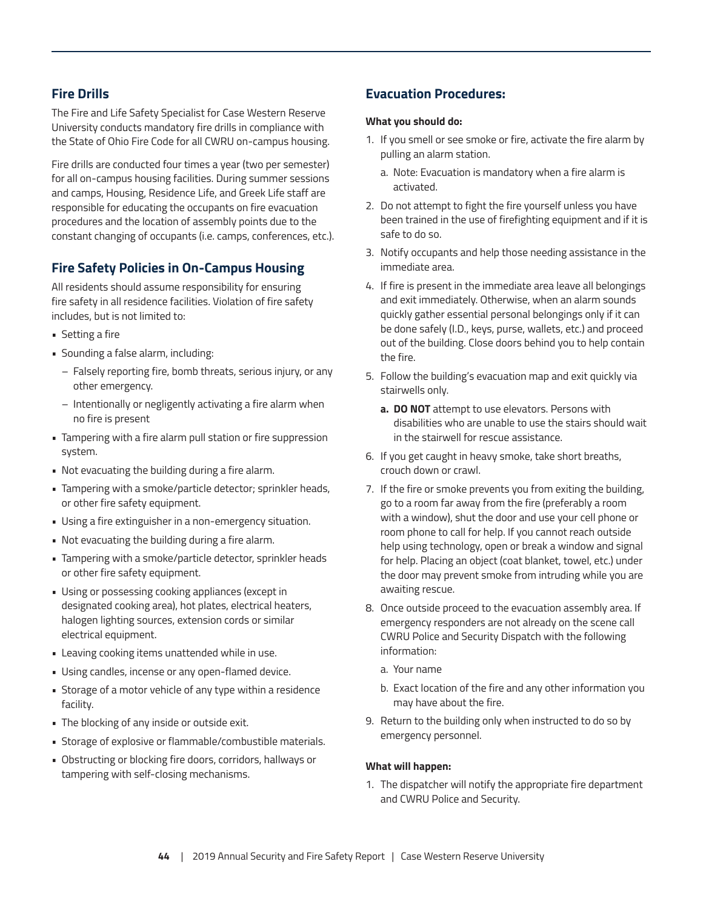## Fire Drills

The Fire and Life Safety Specialist for Case Western Reserve University conducts mandatory fire drills in compliance with the State of Ohio Fire Code for all CWRU on-campus housing.

Fire drills are conducted four times a year (two per semester) for all on-campus housing facilities. During summer sessions and camps, Housing, Residence Life, and Greek Life staff are responsible for educating the occupants on fire evacuation procedures and the location of assembly points due to the constant changing of occupants (i.e. camps, conferences, etc.).

## Fire Safety Policies in On-Campus Housing

All residents should assume responsibility for ensuring fire safety in all residence facilities. Violation of fire safety includes, but is not limited to:

- Setting a fire
- Sounding a false alarm, including:
  - Falsely reporting fire, bomb threats, serious injury, or any other emergency.
  - Intentionally or negligently activating a fire alarm when no fire is present
- Tampering with a fire alarm pull station or fire suppression system.
- Not evacuating the building during a fire alarm.
- Tampering with a smoke/particle detector; sprinkler heads, or other fire safety equipment.
- Using a fire extinguisher in a non-emergency situation.
- Not evacuating the building during a fire alarm.
- Tampering with a smoke/particle detector, sprinkler heads or other fire safety equipment.
- Using or possessing cooking appliances (except in designated cooking area), hot plates, electrical heaters, halogen lighting sources, extension cords or similar electrical equipment.
- Leaving cooking items unattended while in use.
- Using candles, incense or any open-flamed device.
- Storage of a motor vehicle of any type within a residence facility.
- The blocking of any inside or outside exit.
- Storage of explosive or flammable/combustible materials.
- Obstructing or blocking fire doors, corridors, hallways or tampering with self-closing mechanisms.

## Evacuation Procedures:

**What you should do:**

1. If you smell or see smoke or fire, activate the fire alarm by pulling an alarm station.
   a. Note: Evacuation is mandatory when a fire alarm is activated.
2. Do not attempt to fight the fire yourself unless you have been trained in the use of firefighting equipment and if it is safe to do so.
3. Notify occupants and help those needing assistance in the immediate area.
4. If fire is present in the immediate area leave all belongings and exit immediately. Otherwise, when an alarm sounds quickly gather essential personal belongings only if it can be done safely (I.D., keys, purse, wallets, etc.) and proceed out of the building. Close doors behind you to help contain the fire.
5. Follow the building's evacuation map and exit quickly via stairwells only.
   **a. DO NOT** attempt to use elevators. Persons with disabilities who are unable to use the stairs should wait in the stairwell for rescue assistance.
6. If you get caught in heavy smoke, take short breaths, crouch down or crawl.
7. If the fire or smoke prevents you from exiting the building, go to a room far away from the fire (preferably a room with a window), shut the door and use your cell phone or room phone to call for help. If you cannot reach outside help using technology, open or break a window and signal for help. Placing an object (coat blanket, towel, etc.) under the door may prevent smoke from intruding while you are awaiting rescue.
8. Once outside proceed to the evacuation assembly area. If emergency responders are not already on the scene call CWRU Police and Security Dispatch with the following information:
   a. Your name
   b. Exact location of the fire and any other information you may have about the fire.
9. Return to the building only when instructed to do so by emergency personnel.

**What will happen:**

1. The dispatcher will notify the appropriate fire department and CWRU Police and Security.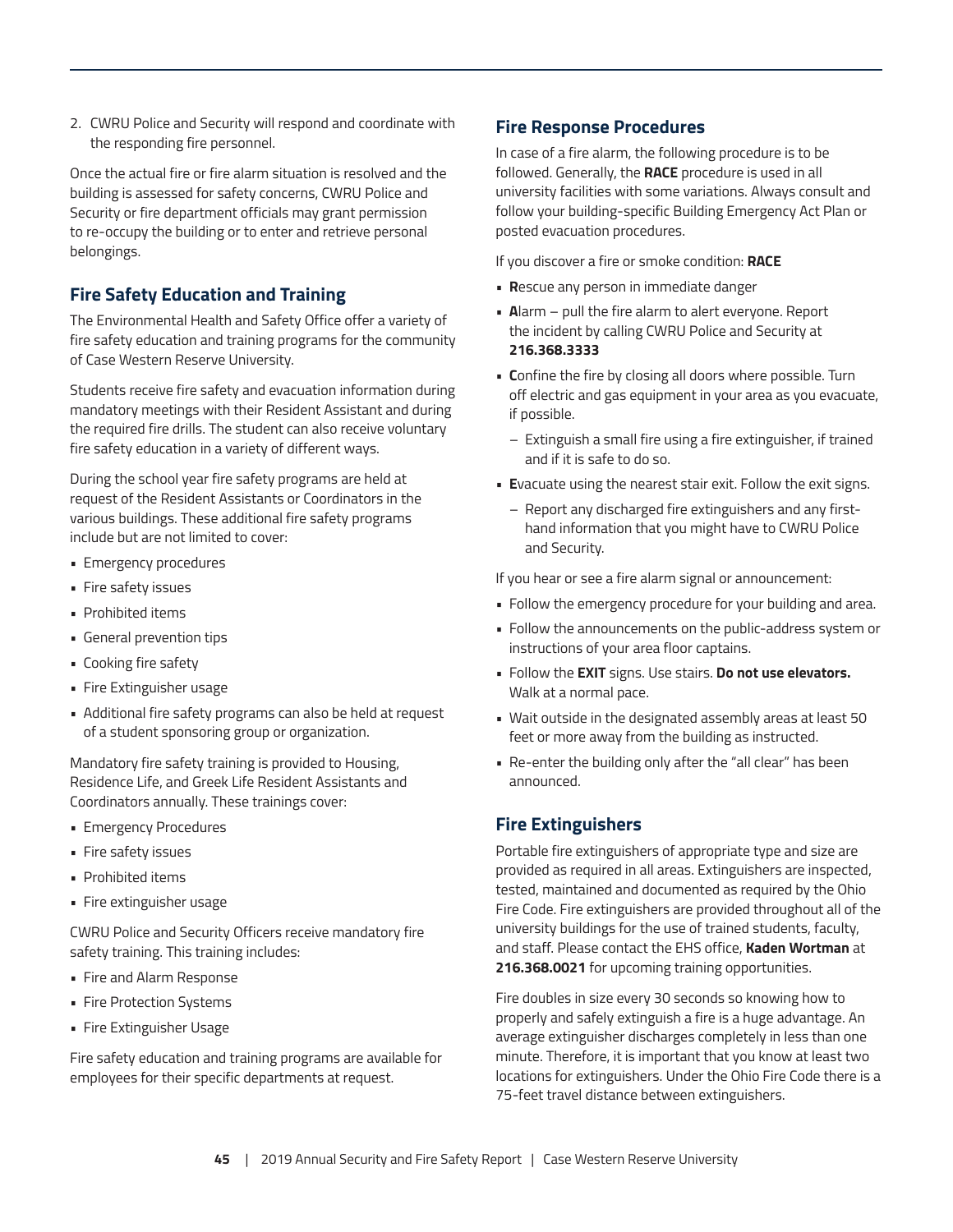2. CWRU Police and Security will respond and coordinate with the responding fire personnel.

Once the actual fire or fire alarm situation is resolved and the building is assessed for safety concerns, CWRU Police and Security or fire department officials may grant permission to re-occupy the building or to enter and retrieve personal belongings.

## Fire Safety Education and Training

The Environmental Health and Safety Office offer a variety of fire safety education and training programs for the community of Case Western Reserve University.

Students receive fire safety and evacuation information during mandatory meetings with their Resident Assistant and during the required fire drills. The student can also receive voluntary fire safety education in a variety of different ways.

During the school year fire safety programs are held at request of the Resident Assistants or Coordinators in the various buildings. These additional fire safety programs include but are not limited to cover:

- Emergency procedures
- Fire safety issues
- Prohibited items
- General prevention tips
- Cooking fire safety
- Fire Extinguisher usage
- Additional fire safety programs can also be held at request of a student sponsoring group or organization.

Mandatory fire safety training is provided to Housing, Residence Life, and Greek Life Resident Assistants and Coordinators annually. These trainings cover:

- Emergency Procedures
- Fire safety issues
- Prohibited items
- Fire extinguisher usage

CWRU Police and Security Officers receive mandatory fire safety training. This training includes:

- Fire and Alarm Response
- Fire Protection Systems
- Fire Extinguisher Usage

Fire safety education and training programs are available for employees for their specific departments at request.

## Fire Response Procedures

In case of a fire alarm, the following procedure is to be followed. Generally, the **RACE** procedure is used in all university facilities with some variations. Always consult and follow your building-specific Building Emergency Act Plan or posted evacuation procedures.

If you discover a fire or smoke condition: **RACE**

- **R**escue any person in immediate danger
- **A**larm – pull the fire alarm to alert everyone. Report the incident by calling CWRU Police and Security at **216.368.3333**
- **C**onfine the fire by closing all doors where possible. Turn off electric and gas equipment in your area as you evacuate, if possible.
  - Extinguish a small fire using a fire extinguisher, if trained and if it is safe to do so.
- **E**vacuate using the nearest stair exit. Follow the exit signs.
  - Report any discharged fire extinguishers and any first-hand information that you might have to CWRU Police and Security.

If you hear or see a fire alarm signal or announcement:

- Follow the emergency procedure for your building and area.
- Follow the announcements on the public-address system or instructions of your area floor captains.
- Follow the **EXIT** signs. Use stairs. **Do not use elevators.** Walk at a normal pace.
- Wait outside in the designated assembly areas at least 50 feet or more away from the building as instructed.
- Re-enter the building only after the "all clear" has been announced.

## Fire Extinguishers

Portable fire extinguishers of appropriate type and size are provided as required in all areas. Extinguishers are inspected, tested, maintained and documented as required by the Ohio Fire Code. Fire extinguishers are provided throughout all of the university buildings for the use of trained students, faculty, and staff. Please contact the EHS office, **Kaden Wortman** at **216.368.0021** for upcoming training opportunities.

Fire doubles in size every 30 seconds so knowing how to properly and safely extinguish a fire is a huge advantage. An average extinguisher discharges completely in less than one minute. Therefore, it is important that you know at least two locations for extinguishers. Under the Ohio Fire Code there is a 75-feet travel distance between extinguishers.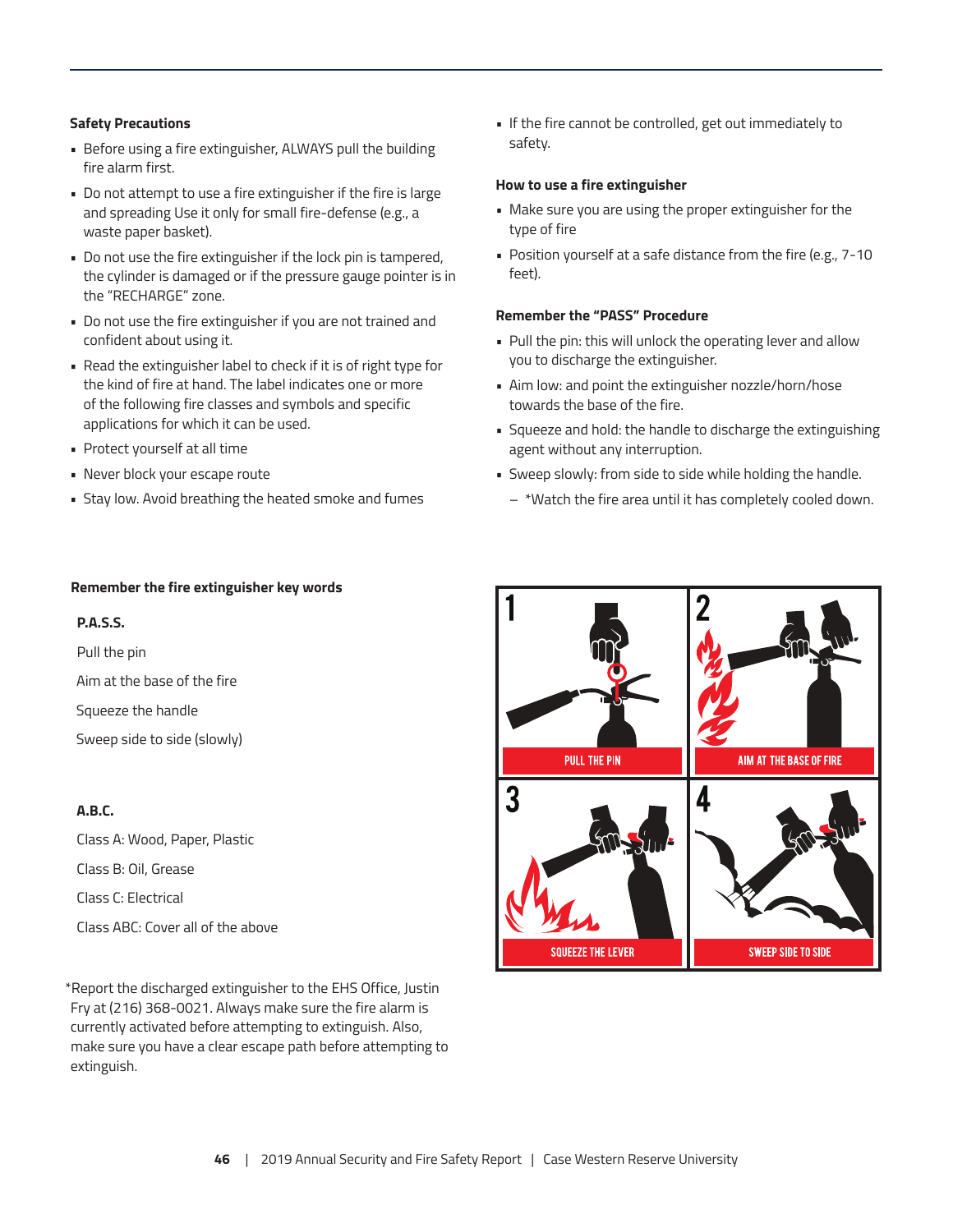**Safety Precautions**

- Before using a fire extinguisher, ALWAYS pull the building fire alarm first.
- Do not attempt to use a fire extinguisher if the fire is large and spreading Use it only for small fire-defense (e.g., a waste paper basket).
- Do not use the fire extinguisher if the lock pin is tampered, the cylinder is damaged or if the pressure gauge pointer is in the "RECHARGE" zone.
- Do not use the fire extinguisher if you are not trained and confident about using it.
- Read the extinguisher label to check if it is of right type for the kind of fire at hand. The label indicates one or more of the following fire classes and symbols and specific applications for which it can be used.
- Protect yourself at all time
- Never block your escape route
- Stay low. Avoid breathing the heated smoke and fumes
- If the fire cannot be controlled, get out immediately to safety.

**How to use a fire extinguisher**

- Make sure you are using the proper extinguisher for the type of fire
- Position yourself at a safe distance from the fire (e.g., 7-10 feet).

**Remember the "PASS" Procedure**

- Pull the pin: this will unlock the operating lever and allow you to discharge the extinguisher.
- Aim low: and point the extinguisher nozzle/horn/hose towards the base of the fire.
- Squeeze and hold: the handle to discharge the extinguishing agent without any interruption.
- Sweep slowly: from side to side while holding the handle.
  - *Watch the fire area until it has completely cooled down.

**Remember the fire extinguisher key words**

**P.A.S.S.**

Pull the pin

Aim at the base of the fire

Squeeze the handle

Sweep side to side (slowly)

**A.B.C.**

Class A: Wood, Paper, Plastic

Class B: Oil, Grease

Class C: Electrical

Class ABC: Cover all of the above

*Report the discharged extinguisher to the EHS Office, Justin Fry at (216) 368-0021. Always make sure the fire alarm is currently activated before attempting to extinguish. Also, make sure you have a clear escape path before attempting to extinguish.

1 PULL THE PIN

2 AIM AT THE BASE OF FIRE

3 SQUEEZE THE LEVER

4 SWEEP SIDE TO SIDE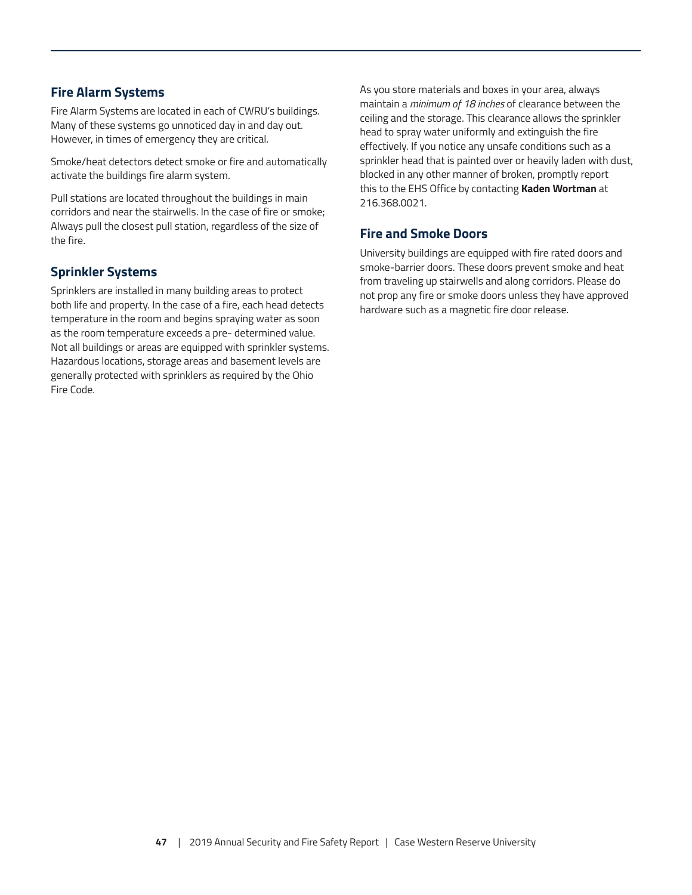## Fire Alarm Systems

Fire Alarm Systems are located in each of CWRU's buildings. Many of these systems go unnoticed day in and day out. However, in times of emergency they are critical.

Smoke/heat detectors detect smoke or fire and automatically activate the buildings fire alarm system.

Pull stations are located throughout the buildings in main corridors and near the stairwells. In the case of fire or smoke; Always pull the closest pull station, regardless of the size of the fire.

## Sprinkler Systems

Sprinklers are installed in many building areas to protect both life and property. In the case of a fire, each head detects temperature in the room and begins spraying water as soon as the room temperature exceeds a pre- determined value. Not all buildings or areas are equipped with sprinkler systems. Hazardous locations, storage areas and basement levels are generally protected with sprinklers as required by the Ohio Fire Code.

As you store materials and boxes in your area, always maintain a *minimum of 18 inches* of clearance between the ceiling and the storage. This clearance allows the sprinkler head to spray water uniformly and extinguish the fire effectively. If you notice any unsafe conditions such as a sprinkler head that is painted over or heavily laden with dust, blocked in any other manner of broken, promptly report this to the EHS Office by contacting **Kaden Wortman** at 216.368.0021.

## Fire and Smoke Doors

University buildings are equipped with fire rated doors and smoke-barrier doors. These doors prevent smoke and heat from traveling up stairwells and along corridors. Please do not prop any fire or smoke doors unless they have approved hardware such as a magnetic fire door release.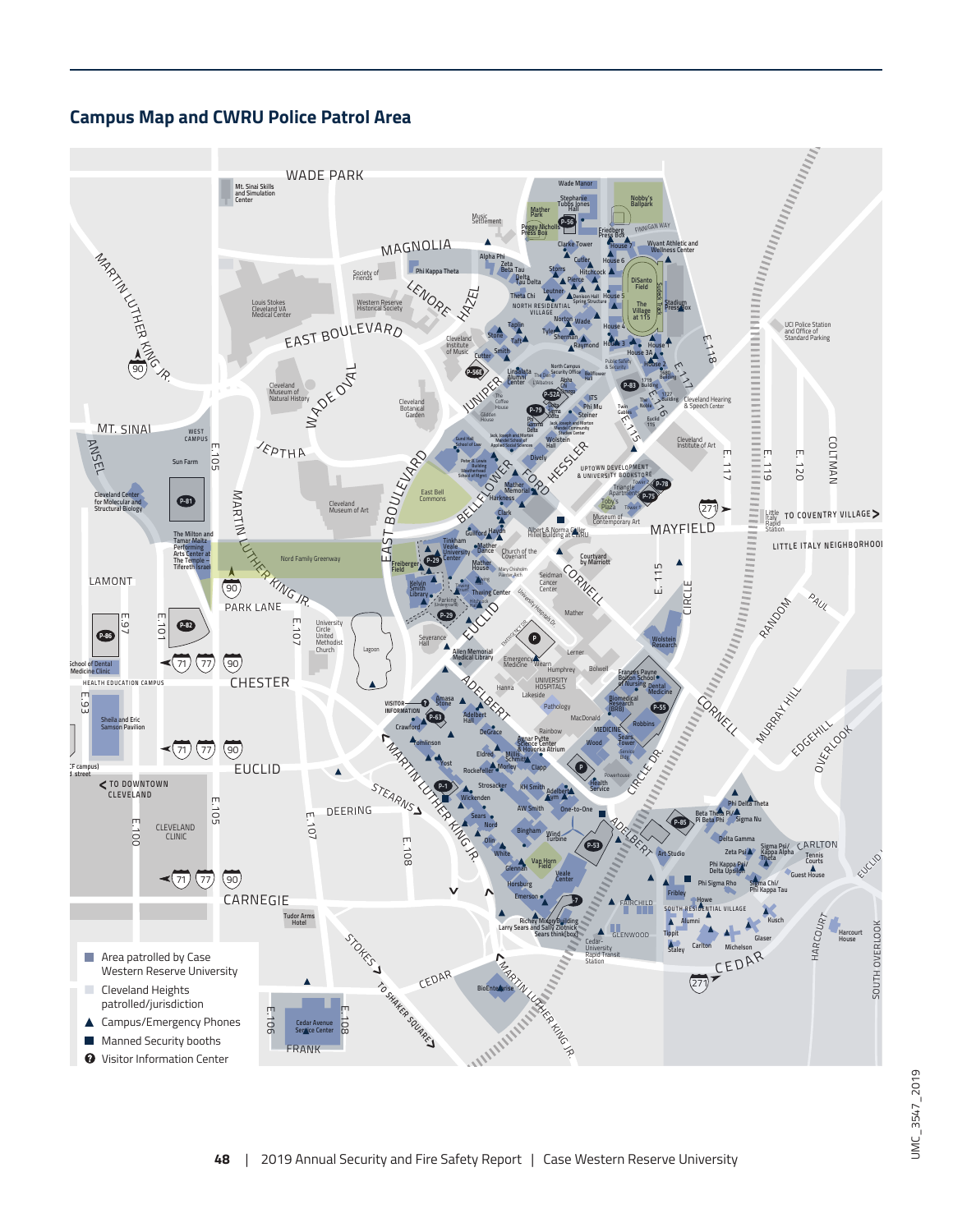## Campus Map and CWRU Police Patrol Area

- Area patrolled by Case Western Reserve University
- Cleveland Heights patrolled/jurisdiction
- ▲ Campus/Emergency Phones
- ■ Manned Security booths
- ❓ Visitor Information Center

UMC_3547_2019